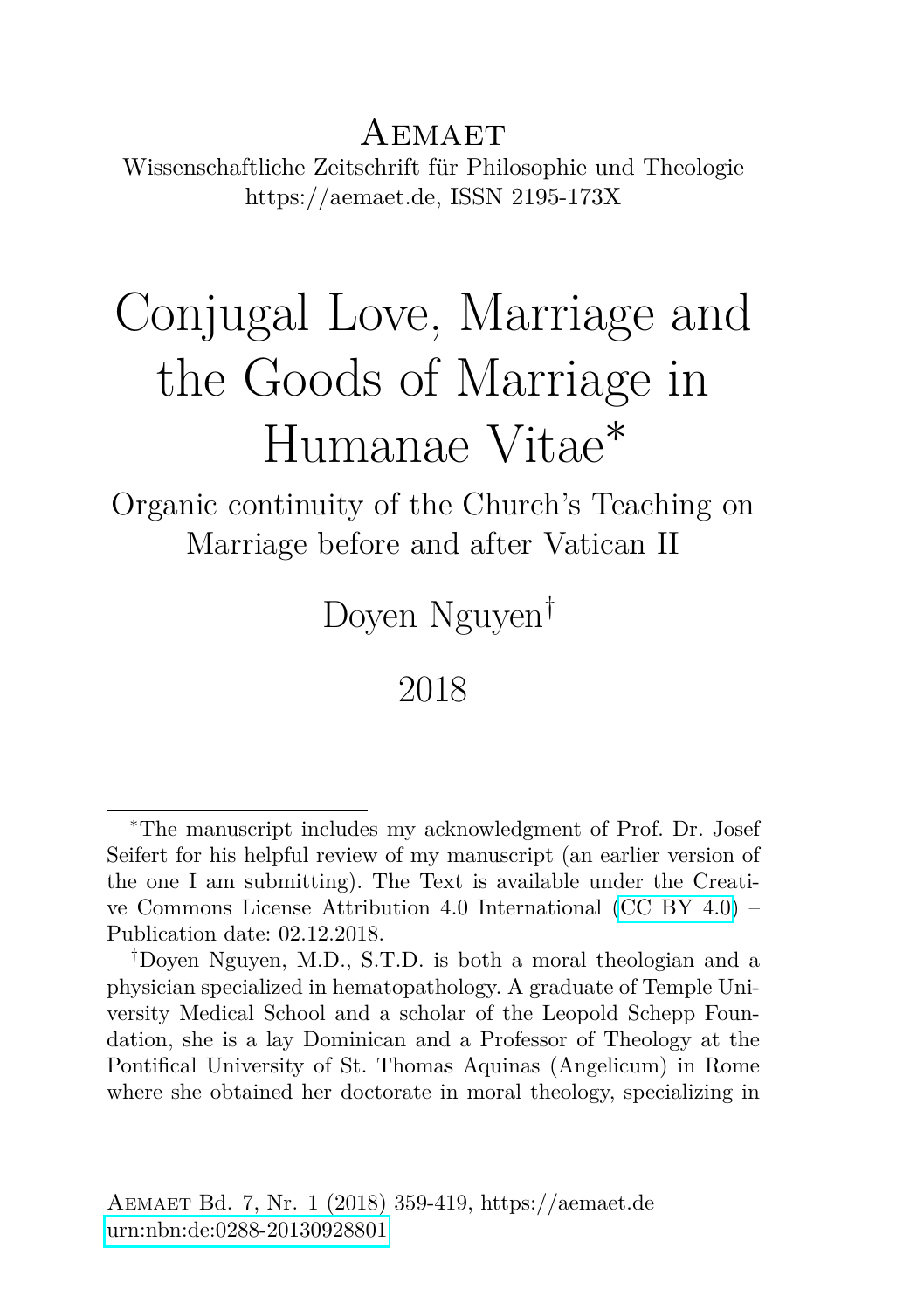Aemaet

Wissenschaftliche Zeitschrift für Philosophie und Theologie
https://aemaet.de, ISSN 2195-173X

# Conjugal Love, Marriage and the Goods of Marriage in Humanae Vitae*

## Organic continuity of the Church's Teaching on Marriage before and after Vatican II

Doyen Nguyen†

2018

*The manuscript includes my acknowledgment of Prof. Dr. Josef Seifert for his helpful review of my manuscript (an earlier version of the one I am submitting). The Text is available under the Creative Commons License Attribution 4.0 International (CC BY 4.0) – Publication date: 02.12.2018.

†Doyen Nguyen, M.D., S.T.D. is both a moral theologian and a physician specialized in hematopathology. A graduate of Temple University Medical School and a scholar of the Leopold Schepp Foundation, she is a lay Dominican and a Professor of Theology at the Pontifical University of St. Thomas Aquinas (Angelicum) in Rome where she obtained her doctorate in moral theology, specializing in

Aemaet Bd. 7, Nr. 1 (2018) 359-419, https://aemaet.de
urn:nbn:de:0288-20130928801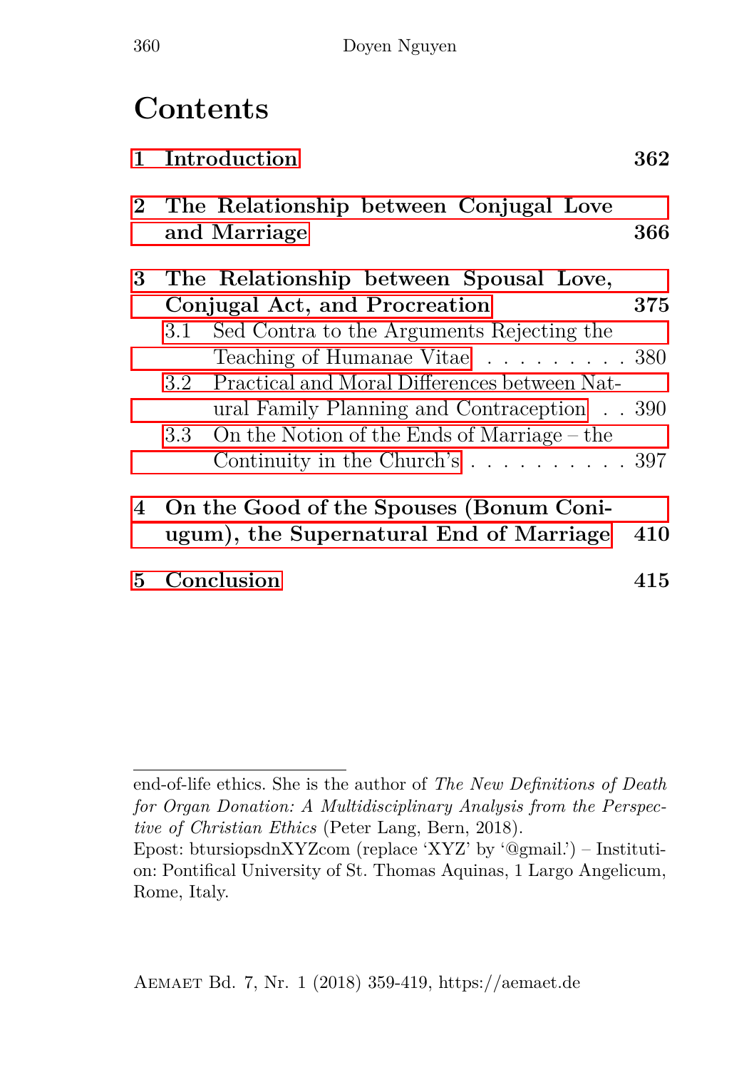# Contents

**1 Introduction** **362**

**2 The Relationship between Conjugal Love and Marriage** **366**

**3 The Relationship between Spousal Love, Conjugal Act, and Procreation** **375**

3.1 Sed Contra to the Arguments Rejecting the Teaching of Humanae Vitae . . . . . . . . . . 380

3.2 Practical and Moral Differences between Natural Family Planning and Contraception . . 390

3.3 On the Notion of the Ends of Marriage – the Continuity in the Church's . . . . . . . . . . 397

**4 On the Good of the Spouses (Bonum Coniugum), the Supernatural End of Marriage** **410**

**5 Conclusion** **415**

---

end-of-life ethics. She is the author of *The New Definitions of Death for Organ Donation: A Multidisciplinary Analysis from the Perspective of Christian Ethics* (Peter Lang, Bern, 2018).

Epost: btursiopsdnXYZcom (replace 'XYZ' by '@gmail.') – Institution: Pontifical University of St. Thomas Aquinas, 1 Largo Angelicum, Rome, Italy.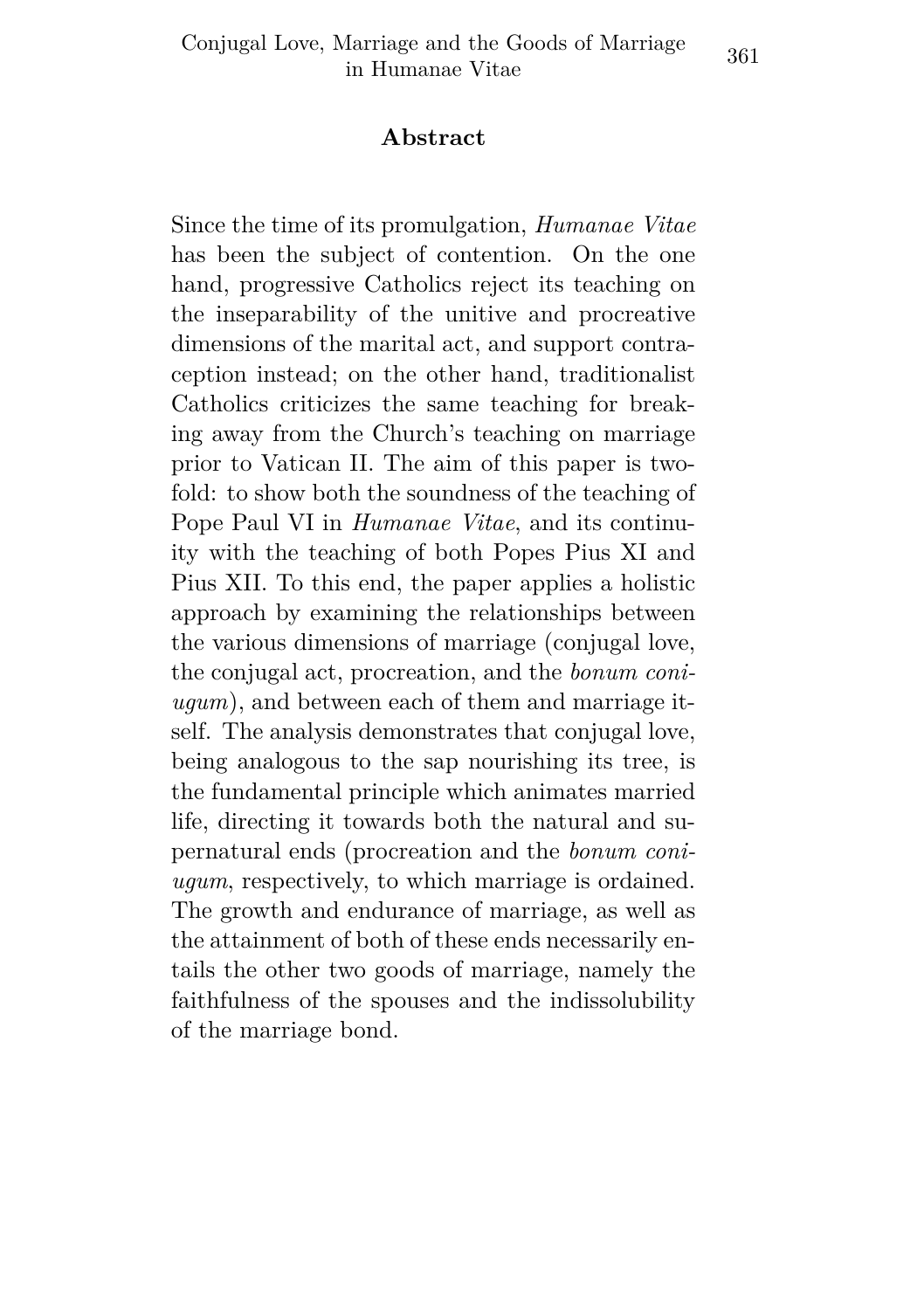## Abstract

Since the time of its promulgation, *Humanae Vitae* has been the subject of contention. On the one hand, progressive Catholics reject its teaching on the inseparability of the unitive and procreative dimensions of the marital act, and support contraception instead; on the other hand, traditionalist Catholics criticizes the same teaching for breaking away from the Church's teaching on marriage prior to Vatican II. The aim of this paper is twofold: to show both the soundness of the teaching of Pope Paul VI in *Humanae Vitae*, and its continuity with the teaching of both Popes Pius XI and Pius XII. To this end, the paper applies a holistic approach by examining the relationships between the various dimensions of marriage (conjugal love, the conjugal act, procreation, and the *bonum coniugum*), and between each of them and marriage itself. The analysis demonstrates that conjugal love, being analogous to the sap nourishing its tree, is the fundamental principle which animates married life, directing it towards both the natural and supernatural ends (procreation and the *bonum coniugum*, respectively, to which marriage is ordained. The growth and endurance of marriage, as well as the attainment of both of these ends necessarily entails the other two goods of marriage, namely the faithfulness of the spouses and the indissolubility of the marriage bond.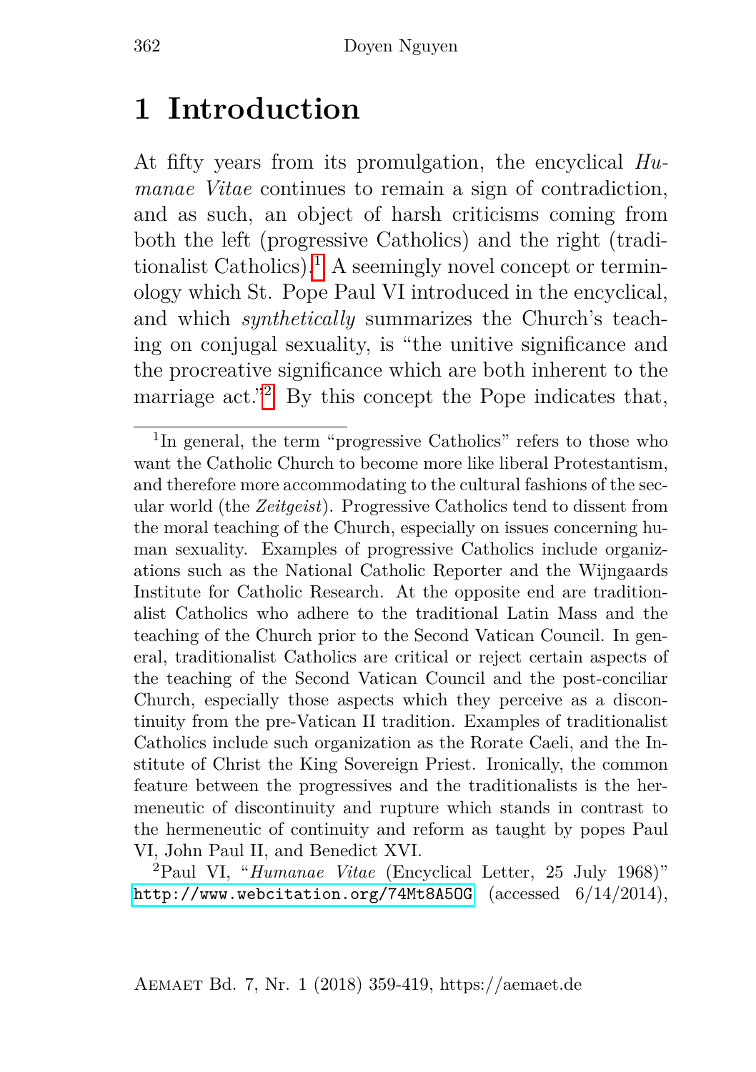# 1 Introduction

At fifty years from its promulgation, the encyclical *Humanae Vitae* continues to remain a sign of contradiction, and as such, an object of harsh criticisms coming from both the left (progressive Catholics) and the right (traditionalist Catholics).[1] A seemingly novel concept or terminology which St. Pope Paul VI introduced in the encyclical, and which *synthetically* summarizes the Church's teaching on conjugal sexuality, is "the unitive significance and the procreative significance which are both inherent to the marriage act."[2] By this concept the Pope indicates that,

---

[1]In general, the term "progressive Catholics" refers to those who want the Catholic Church to become more like liberal Protestantism, and therefore more accommodating to the cultural fashions of the secular world (the *Zeitgeist*). Progressive Catholics tend to dissent from the moral teaching of the Church, especially on issues concerning human sexuality. Examples of progressive Catholics include organizations such as the National Catholic Reporter and the Wijngaards Institute for Catholic Research. At the opposite end are traditionalist Catholics who adhere to the traditional Latin Mass and the teaching of the Church prior to the Second Vatican Council. In general, traditionalist Catholics are critical or reject certain aspects of the teaching of the Second Vatican Council and the post-conciliar Church, especially those aspects which they perceive as a discontinuity from the pre-Vatican II tradition. Examples of traditionalist Catholics include such organization as the Rorate Caeli, and the Institute of Christ the King Sovereign Priest. Ironically, the common feature between the progressives and the traditionalists is the hermeneutic of discontinuity and rupture which stands in contrast to the hermeneutic of continuity and reform as taught by popes Paul VI, John Paul II, and Benedict XVI.

[2]Paul VI, "*Humanae Vitae* (Encyclical Letter, 25 July 1968)" http://www.webcitation.org/74Mt8A5OG (accessed 6/14/2014),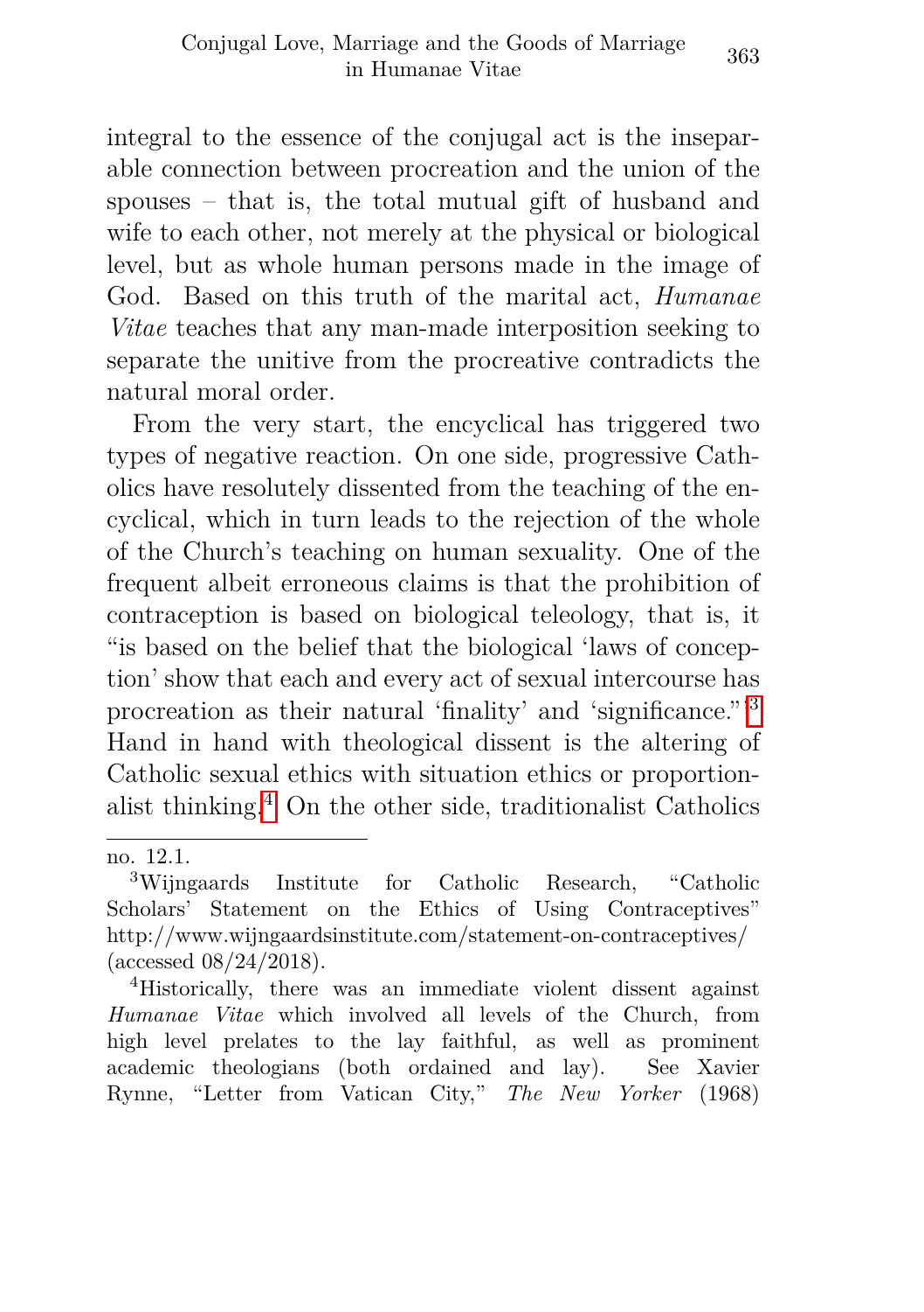integral to the essence of the conjugal act is the inseparable connection between procreation and the union of the spouses – that is, the total mutual gift of husband and wife to each other, not merely at the physical or biological level, but as whole human persons made in the image of God. Based on this truth of the marital act, *Humanae Vitae* teaches that any man-made interposition seeking to separate the unitive from the procreative contradicts the natural moral order.

From the very start, the encyclical has triggered two types of negative reaction. On one side, progressive Catholics have resolutely dissented from the teaching of the encyclical, which in turn leads to the rejection of the whole of the Church's teaching on human sexuality. One of the frequent albeit erroneous claims is that the prohibition of contraception is based on biological teleology, that is, it "is based on the belief that the biological 'laws of conception' show that each and every act of sexual intercourse has procreation as their natural 'finality' and 'significance.'"[3] Hand in hand with theological dissent is the altering of Catholic sexual ethics with situation ethics or proportionalist thinking.[4] On the other side, traditionalist Catholics

---

no. 12.1.

[3] Wijngaards Institute for Catholic Research, "Catholic Scholars' Statement on the Ethics of Using Contraceptives" http://www.wijngaardsinstitute.com/statement-on-contraceptives/ (accessed 08/24/2018).

[4] Historically, there was an immediate violent dissent against *Humanae Vitae* which involved all levels of the Church, from high level prelates to the lay faithful, as well as prominent academic theologians (both ordained and lay). See Xavier Rynne, "Letter from Vatican City," *The New Yorker* (1968)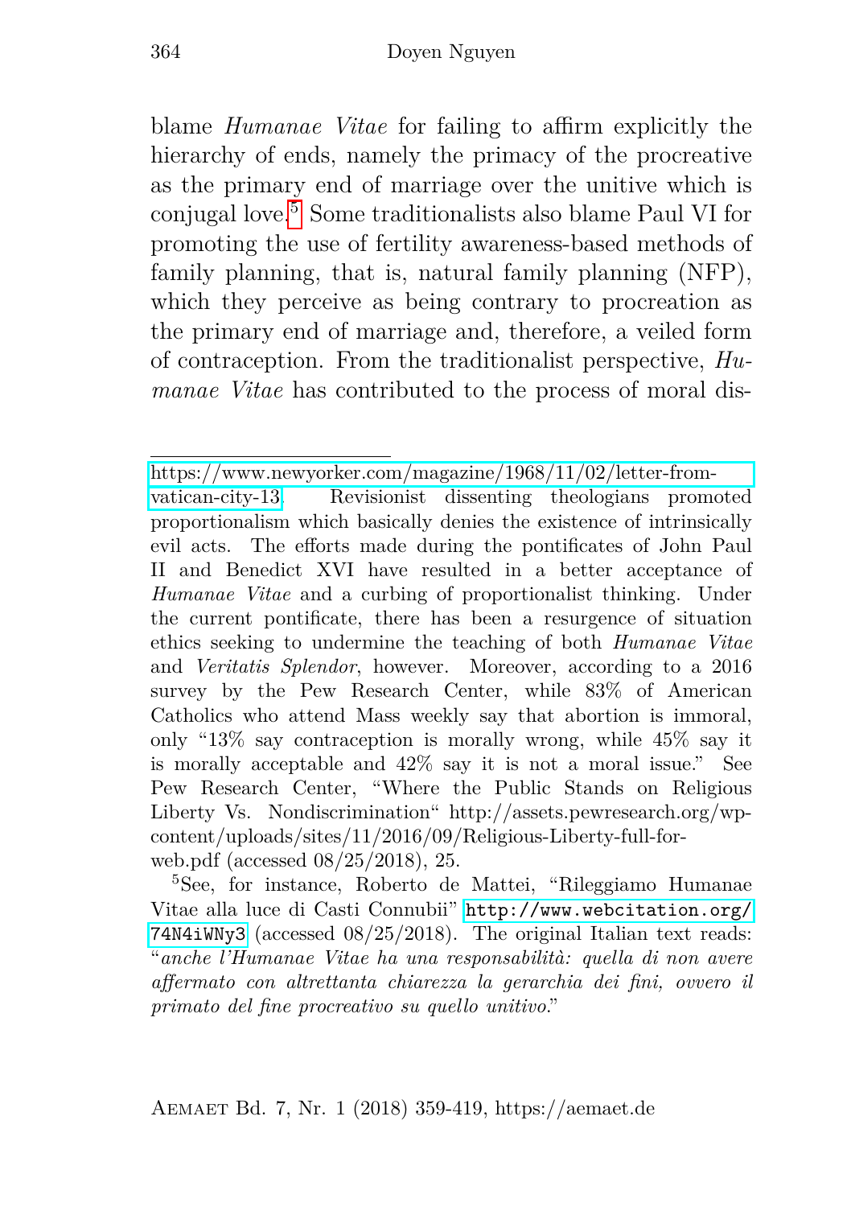blame *Humanae Vitae* for failing to affirm explicitly the hierarchy of ends, namely the primacy of the procreative as the primary end of marriage over the unitive which is conjugal love.[5] Some traditionalists also blame Paul VI for promoting the use of fertility awareness-based methods of family planning, that is, natural family planning (NFP), which they perceive as being contrary to procreation as the primary end of marriage and, therefore, a veiled form of contraception. From the traditionalist perspective, *Humanae Vitae* has contributed to the process of moral dis-

---

https://www.newyorker.com/magazine/1968/11/02/letter-from-vatican-city-13. Revisionist dissenting theologians promoted proportionalism which basically denies the existence of intrinsically evil acts. The efforts made during the pontificates of John Paul II and Benedict XVI have resulted in a better acceptance of *Humanae Vitae* and a curbing of proportionalist thinking. Under the current pontificate, there has been a resurgence of situation ethics seeking to undermine the teaching of both *Humanae Vitae* and *Veritatis Splendor*, however. Moreover, according to a 2016 survey by the Pew Research Center, while 83% of American Catholics who attend Mass weekly say that abortion is immoral, only "13% say contraception is morally wrong, while 45% say it is morally acceptable and 42% say it is not a moral issue." See Pew Research Center, "Where the Public Stands on Religious Liberty Vs. Nondiscrimination" http://assets.pewresearch.org/wp-content/uploads/sites/11/2016/09/Religious-Liberty-full-for-web.pdf (accessed 08/25/2018), 25.

[5] See, for instance, Roberto de Mattei, "Rileggiamo Humanae Vitae alla luce di Casti Connubii" `http://www.webcitation.org/74N4iWNy3` (accessed 08/25/2018). The original Italian text reads: "*anche l'Humanae Vitae ha una responsabilità: quella di non avere affermato con altrettanta chiarezza la gerarchia dei fini, ovvero il primato del fine procreativo su quello unitivo*."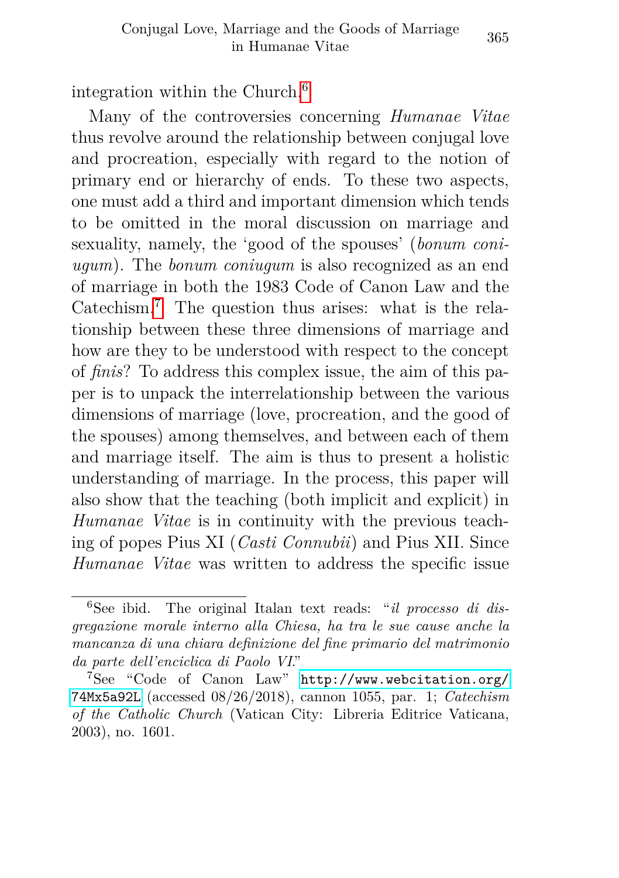integration within the Church.[6]

Many of the controversies concerning *Humanae Vitae* thus revolve around the relationship between conjugal love and procreation, especially with regard to the notion of primary end or hierarchy of ends. To these two aspects, one must add a third and important dimension which tends to be omitted in the moral discussion on marriage and sexuality, namely, the 'good of the spouses' (*bonum coniugum*). The *bonum coniugum* is also recognized as an end of marriage in both the 1983 Code of Canon Law and the Catechism.[7] The question thus arises: what is the relationship between these three dimensions of marriage and how are they to be understood with respect to the concept of *finis*? To address this complex issue, the aim of this paper is to unpack the interrelationship between the various dimensions of marriage (love, procreation, and the good of the spouses) among themselves, and between each of them and marriage itself. The aim is thus to present a holistic understanding of marriage. In the process, this paper will also show that the teaching (both implicit and explicit) in *Humanae Vitae* is in continuity with the previous teaching of popes Pius XI (*Casti Connubii*) and Pius XII. Since *Humanae Vitae* was written to address the specific issue

---

[6] See ibid. The original Italan text reads: "*il processo di disgregazione morale interno alla Chiesa, ha tra le sue cause anche la mancanza di una chiara definizione del fine primario del matrimonio da parte dell'enciclica di Paolo VI.*"

[7] See "Code of Canon Law" http://www.webcitation.org/74Mx5a92L (accessed 08/26/2018), cannon 1055, par. 1; *Catechism of the Catholic Church* (Vatican City: Libreria Editrice Vaticana, 2003), no. 1601.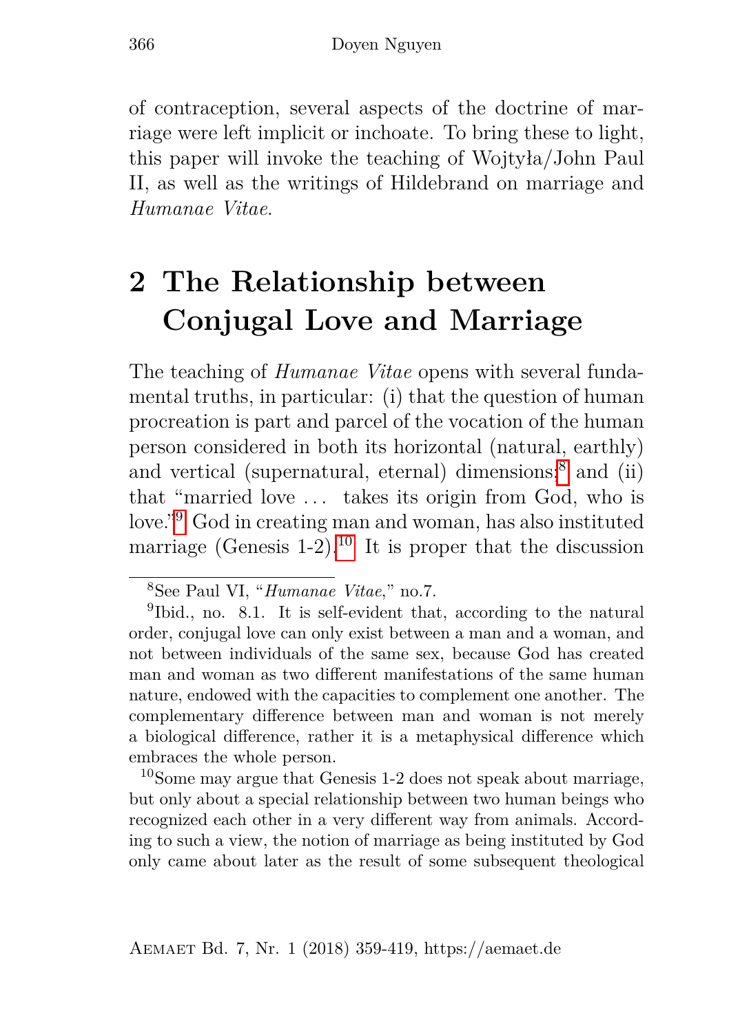of contraception, several aspects of the doctrine of marriage were left implicit or inchoate. To bring these to light, this paper will invoke the teaching of Wojtyła/John Paul II, as well as the writings of Hildebrand on marriage and *Humanae Vitae*.

## 2 The Relationship between Conjugal Love and Marriage

The teaching of *Humanae Vitae* opens with several fundamental truths, in particular: (i) that the question of human procreation is part and parcel of the vocation of the human person considered in both its horizontal (natural, earthly) and vertical (supernatural, eternal) dimensions;[8] and (ii) that "married love … takes its origin from God, who is love."[9] God in creating man and woman, has also instituted marriage (Genesis 1-2).[10] It is proper that the discussion

[8] See Paul VI, "*Humanae Vitae*," no.7.

[9] Ibid., no. 8.1. It is self-evident that, according to the natural order, conjugal love can only exist between a man and a woman, and not between individuals of the same sex, because God has created man and woman as two different manifestations of the same human nature, endowed with the capacities to complement one another. The complementary difference between man and woman is not merely a biological difference, rather it is a metaphysical difference which embraces the whole person.

[10] Some may argue that Genesis 1-2 does not speak about marriage, but only about a special relationship between two human beings who recognized each other in a very different way from animals. According to such a view, the notion of marriage as being instituted by God only came about later as the result of some subsequent theological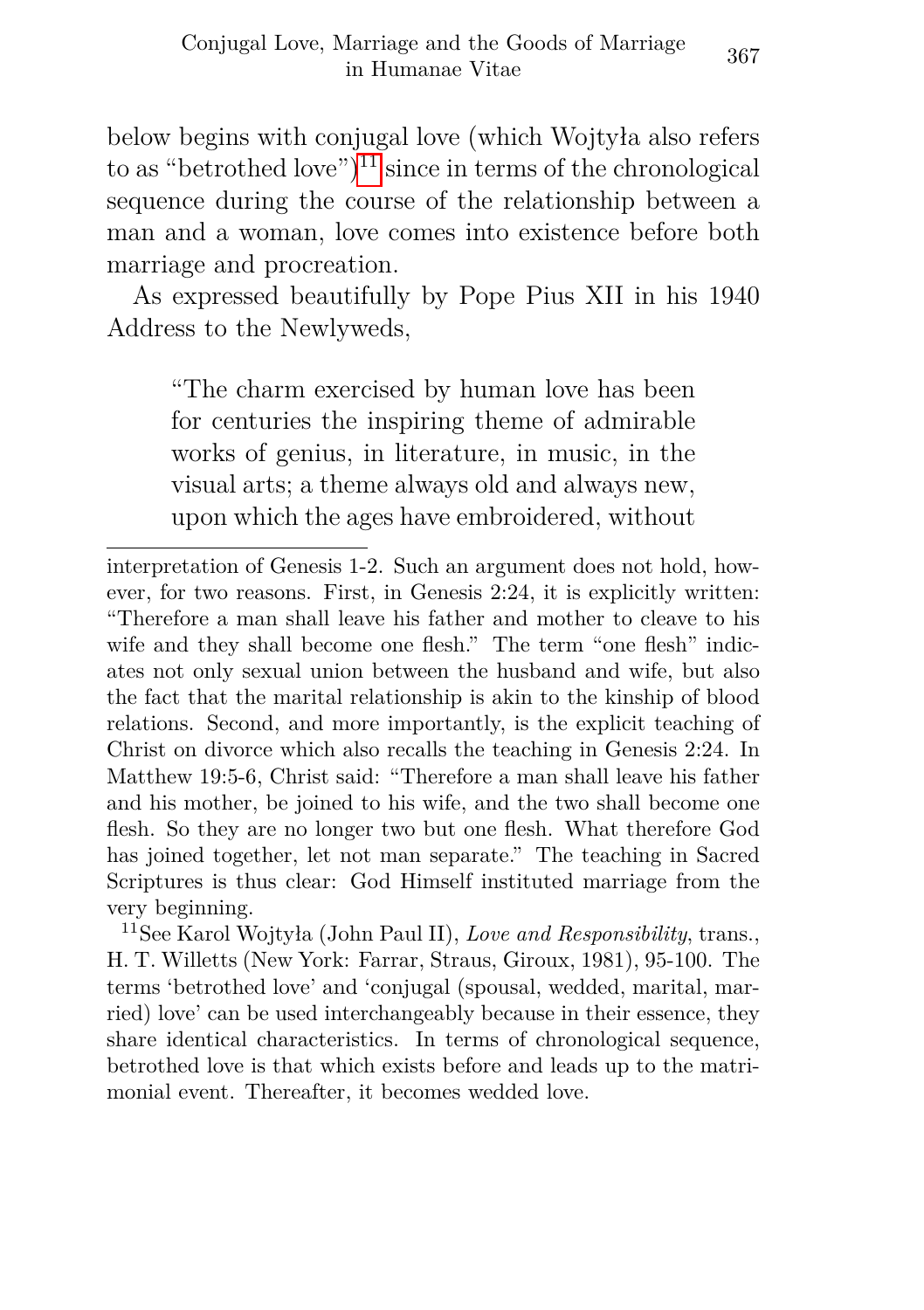below begins with conjugal love (which Wojtyła also refers to as "betrothed love")[11] since in terms of the chronological sequence during the course of the relationship between a man and a woman, love comes into existence before both marriage and procreation.

As expressed beautifully by Pope Pius XII in his 1940 Address to the Newlyweds,

> "The charm exercised by human love has been for centuries the inspiring theme of admirable works of genius, in literature, in music, in the visual arts; a theme always old and always new, upon which the ages have embroidered, without

---

interpretation of Genesis 1-2. Such an argument does not hold, however, for two reasons. First, in Genesis 2:24, it is explicitly written: "Therefore a man shall leave his father and mother to cleave to his wife and they shall become one flesh." The term "one flesh" indicates not only sexual union between the husband and wife, but also the fact that the marital relationship is akin to the kinship of blood relations. Second, and more importantly, is the explicit teaching of Christ on divorce which also recalls the teaching in Genesis 2:24. In Matthew 19:5-6, Christ said: "Therefore a man shall leave his father and his mother, be joined to his wife, and the two shall become one flesh. So they are no longer two but one flesh. What therefore God has joined together, let not man separate." The teaching in Sacred Scriptures is thus clear: God Himself instituted marriage from the very beginning.

[11] See Karol Wojtyła (John Paul II), *Love and Responsibility*, trans., H. T. Willetts (New York: Farrar, Straus, Giroux, 1981), 95-100. The terms 'betrothed love' and 'conjugal (spousal, wedded, marital, married) love' can be used interchangeably because in their essence, they share identical characteristics. In terms of chronological sequence, betrothed love is that which exists before and leads up to the matrimonial event. Thereafter, it becomes wedded love.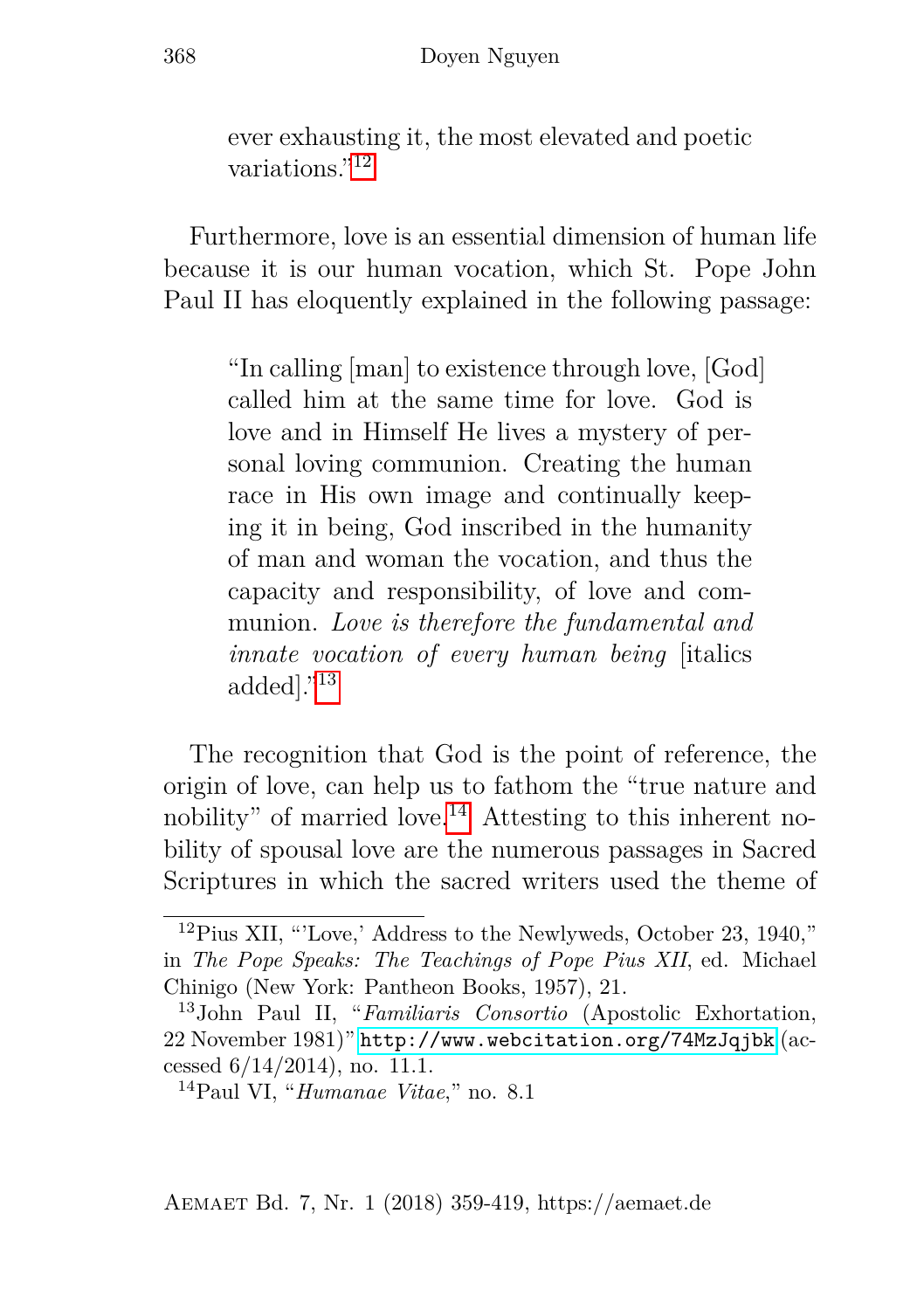> ever exhausting it, the most elevated and poetic variations."[12]

Furthermore, love is an essential dimension of human life because it is our human vocation, which St. Pope John Paul II has eloquently explained in the following passage:

> "In calling [man] to existence through love, [God] called him at the same time for love. God is love and in Himself He lives a mystery of personal loving communion. Creating the human race in His own image and continually keeping it in being, God inscribed in the humanity of man and woman the vocation, and thus the capacity and responsibility, of love and communion. *Love is therefore the fundamental and innate vocation of every human being* [italics added]."[13]

The recognition that God is the point of reference, the origin of love, can help us to fathom the "true nature and nobility" of married love.[14] Attesting to this inherent nobility of spousal love are the numerous passages in Sacred Scriptures in which the sacred writers used the theme of

---

[12] Pius XII, "'Love,' Address to the Newlyweds, October 23, 1940," in *The Pope Speaks: The Teachings of Pope Pius XII*, ed. Michael Chinigo (New York: Pantheon Books, 1957), 21.

[13] John Paul II, "*Familiaris Consortio* (Apostolic Exhortation, 22 November 1981)" http://www.webcitation.org/74MzJqjbk (accessed 6/14/2014), no. 11.1.

[14] Paul VI, "*Humanae Vitae*," no. 8.1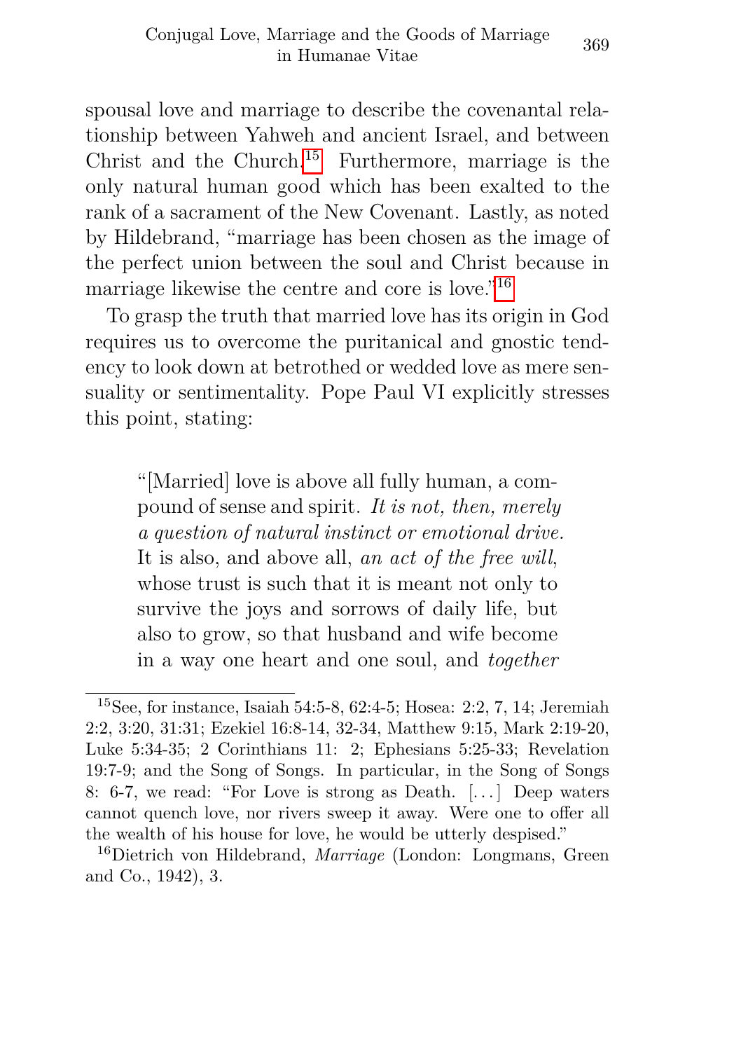spousal love and marriage to describe the covenantal relationship between Yahweh and ancient Israel, and between Christ and the Church.[15] Furthermore, marriage is the only natural human good which has been exalted to the rank of a sacrament of the New Covenant. Lastly, as noted by Hildebrand, "marriage has been chosen as the image of the perfect union between the soul and Christ because in marriage likewise the centre and core is love."[16]

To grasp the truth that married love has its origin in God requires us to overcome the puritanical and gnostic tendency to look down at betrothed or wedded love as mere sensuality or sentimentality. Pope Paul VI explicitly stresses this point, stating:

> "[Married] love is above all fully human, a compound of sense and spirit. *It is not, then, merely a question of natural instinct or emotional drive.* It is also, and above all, *an act of the free will*, whose trust is such that it is meant not only to survive the joys and sorrows of daily life, but also to grow, so that husband and wife become in a way one heart and one soul, and *together*

---

[15] See, for instance, Isaiah 54:5-8, 62:4-5; Hosea: 2:2, 7, 14; Jeremiah 2:2, 3:20, 31:31; Ezekiel 16:8-14, 32-34, Matthew 9:15, Mark 2:19-20, Luke 5:34-35; 2 Corinthians 11: 2; Ephesians 5:25-33; Revelation 19:7-9; and the Song of Songs. In particular, in the Song of Songs 8: 6-7, we read: "For Love is strong as Death. [. . . ] Deep waters cannot quench love, nor rivers sweep it away. Were one to offer all the wealth of his house for love, he would be utterly despised."

[16] Dietrich von Hildebrand, *Marriage* (London: Longmans, Green and Co., 1942), 3.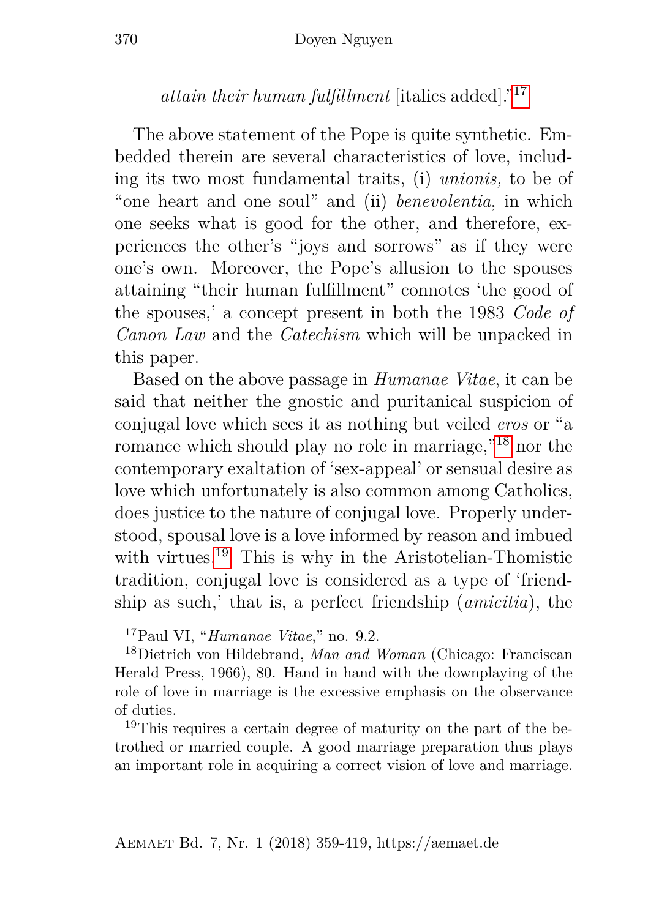*attain their human fulfillment* [italics added]."[17]

The above statement of the Pope is quite synthetic. Embedded therein are several characteristics of love, including its two most fundamental traits, (i) *unionis,* to be of "one heart and one soul" and (ii) *benevolentia*, in which one seeks what is good for the other, and therefore, experiences the other's "joys and sorrows" as if they were one's own. Moreover, the Pope's allusion to the spouses attaining "their human fulfillment" connotes 'the good of the spouses,' a concept present in both the 1983 *Code of Canon Law* and the *Catechism* which will be unpacked in this paper.

Based on the above passage in *Humanae Vitae*, it can be said that neither the gnostic and puritanical suspicion of conjugal love which sees it as nothing but veiled *eros* or "a romance which should play no role in marriage,"[18] nor the contemporary exaltation of 'sex-appeal' or sensual desire as love which unfortunately is also common among Catholics, does justice to the nature of conjugal love. Properly understood, spousal love is a love informed by reason and imbued with virtues.[19] This is why in the Aristotelian-Thomistic tradition, conjugal love is considered as a type of 'friendship as such,' that is, a perfect friendship (*amicitia*), the

---

[17] Paul VI, "*Humanae Vitae*," no. 9.2.

[18] Dietrich von Hildebrand, *Man and Woman* (Chicago: Franciscan Herald Press, 1966), 80. Hand in hand with the downplaying of the role of love in marriage is the excessive emphasis on the observance of duties.

[19] This requires a certain degree of maturity on the part of the betrothed or married couple. A good marriage preparation thus plays an important role in acquiring a correct vision of love and marriage.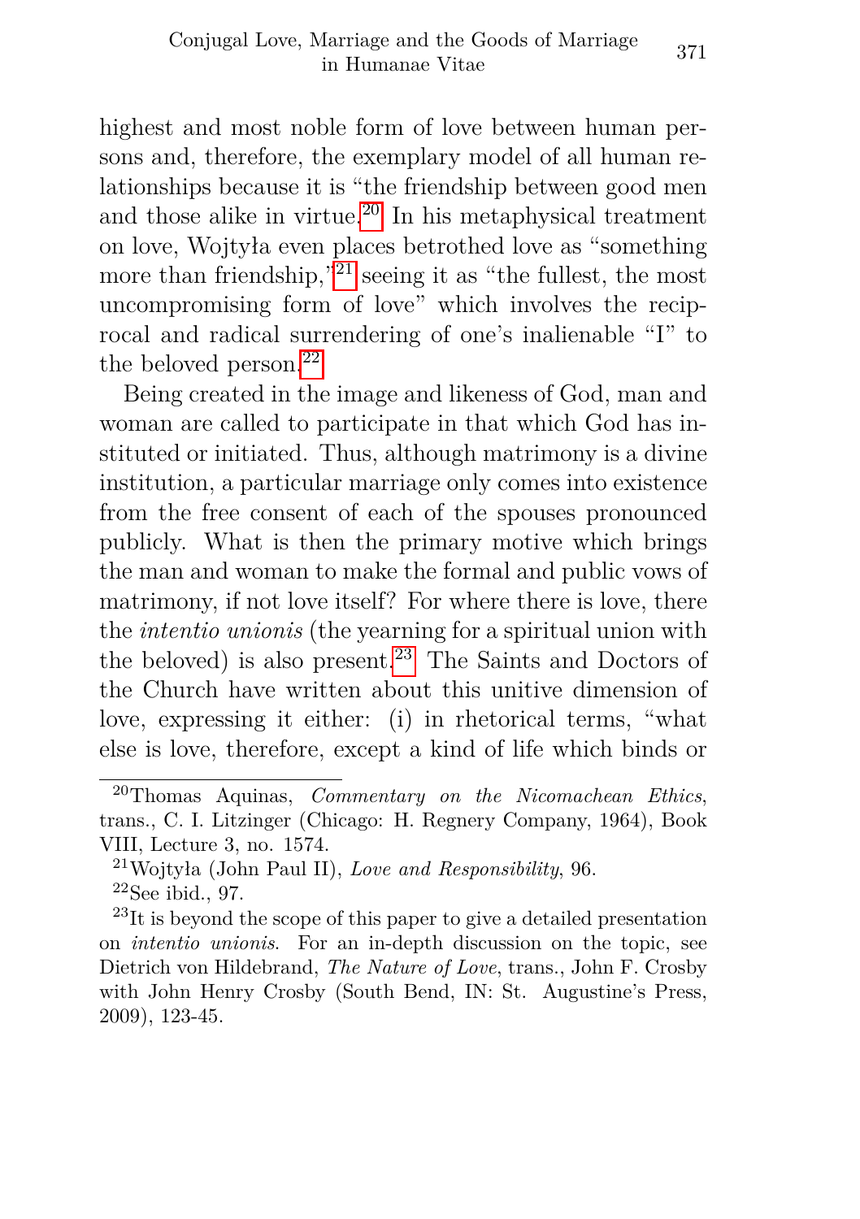highest and most noble form of love between human persons and, therefore, the exemplary model of all human relationships because it is "the friendship between good men and those alike in virtue.[20] In his metaphysical treatment on love, Wojtyła even places betrothed love as "something more than friendship,"[21] seeing it as "the fullest, the most uncompromising form of love" which involves the reciprocal and radical surrendering of one's inalienable "I" to the beloved person.[22]

Being created in the image and likeness of God, man and woman are called to participate in that which God has instituted or initiated. Thus, although matrimony is a divine institution, a particular marriage only comes into existence from the free consent of each of the spouses pronounced publicly. What is then the primary motive which brings the man and woman to make the formal and public vows of matrimony, if not love itself? For where there is love, there the *intentio unionis* (the yearning for a spiritual union with the beloved) is also present.[23] The Saints and Doctors of the Church have written about this unitive dimension of love, expressing it either: (i) in rhetorical terms, "what else is love, therefore, except a kind of life which binds or

---

[20] Thomas Aquinas, *Commentary on the Nicomachean Ethics*, trans., C. I. Litzinger (Chicago: H. Regnery Company, 1964), Book VIII, Lecture 3, no. 1574.

[21] Wojtyła (John Paul II), *Love and Responsibility*, 96.

[22] See ibid., 97.

[23] It is beyond the scope of this paper to give a detailed presentation on *intentio unionis*. For an in-depth discussion on the topic, see Dietrich von Hildebrand, *The Nature of Love*, trans., John F. Crosby with John Henry Crosby (South Bend, IN: St. Augustine's Press, 2009), 123-45.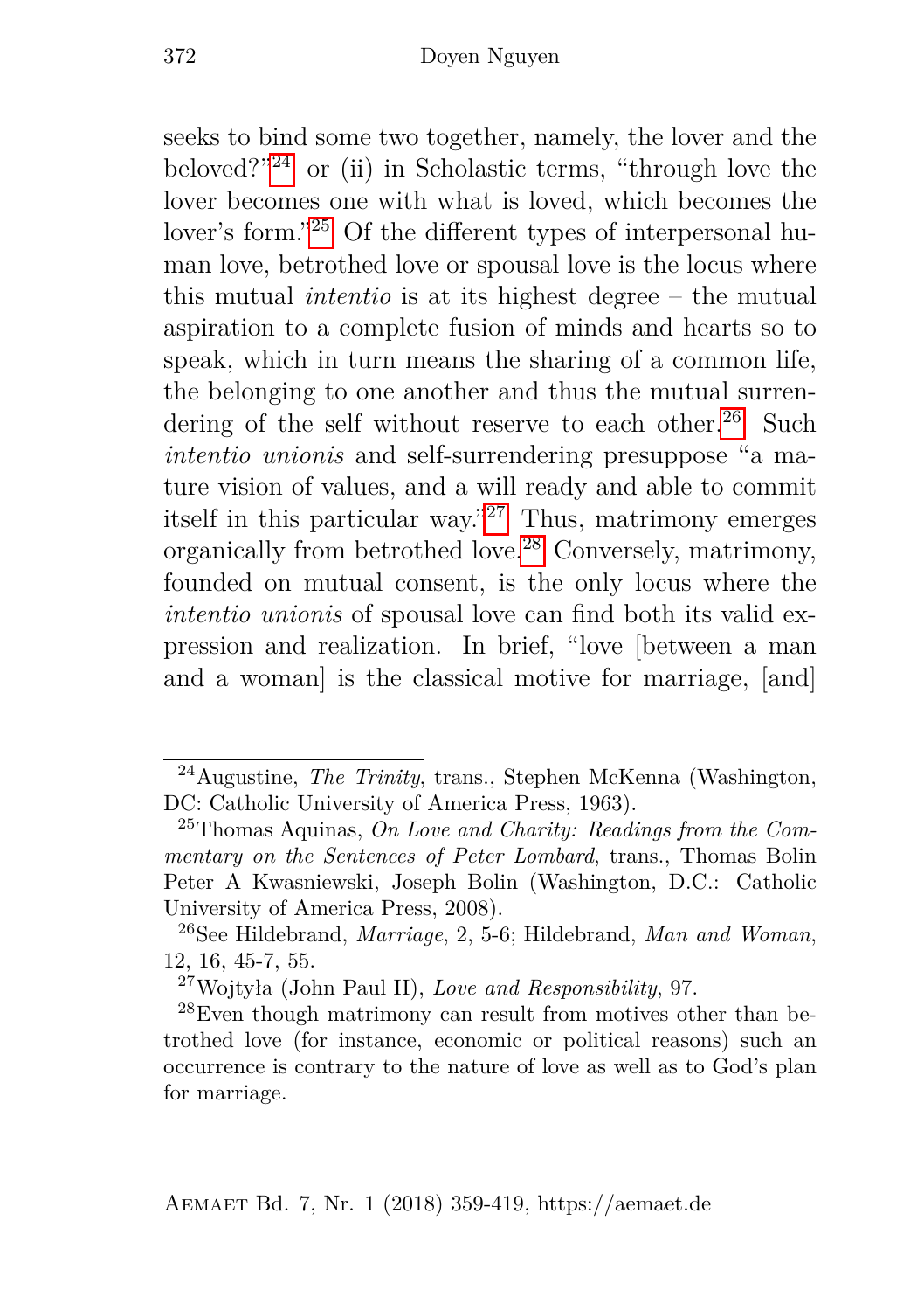seeks to bind some two together, namely, the lover and the beloved?"[24] or (ii) in Scholastic terms, "through love the lover becomes one with what is loved, which becomes the lover's form."[25] Of the different types of interpersonal human love, betrothed love or spousal love is the locus where this mutual *intentio* is at its highest degree – the mutual aspiration to a complete fusion of minds and hearts so to speak, which in turn means the sharing of a common life, the belonging to one another and thus the mutual surrendering of the self without reserve to each other.[26] Such *intentio unionis* and self-surrendering presuppose "a mature vision of values, and a will ready and able to commit itself in this particular way."[27] Thus, matrimony emerges organically from betrothed love.[28] Conversely, matrimony, founded on mutual consent, is the only locus where the *intentio unionis* of spousal love can find both its valid expression and realization. In brief, "love [between a man and a woman] is the classical motive for marriage, [and]

---

[24]Augustine, *The Trinity*, trans., Stephen McKenna (Washington, DC: Catholic University of America Press, 1963).

[25]Thomas Aquinas, *On Love and Charity: Readings from the Commentary on the Sentences of Peter Lombard*, trans., Thomas Bolin Peter A Kwasniewski, Joseph Bolin (Washington, D.C.: Catholic University of America Press, 2008).

[26]See Hildebrand, *Marriage*, 2, 5-6; Hildebrand, *Man and Woman*, 12, 16, 45-7, 55.

[27]Wojtyła (John Paul II), *Love and Responsibility*, 97.

[28]Even though matrimony can result from motives other than betrothed love (for instance, economic or political reasons) such an occurrence is contrary to the nature of love as well as to God's plan for marriage.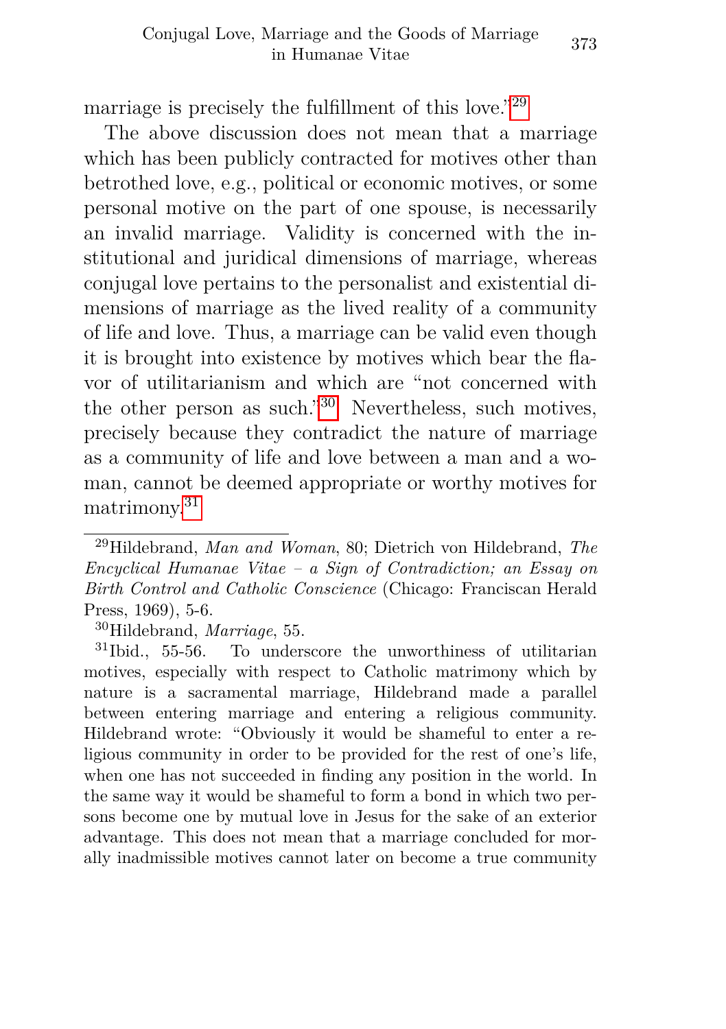marriage is precisely the fulfillment of this love."[29]

The above discussion does not mean that a marriage which has been publicly contracted for motives other than betrothed love, e.g., political or economic motives, or some personal motive on the part of one spouse, is necessarily an invalid marriage. Validity is concerned with the institutional and juridical dimensions of marriage, whereas conjugal love pertains to the personalist and existential dimensions of marriage as the lived reality of a community of life and love. Thus, a marriage can be valid even though it is brought into existence by motives which bear the flavor of utilitarianism and which are "not concerned with the other person as such."[30] Nevertheless, such motives, precisely because they contradict the nature of marriage as a community of life and love between a man and a woman, cannot be deemed appropriate or worthy motives for matrimony.[31]

---

[29] Hildebrand, *Man and Woman*, 80; Dietrich von Hildebrand, *The Encyclical Humanae Vitae – a Sign of Contradiction; an Essay on Birth Control and Catholic Conscience* (Chicago: Franciscan Herald Press, 1969), 5-6.

[30] Hildebrand, *Marriage*, 55.

[31] Ibid., 55-56. To underscore the unworthiness of utilitarian motives, especially with respect to Catholic matrimony which by nature is a sacramental marriage, Hildebrand made a parallel between entering marriage and entering a religious community. Hildebrand wrote: "Obviously it would be shameful to enter a religious community in order to be provided for the rest of one's life, when one has not succeeded in finding any position in the world. In the same way it would be shameful to form a bond in which two persons become one by mutual love in Jesus for the sake of an exterior advantage. This does not mean that a marriage concluded for morally inadmissible motives cannot later on become a true community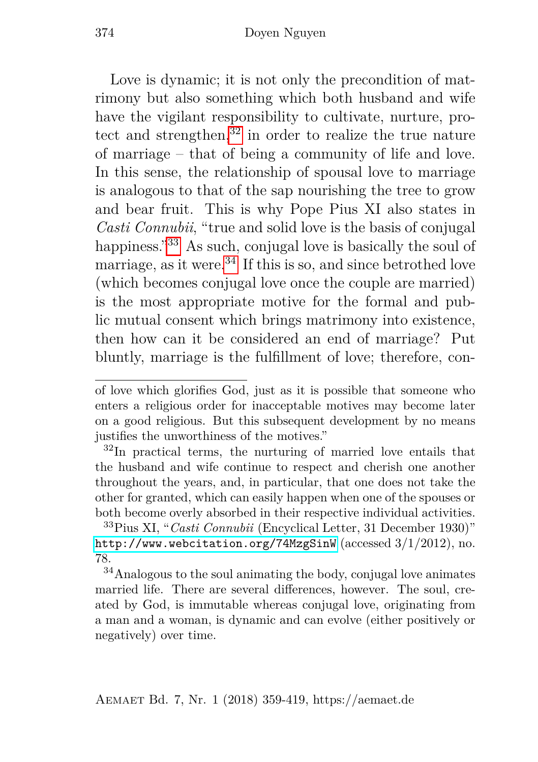Love is dynamic; it is not only the precondition of matrimony but also something which both husband and wife have the vigilant responsibility to cultivate, nurture, protect and strengthen,[32] in order to realize the true nature of marriage – that of being a community of life and love. In this sense, the relationship of spousal love to marriage is analogous to that of the sap nourishing the tree to grow and bear fruit. This is why Pope Pius XI also states in *Casti Connubii*, "true and solid love is the basis of conjugal happiness."[33] As such, conjugal love is basically the soul of marriage, as it were.[34] If this is so, and since betrothed love (which becomes conjugal love once the couple are married) is the most appropriate motive for the formal and public mutual consent which brings matrimony into existence, then how can it be considered an end of marriage? Put bluntly, marriage is the fulfillment of love; therefore, con-

---

of love which glorifies God, just as it is possible that someone who enters a religious order for inacceptable motives may become later on a good religious. But this subsequent development by no means justifies the unworthiness of the motives."

[32] In practical terms, the nurturing of married love entails that the husband and wife continue to respect and cherish one another throughout the years, and, in particular, that one does not take the other for granted, which can easily happen when one of the spouses or both become overly absorbed in their respective individual activities.

[33] Pius XI, "*Casti Connubii* (Encyclical Letter, 31 December 1930)" http://www.webcitation.org/74MzgSinW (accessed 3/1/2012), no. 78.

[34] Analogous to the soul animating the body, conjugal love animates married life. There are several differences, however. The soul, created by God, is immutable whereas conjugal love, originating from a man and a woman, is dynamic and can evolve (either positively or negatively) over time.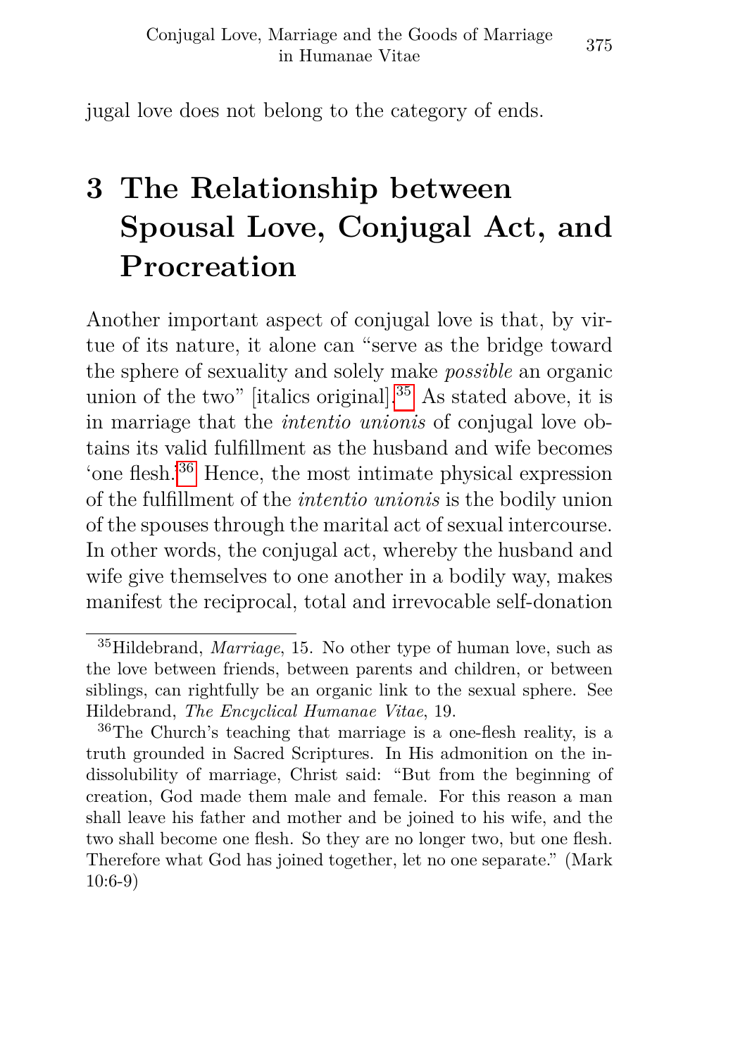jugal love does not belong to the category of ends.

# 3 The Relationship between Spousal Love, Conjugal Act, and Procreation

Another important aspect of conjugal love is that, by virtue of its nature, it alone can "serve as the bridge toward the sphere of sexuality and solely make *possible* an organic union of the two" [italics original].[35] As stated above, it is in marriage that the *intentio unionis* of conjugal love obtains its valid fulfillment as the husband and wife becomes 'one flesh.'[36] Hence, the most intimate physical expression of the fulfillment of the *intentio unionis* is the bodily union of the spouses through the marital act of sexual intercourse. In other words, the conjugal act, whereby the husband and wife give themselves to one another in a bodily way, makes manifest the reciprocal, total and irrevocable self-donation

---

[35] Hildebrand, *Marriage*, 15. No other type of human love, such as the love between friends, between parents and children, or between siblings, can rightfully be an organic link to the sexual sphere. See Hildebrand, *The Encyclical Humanae Vitae*, 19.

[36] The Church's teaching that marriage is a one-flesh reality, is a truth grounded in Sacred Scriptures. In His admonition on the indissolubility of marriage, Christ said: "But from the beginning of creation, God made them male and female. For this reason a man shall leave his father and mother and be joined to his wife, and the two shall become one flesh. So they are no longer two, but one flesh. Therefore what God has joined together, let no one separate." (Mark 10:6-9)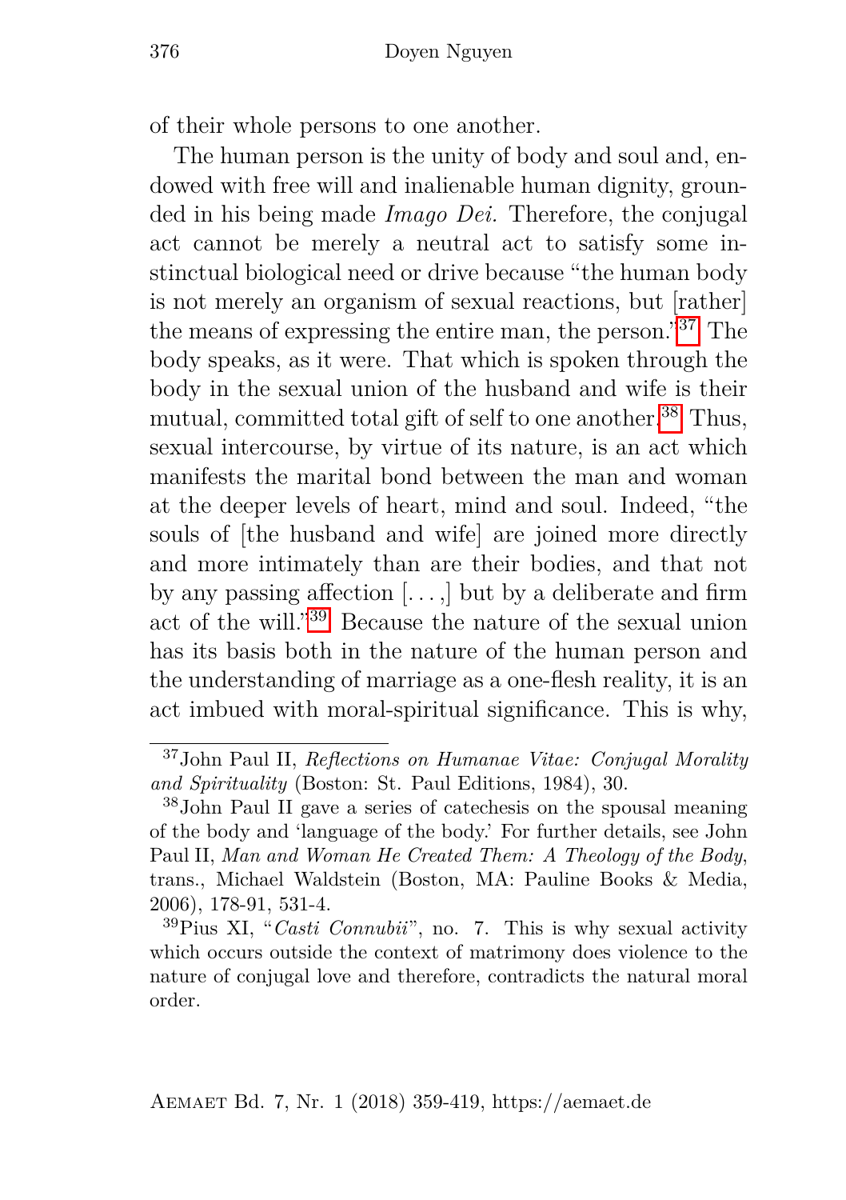of their whole persons to one another.

The human person is the unity of body and soul and, endowed with free will and inalienable human dignity, grounded in his being made *Imago Dei.* Therefore, the conjugal act cannot be merely a neutral act to satisfy some instinctual biological need or drive because "the human body is not merely an organism of sexual reactions, but [rather] the means of expressing the entire man, the person."[37] The body speaks, as it were. That which is spoken through the body in the sexual union of the husband and wife is their mutual, committed total gift of self to one another.[38] Thus, sexual intercourse, by virtue of its nature, is an act which manifests the marital bond between the man and woman at the deeper levels of heart, mind and soul. Indeed, "the souls of [the husband and wife] are joined more directly and more intimately than are their bodies, and that not by any passing affection [. . . ,] but by a deliberate and firm act of the will."[39] Because the nature of the sexual union has its basis both in the nature of the human person and the understanding of marriage as a one-flesh reality, it is an act imbued with moral-spiritual significance. This is why,

---

[37] John Paul II, *Reflections on Humanae Vitae: Conjugal Morality and Spirituality* (Boston: St. Paul Editions, 1984), 30.

[38] John Paul II gave a series of catechesis on the spousal meaning of the body and 'language of the body.' For further details, see John Paul II, *Man and Woman He Created Them: A Theology of the Body*, trans., Michael Waldstein (Boston, MA: Pauline Books & Media, 2006), 178-91, 531-4.

[39] Pius XI, "*Casti Connubii*", no. 7. This is why sexual activity which occurs outside the context of matrimony does violence to the nature of conjugal love and therefore, contradicts the natural moral order.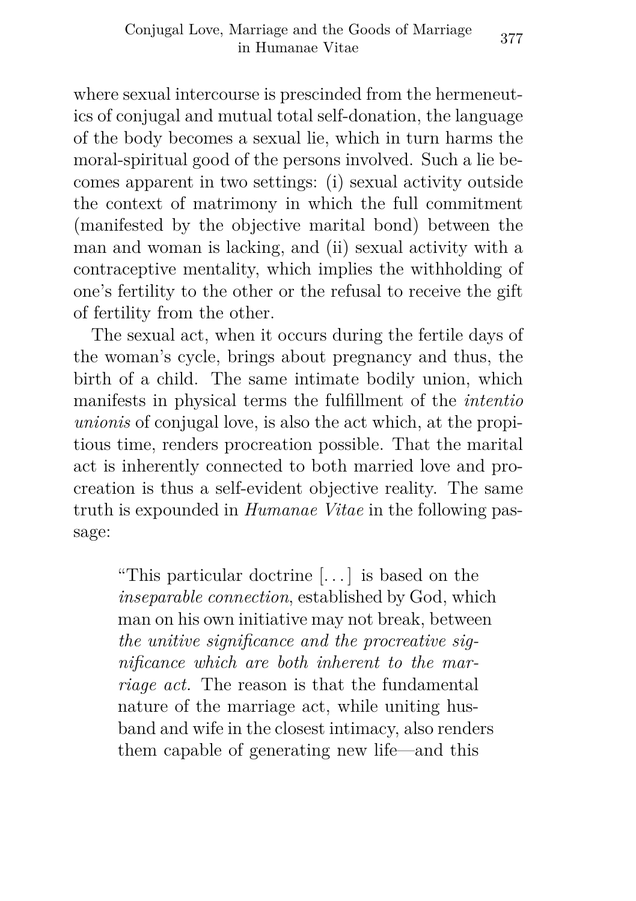where sexual intercourse is prescinded from the hermeneutics of conjugal and mutual total self-donation, the language of the body becomes a sexual lie, which in turn harms the moral-spiritual good of the persons involved. Such a lie becomes apparent in two settings: (i) sexual activity outside the context of matrimony in which the full commitment (manifested by the objective marital bond) between the man and woman is lacking, and (ii) sexual activity with a contraceptive mentality, which implies the withholding of one's fertility to the other or the refusal to receive the gift of fertility from the other.

The sexual act, when it occurs during the fertile days of the woman's cycle, brings about pregnancy and thus, the birth of a child. The same intimate bodily union, which manifests in physical terms the fulfillment of the *intentio unionis* of conjugal love, is also the act which, at the propitious time, renders procreation possible. That the marital act is inherently connected to both married love and procreation is thus a self-evident objective reality. The same truth is expounded in *Humanae Vitae* in the following passage:

> "This particular doctrine [...] is based on the *inseparable connection*, established by God, which man on his own initiative may not break, between *the unitive significance and the procreative significance which are both inherent to the marriage act.* The reason is that the fundamental nature of the marriage act, while uniting husband and wife in the closest intimacy, also renders them capable of generating new life—and this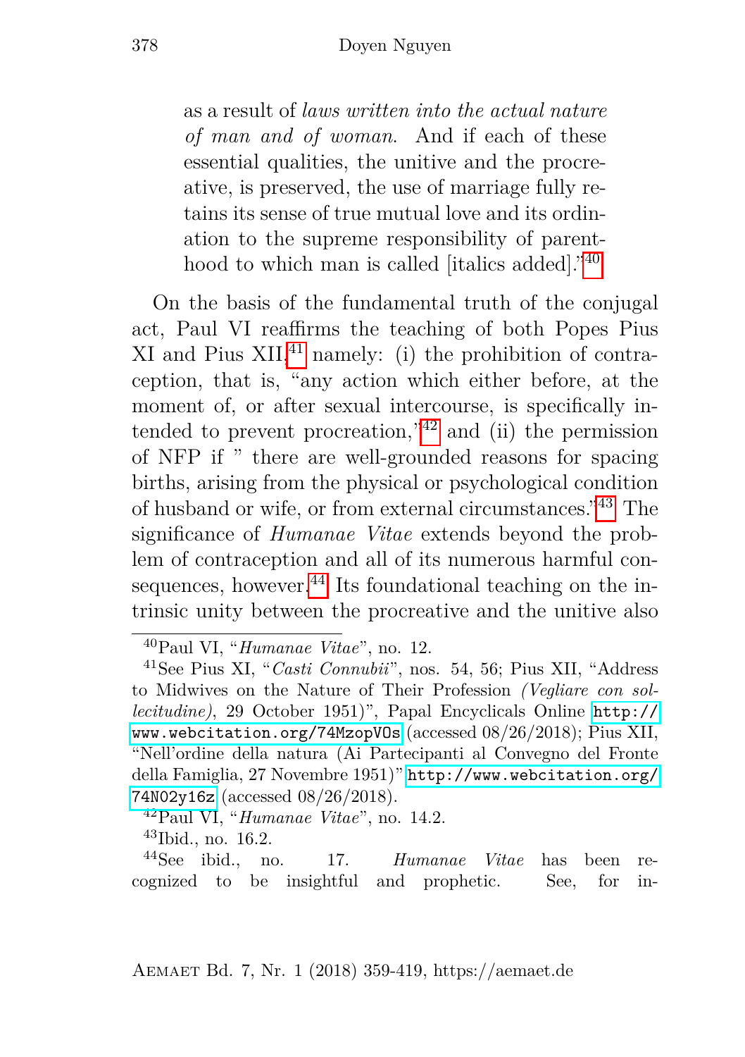as a result of *laws written into the actual nature of man and of woman*. And if each of these essential qualities, the unitive and the procreative, is preserved, the use of marriage fully retains its sense of true mutual love and its ordination to the supreme responsibility of parenthood to which man is called [italics added]."[40]

On the basis of the fundamental truth of the conjugal act, Paul VI reaffirms the teaching of both Popes Pius XI and Pius XII,[41] namely: (i) the prohibition of contraception, that is, "any action which either before, at the moment of, or after sexual intercourse, is specifically intended to prevent procreation,"[42] and (ii) the permission of NFP if " there are well-grounded reasons for spacing births, arising from the physical or psychological condition of husband or wife, or from external circumstances."[43] The significance of *Humanae Vitae* extends beyond the problem of contraception and all of its numerous harmful consequences, however.[44] Its foundational teaching on the intrinsic unity between the procreative and the unitive also

---

[40] Paul VI, "*Humanae Vitae*", no. 12.

[41] See Pius XI, "*Casti Connubii*", nos. 54, 56; Pius XII, "Address to Midwives on the Nature of Their Profession *(Vegliare con sollecitudine)*, 29 October 1951)", Papal Encyclicals Online http://www.webcitation.org/74MzopVOs (accessed 08/26/2018); Pius XII, "Nell'ordine della natura (Ai Partecipanti al Convegno del Fronte della Famiglia, 27 Novembre 1951)" http://www.webcitation.org/74N02y16z (accessed 08/26/2018).

[42] Paul VI, "*Humanae Vitae*", no. 14.2.

[43] Ibid., no. 16.2.

[44] See ibid., no. 17. *Humanae Vitae* has been recognized to be insightful and prophetic. See, for in-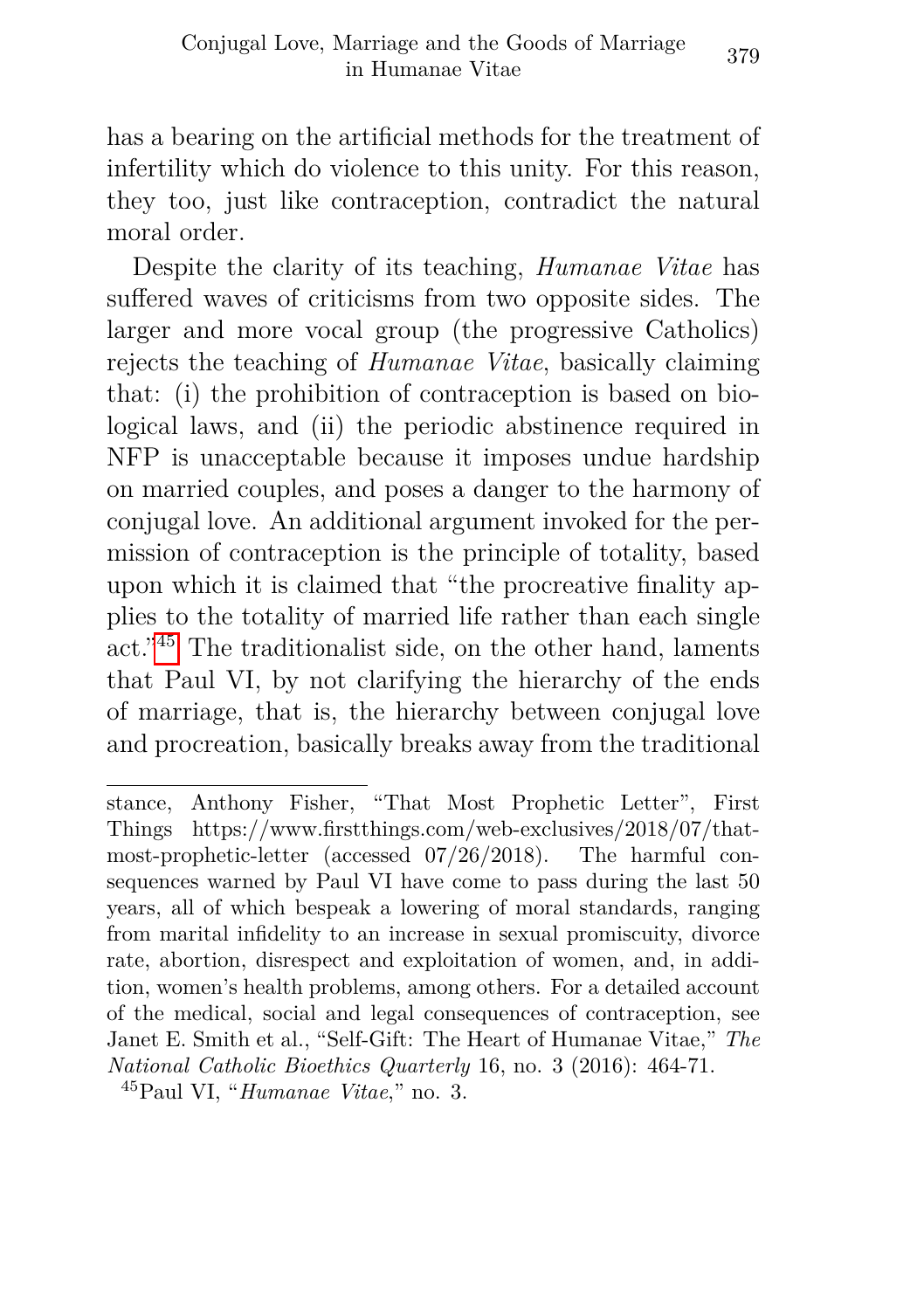has a bearing on the artificial methods for the treatment of infertility which do violence to this unity. For this reason, they too, just like contraception, contradict the natural moral order.

Despite the clarity of its teaching, *Humanae Vitae* has suffered waves of criticisms from two opposite sides. The larger and more vocal group (the progressive Catholics) rejects the teaching of *Humanae Vitae*, basically claiming that: (i) the prohibition of contraception is based on biological laws, and (ii) the periodic abstinence required in NFP is unacceptable because it imposes undue hardship on married couples, and poses a danger to the harmony of conjugal love. An additional argument invoked for the permission of contraception is the principle of totality, based upon which it is claimed that "the procreative finality applies to the totality of married life rather than each single act."[45] The traditionalist side, on the other hand, laments that Paul VI, by not clarifying the hierarchy of the ends of marriage, that is, the hierarchy between conjugal love and procreation, basically breaks away from the traditional

---

stance, Anthony Fisher, "That Most Prophetic Letter", First Things https://www.firstthings.com/web-exclusives/2018/07/that-most-prophetic-letter (accessed 07/26/2018). The harmful consequences warned by Paul VI have come to pass during the last 50 years, all of which bespeak a lowering of moral standards, ranging from marital infidelity to an increase in sexual promiscuity, divorce rate, abortion, disrespect and exploitation of women, and, in addition, women's health problems, among others. For a detailed account of the medical, social and legal consequences of contraception, see Janet E. Smith et al., "Self-Gift: The Heart of Humanae Vitae," *The National Catholic Bioethics Quarterly* 16, no. 3 (2016): 464-71.

[45] Paul VI, "*Humanae Vitae*," no. 3.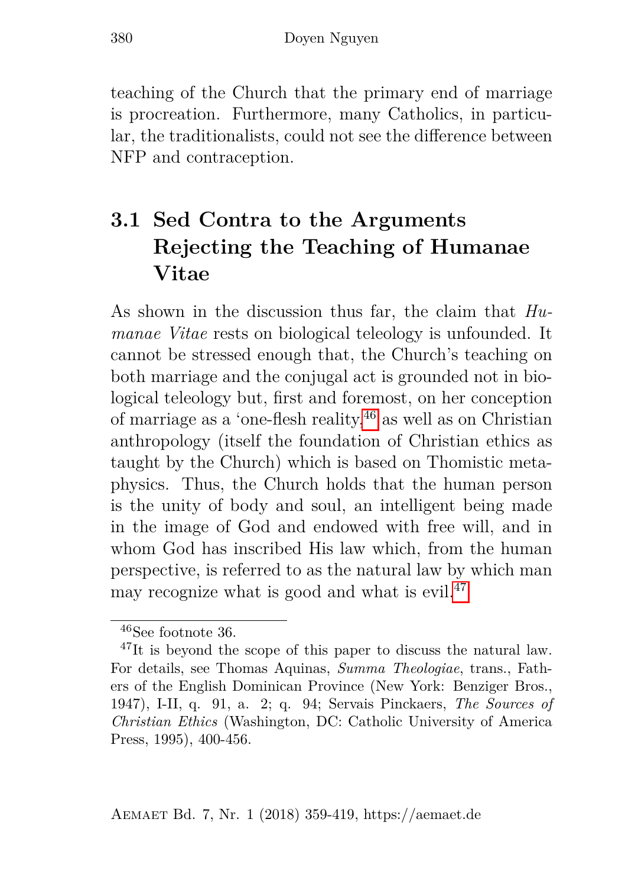teaching of the Church that the primary end of marriage is procreation. Furthermore, many Catholics, in particular, the traditionalists, could not see the difference between NFP and contraception.

## 3.1 Sed Contra to the Arguments Rejecting the Teaching of Humanae Vitae

As shown in the discussion thus far, the claim that *Humanae Vitae* rests on biological teleology is unfounded. It cannot be stressed enough that, the Church's teaching on both marriage and the conjugal act is grounded not in biological teleology but, first and foremost, on her conception of marriage as a 'one-flesh reality,'[46] as well as on Christian anthropology (itself the foundation of Christian ethics as taught by the Church) which is based on Thomistic metaphysics. Thus, the Church holds that the human person is the unity of body and soul, an intelligent being made in the image of God and endowed with free will, and in whom God has inscribed His law which, from the human perspective, is referred to as the natural law by which man may recognize what is good and what is evil.[47]

---

[46] See footnote 36.

[47] It is beyond the scope of this paper to discuss the natural law. For details, see Thomas Aquinas, *Summa Theologiae*, trans., Fathers of the English Dominican Province (New York: Benziger Bros., 1947), I-II, q. 91, a. 2; q. 94; Servais Pinckaers, *The Sources of Christian Ethics* (Washington, DC: Catholic University of America Press, 1995), 400-456.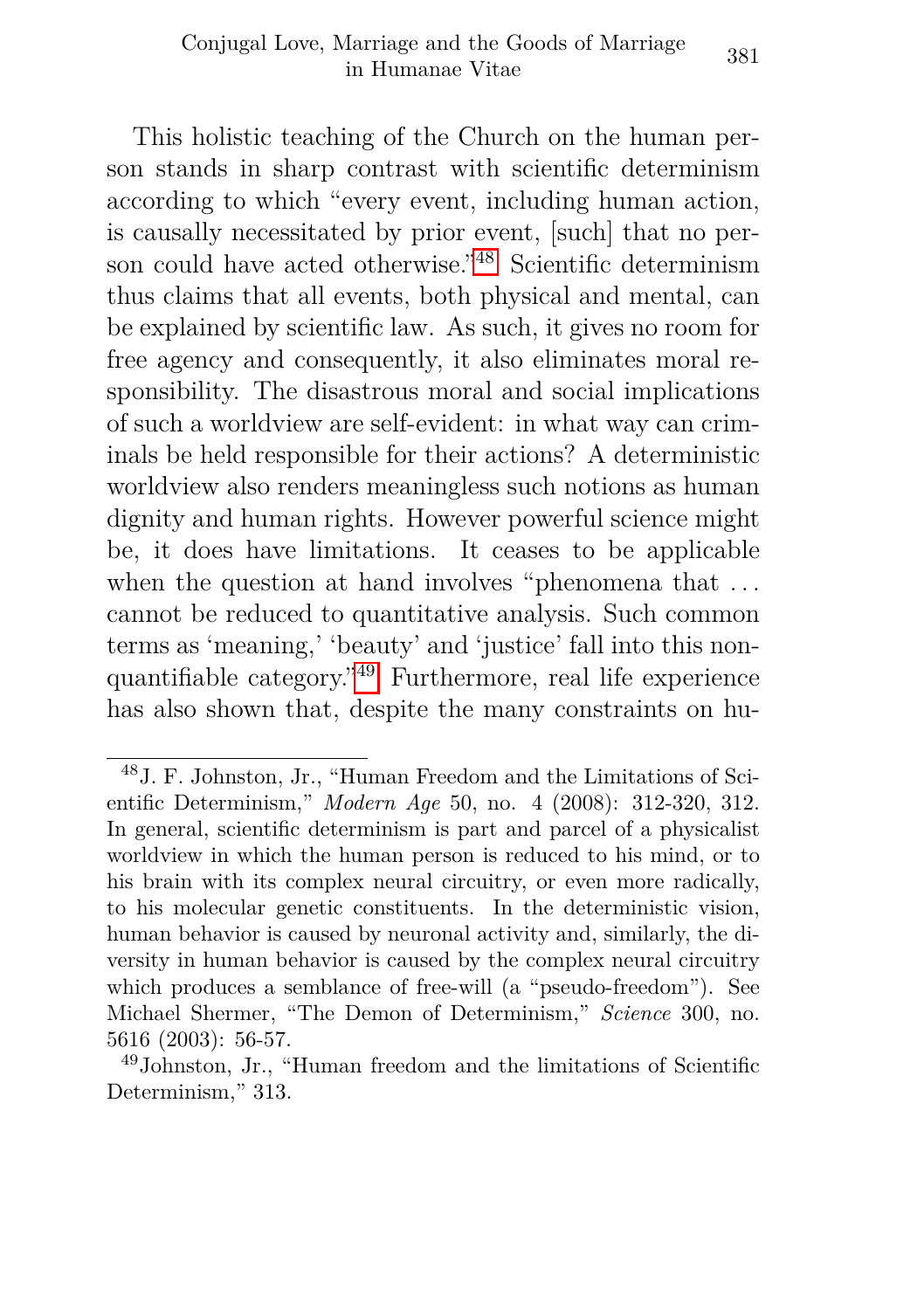This holistic teaching of the Church on the human person stands in sharp contrast with scientific determinism according to which "every event, including human action, is causally necessitated by prior event, [such] that no person could have acted otherwise."[48] Scientific determinism thus claims that all events, both physical and mental, can be explained by scientific law. As such, it gives no room for free agency and consequently, it also eliminates moral responsibility. The disastrous moral and social implications of such a worldview are self-evident: in what way can criminals be held responsible for their actions? A deterministic worldview also renders meaningless such notions as human dignity and human rights. However powerful science might be, it does have limitations. It ceases to be applicable when the question at hand involves "phenomena that ... cannot be reduced to quantitative analysis. Such common terms as 'meaning,' 'beauty' and 'justice' fall into this non-quantifiable category."[49] Furthermore, real life experience has also shown that, despite the many constraints on hu-

---

[48] J. F. Johnston, Jr., "Human Freedom and the Limitations of Scientific Determinism," *Modern Age* 50, no. 4 (2008): 312-320, 312. In general, scientific determinism is part and parcel of a physicalist worldview in which the human person is reduced to his mind, or to his brain with its complex neural circuitry, or even more radically, to his molecular genetic constituents. In the deterministic vision, human behavior is caused by neuronal activity and, similarly, the diversity in human behavior is caused by the complex neural circuitry which produces a semblance of free-will (a "pseudo-freedom"). See Michael Shermer, "The Demon of Determinism," *Science* 300, no. 5616 (2003): 56-57.

[49] Johnston, Jr., "Human freedom and the limitations of Scientific Determinism," 313.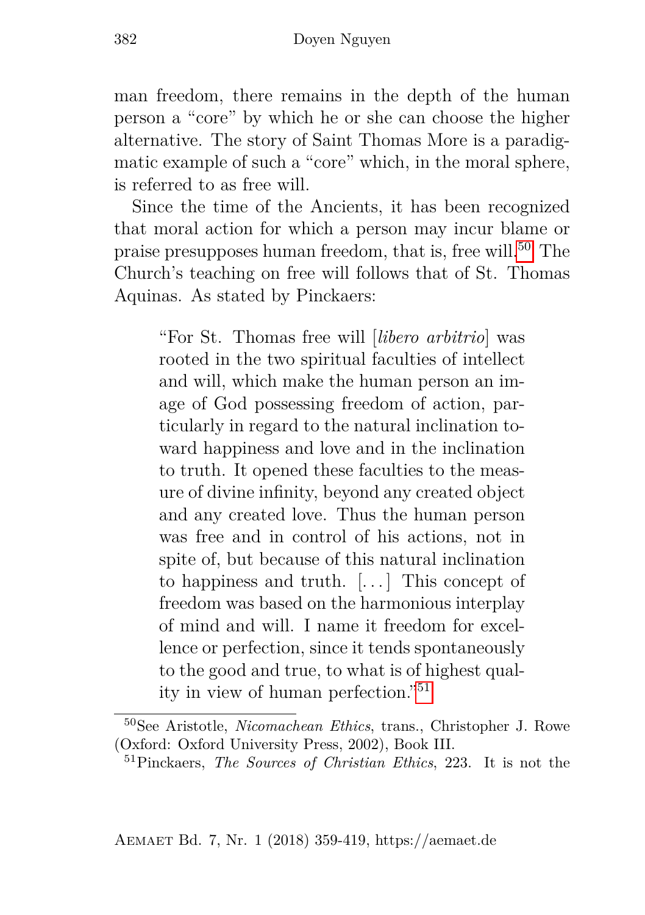man freedom, there remains in the depth of the human person a "core" by which he or she can choose the higher alternative. The story of Saint Thomas More is a paradigmatic example of such a "core" which, in the moral sphere, is referred to as free will.

Since the time of the Ancients, it has been recognized that moral action for which a person may incur blame or praise presupposes human freedom, that is, free will.[50] The Church's teaching on free will follows that of St. Thomas Aquinas. As stated by Pinckaers:

> "For St. Thomas free will [*libero arbitrio*] was rooted in the two spiritual faculties of intellect and will, which make the human person an image of God possessing freedom of action, particularly in regard to the natural inclination toward happiness and love and in the inclination to truth. It opened these faculties to the measure of divine infinity, beyond any created object and any created love. Thus the human person was free and in control of his actions, not in spite of, but because of this natural inclination to happiness and truth. [...] This concept of freedom was based on the harmonious interplay of mind and will. I name it freedom for excellence or perfection, since it tends spontaneously to the good and true, to what is of highest quality in view of human perfection."[51]

---

[50] See Aristotle, *Nicomachean Ethics*, trans., Christopher J. Rowe (Oxford: Oxford University Press, 2002), Book III.

[51] Pinckaers, *The Sources of Christian Ethics*, 223. It is not the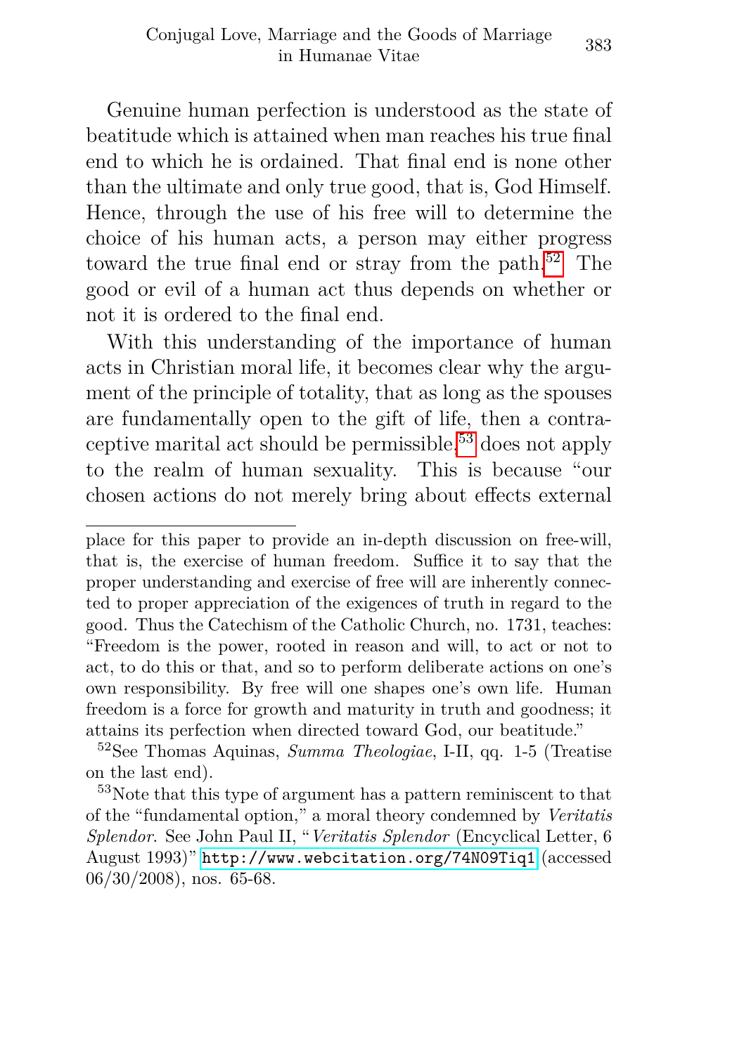Genuine human perfection is understood as the state of beatitude which is attained when man reaches his true final end to which he is ordained. That final end is none other than the ultimate and only true good, that is, God Himself. Hence, through the use of his free will to determine the choice of his human acts, a person may either progress toward the true final end or stray from the path.[52] The good or evil of a human act thus depends on whether or not it is ordered to the final end.

With this understanding of the importance of human acts in Christian moral life, it becomes clear why the argument of the principle of totality, that as long as the spouses are fundamentally open to the gift of life, then a contraceptive marital act should be permissible,[53] does not apply to the realm of human sexuality. This is because "our chosen actions do not merely bring about effects external

---

place for this paper to provide an in-depth discussion on free-will, that is, the exercise of human freedom. Suffice it to say that the proper understanding and exercise of free will are inherently connected to proper appreciation of the exigences of truth in regard to the good. Thus the Catechism of the Catholic Church, no. 1731, teaches: "Freedom is the power, rooted in reason and will, to act or not to act, to do this or that, and so to perform deliberate actions on one's own responsibility. By free will one shapes one's own life. Human freedom is a force for growth and maturity in truth and goodness; it attains its perfection when directed toward God, our beatitude."

[52] See Thomas Aquinas, *Summa Theologiae*, I-II, qq. 1-5 (Treatise on the last end).

[53] Note that this type of argument has a pattern reminiscent to that of the "fundamental option," a moral theory condemned by *Veritatis Splendor*. See John Paul II, "*Veritatis Splendor* (Encyclical Letter, 6 August 1993)" http://www.webcitation.org/74N09Tiq1 (accessed 06/30/2008), nos. 65-68.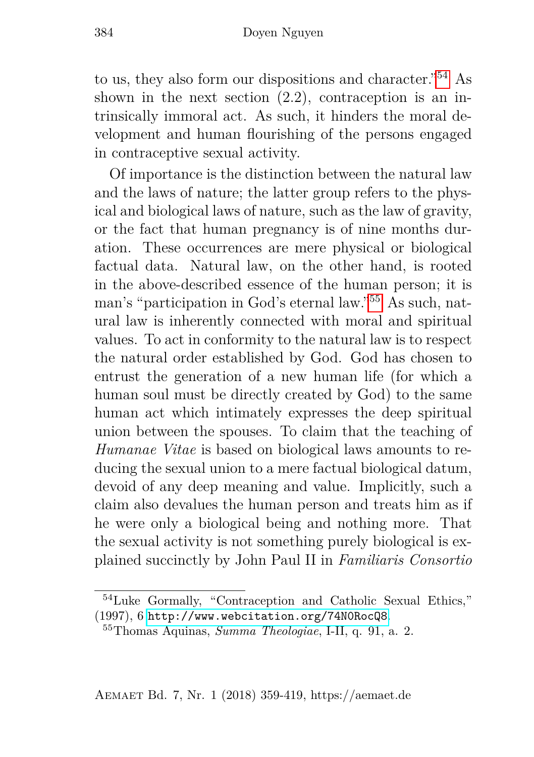to us, they also form our dispositions and character."[54] As shown in the next section (2.2), contraception is an intrinsically immoral act. As such, it hinders the moral development and human flourishing of the persons engaged in contraceptive sexual activity.

Of importance is the distinction between the natural law and the laws of nature; the latter group refers to the physical and biological laws of nature, such as the law of gravity, or the fact that human pregnancy is of nine months duration. These occurrences are mere physical or biological factual data. Natural law, on the other hand, is rooted in the above-described essence of the human person; it is man's "participation in God's eternal law."[55] As such, natural law is inherently connected with moral and spiritual values. To act in conformity to the natural law is to respect the natural order established by God. God has chosen to entrust the generation of a new human life (for which a human soul must be directly created by God) to the same human act which intimately expresses the deep spiritual union between the spouses. To claim that the teaching of *Humanae Vitae* is based on biological laws amounts to reducing the sexual union to a mere factual biological datum, devoid of any deep meaning and value. Implicitly, such a claim also devalues the human person and treats him as if he were only a biological being and nothing more. That the sexual activity is not something purely biological is explained succinctly by John Paul II in *Familiaris Consortio*

---

[54] Luke Gormally, "Contraception and Catholic Sexual Ethics," (1997), 6 http://www.webcitation.org/74N0RocQ8.

[55] Thomas Aquinas, *Summa Theologiae*, I-II, q. 91, a. 2.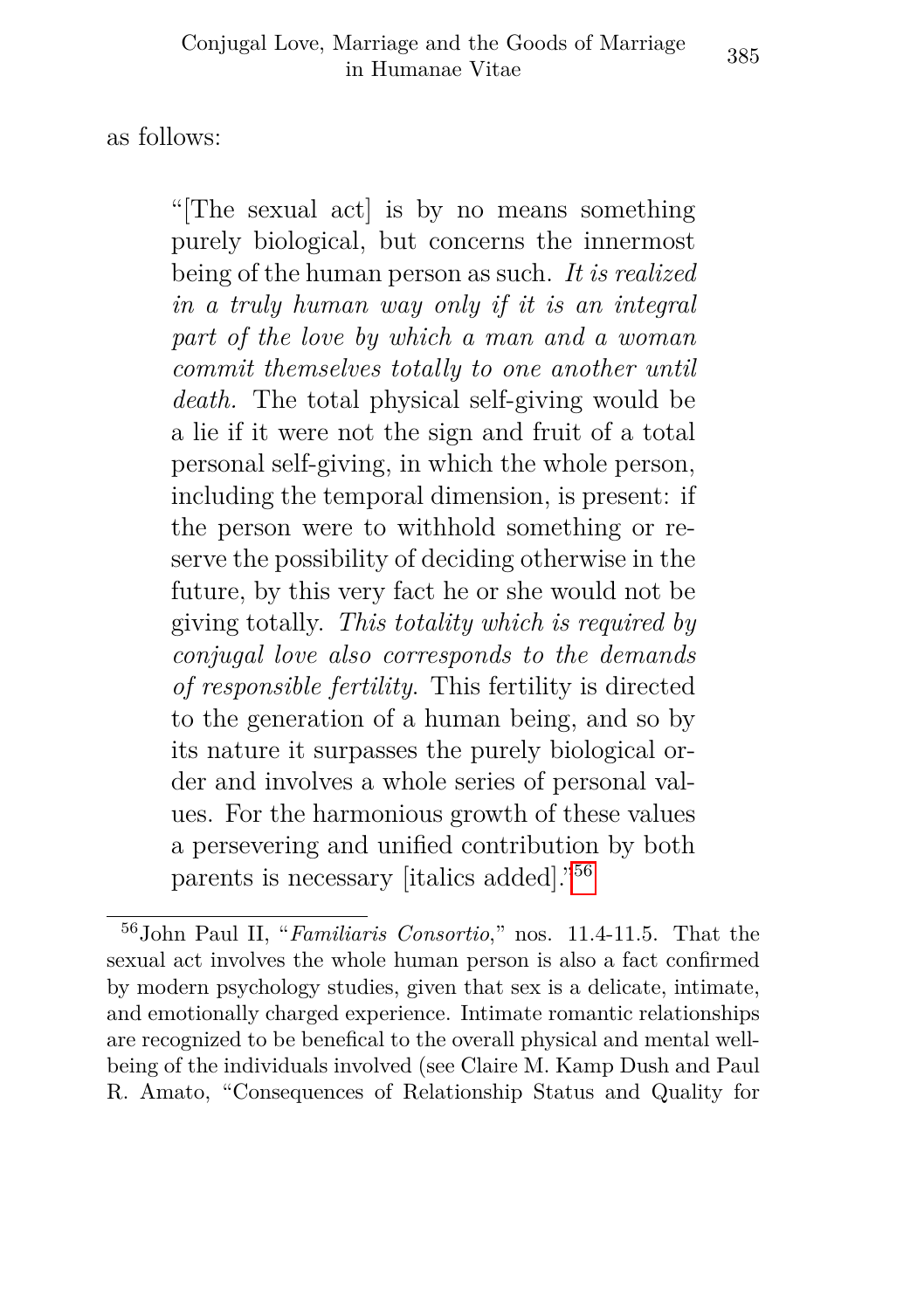as follows:

> "[The sexual act] is by no means something purely biological, but concerns the innermost being of the human person as such. *It is realized in a truly human way only if it is an integral part of the love by which a man and a woman commit themselves totally to one another until death.* The total physical self-giving would be a lie if it were not the sign and fruit of a total personal self-giving, in which the whole person, including the temporal dimension, is present: if the person were to withhold something or reserve the possibility of deciding otherwise in the future, by this very fact he or she would not be giving totally. *This totality which is required by conjugal love also corresponds to the demands of responsible fertility.* This fertility is directed to the generation of a human being, and so by its nature it surpasses the purely biological order and involves a whole series of personal values. For the harmonious growth of these values a persevering and unified contribution by both parents is necessary [italics added]."[56]

[56] John Paul II, "*Familiaris Consortio*," nos. 11.4-11.5. That the sexual act involves the whole human person is also a fact confirmed by modern psychology studies, given that sex is a delicate, intimate, and emotionally charged experience. Intimate romantic relationships are recognized to be benefical to the overall physical and mental well-being of the individuals involved (see Claire M. Kamp Dush and Paul R. Amato, "Consequences of Relationship Status and Quality for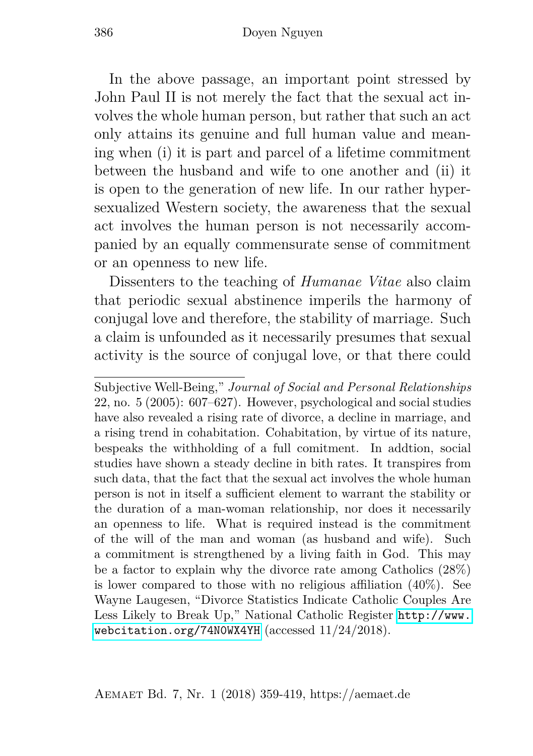In the above passage, an important point stressed by John Paul II is not merely the fact that the sexual act involves the whole human person, but rather that such an act only attains its genuine and full human value and meaning when (i) it is part and parcel of a lifetime commitment between the husband and wife to one another and (ii) it is open to the generation of new life. In our rather hypersexualized Western society, the awareness that the sexual act involves the human person is not necessarily accompanied by an equally commensurate sense of commitment or an openness to new life.

Dissenters to the teaching of *Humanae Vitae* also claim that periodic sexual abstinence imperils the harmony of conjugal love and therefore, the stability of marriage. Such a claim is unfounded as it necessarily presumes that sexual activity is the source of conjugal love, or that there could

---

Subjective Well-Being," *Journal of Social and Personal Relationships* 22, no. 5 (2005): 607–627). However, psychological and social studies have also revealed a rising rate of divorce, a decline in marriage, and a rising trend in cohabitation. Cohabitation, by virtue of its nature, bespeaks the withholding of a full comitment. In addtion, social studies have shown a steady decline in bith rates. It transpires from such data, that the fact that the sexual act involves the whole human person is not in itself a sufficient element to warrant the stability or the duration of a man-woman relationship, nor does it necessarily an openness to life. What is required instead is the commitment of the will of the man and woman (as husband and wife). Such a commitment is strengthened by a living faith in God. This may be a factor to explain why the divorce rate among Catholics (28%) is lower compared to those with no religious affiliation (40%). See Wayne Laugesen, "Divorce Statistics Indicate Catholic Couples Are Less Likely to Break Up," National Catholic Register http://www.webcitation.org/74N0WX4YH (accessed 11/24/2018).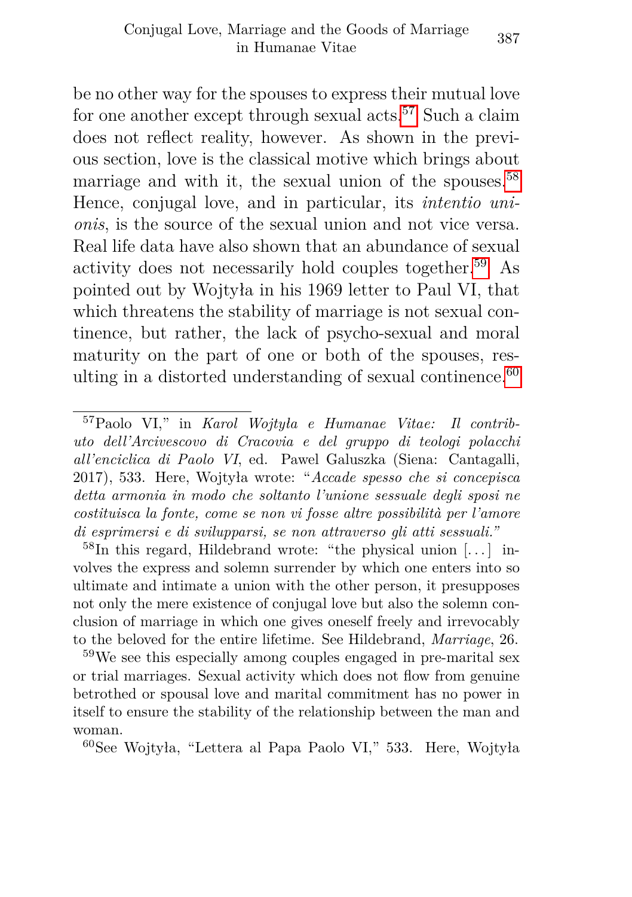be no other way for the spouses to express their mutual love for one another except through sexual acts.[57] Such a claim does not reflect reality, however. As shown in the previous section, love is the classical motive which brings about marriage and with it, the sexual union of the spouses.[58] Hence, conjugal love, and in particular, its *intentio unionis*, is the source of the sexual union and not vice versa. Real life data have also shown that an abundance of sexual activity does not necessarily hold couples together.[59] As pointed out by Wojtyła in his 1969 letter to Paul VI, that which threatens the stability of marriage is not sexual continence, but rather, the lack of psycho-sexual and moral maturity on the part of one or both of the spouses, resulting in a distorted understanding of sexual continence.[60]

---

[57]Paolo VI," in *Karol Wojtyła e Humanae Vitae: Il contributo dell'Arcivescovo di Cracovia e del gruppo di teologi polacchi all'enciclica di Paolo VI*, ed. Pawel Galuszka (Siena: Cantagalli, 2017), 533. Here, Wojtyła wrote: "*Accade spesso che si concepisca detta armonia in modo che soltanto l'unione sessuale degli sposi ne costituisca la fonte, come se non vi fosse altre possibilità per l'amore di esprimersi e di svilupparsi, se non attraverso gli atti sessuali.*"

[58]In this regard, Hildebrand wrote: "the physical union [...] involves the express and solemn surrender by which one enters into so ultimate and intimate a union with the other person, it presupposes not only the mere existence of conjugal love but also the solemn conclusion of marriage in which one gives oneself freely and irrevocably to the beloved for the entire lifetime. See Hildebrand, *Marriage*, 26.

[59]We see this especially among couples engaged in pre-marital sex or trial marriages. Sexual activity which does not flow from genuine betrothed or spousal love and marital commitment has no power in itself to ensure the stability of the relationship between the man and woman.

[60]See Wojtyła, "Lettera al Papa Paolo VI," 533. Here, Wojtyła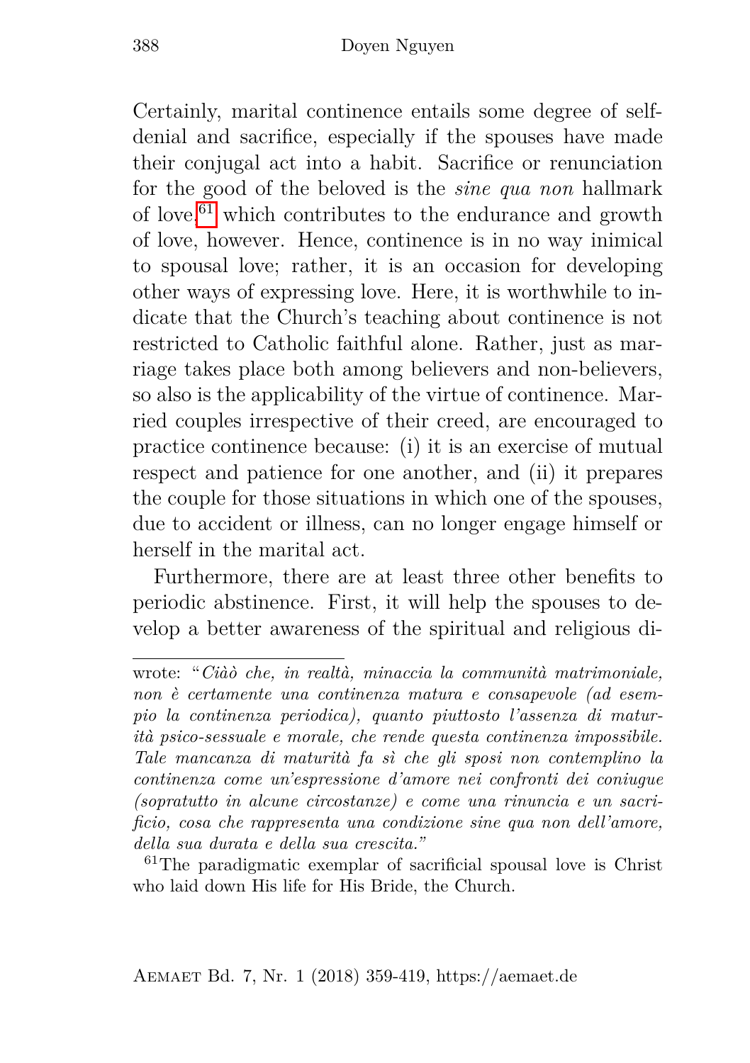Certainly, marital continence entails some degree of self-denial and sacrifice, especially if the spouses have made their conjugal act into a habit. Sacrifice or renunciation for the good of the beloved is the *sine qua non* hallmark of love,[61] which contributes to the endurance and growth of love, however. Hence, continence is in no way inimical to spousal love; rather, it is an occasion for developing other ways of expressing love. Here, it is worthwhile to indicate that the Church's teaching about continence is not restricted to Catholic faithful alone. Rather, just as marriage takes place both among believers and non-believers, so also is the applicability of the virtue of continence. Married couples irrespective of their creed, are encouraged to practice continence because: (i) it is an exercise of mutual respect and patience for one another, and (ii) it prepares the couple for those situations in which one of the spouses, due to accident or illness, can no longer engage himself or herself in the marital act.

Furthermore, there are at least three other benefits to periodic abstinence. First, it will help the spouses to develop a better awareness of the spiritual and religious di-

---

wrote: "*Ciàò che, in realtà, minaccia la communità matrimoniale, non è certamente una continenza matura e consapevole (ad esempio la continenza periodica), quanto piuttosto l'assenza di maturità psico-sessuale e morale, che rende questa continenza impossibile. Tale mancanza di maturità fa sì che gli sposi non contemplino la continenza come un'espressione d'amore nei confronti dei coniugue (sopratutto in alcune circostanze) e come una rinuncia e un sacrificio, cosa che rappresenta una condizione sine qua non dell'amore, della sua durata e della sua crescita.*"

[61] The paradigmatic exemplar of sacrificial spousal love is Christ who laid down His life for His Bride, the Church.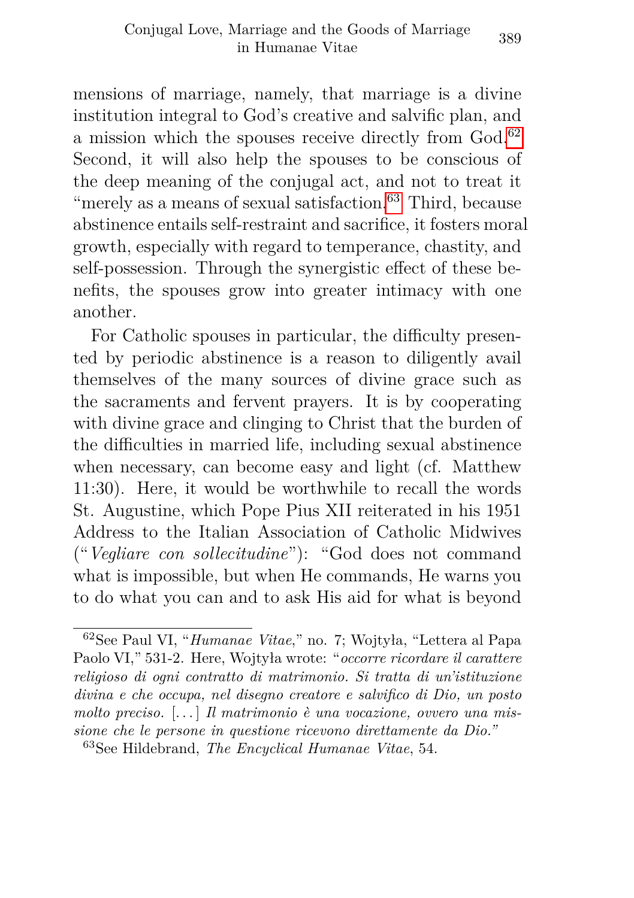mensions of marriage, namely, that marriage is a divine institution integral to God's creative and salvific plan, and a mission which the spouses receive directly from God.[62] Second, it will also help the spouses to be conscious of the deep meaning of the conjugal act, and not to treat it "merely as a means of sexual satisfaction.[63] Third, because abstinence entails self-restraint and sacrifice, it fosters moral growth, especially with regard to temperance, chastity, and self-possession. Through the synergistic effect of these benefits, the spouses grow into greater intimacy with one another.

For Catholic spouses in particular, the difficulty presented by periodic abstinence is a reason to diligently avail themselves of the many sources of divine grace such as the sacraments and fervent prayers. It is by cooperating with divine grace and clinging to Christ that the burden of the difficulties in married life, including sexual abstinence when necessary, can become easy and light (cf. Matthew 11:30). Here, it would be worthwhile to recall the words St. Augustine, which Pope Pius XII reiterated in his 1951 Address to the Italian Association of Catholic Midwives ("*Vegliare con sollecitudine*"): "God does not command what is impossible, but when He commands, He warns you to do what you can and to ask His aid for what is beyond

---

[62] See Paul VI, "*Humanae Vitae*," no. 7; Wojtyła, "Lettera al Papa Paolo VI," 531-2. Here, Wojtyła wrote: "*occorre ricordare il carattere religioso di ogni contratto di matrimonio. Si tratta di un'istituzione divina e che occupa, nel disegno creatore e salvifico di Dio, un posto molto preciso.* [...] *Il matrimonio è una vocazione, ovvero una missione che le persone in questione ricevono direttamente da Dio.*"

[63] See Hildebrand, *The Encyclical Humanae Vitae*, 54.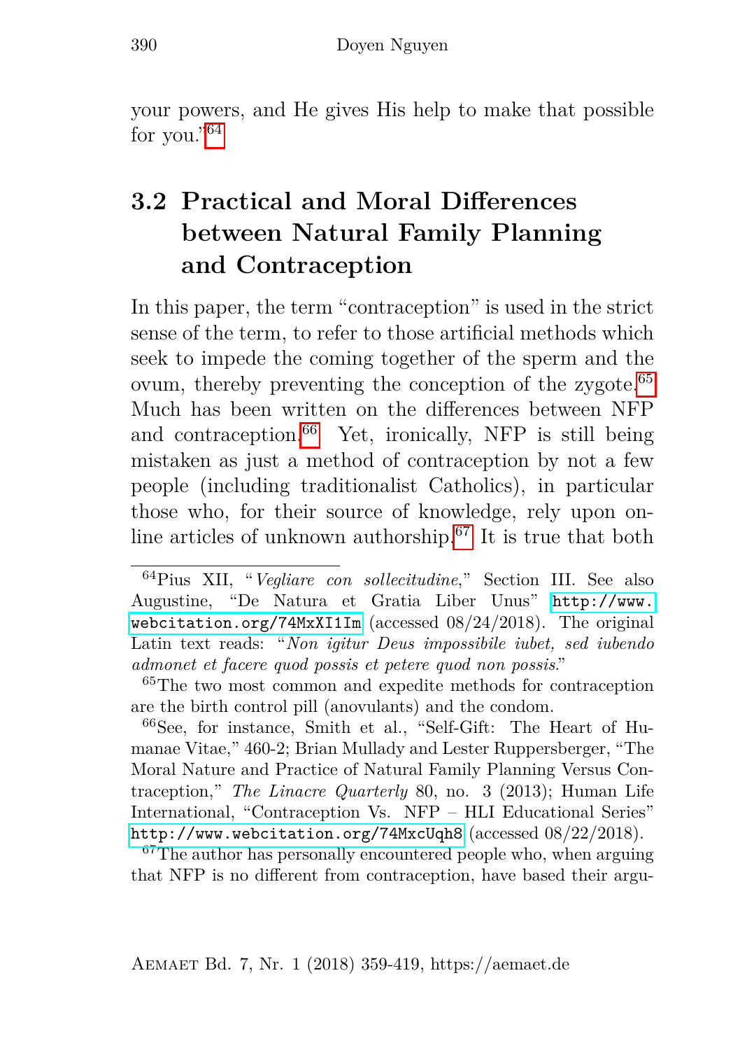your powers, and He gives His help to make that possible for you."[64]

## 3.2 Practical and Moral Differences between Natural Family Planning and Contraception

In this paper, the term "contraception" is used in the strict sense of the term, to refer to those artificial methods which seek to impede the coming together of the sperm and the ovum, thereby preventing the conception of the zygote.[65] Much has been written on the differences between NFP and contraception.[66] Yet, ironically, NFP is still being mistaken as just a method of contraception by not a few people (including traditionalist Catholics), in particular those who, for their source of knowledge, rely upon online articles of unknown authorship.[67] It is true that both

---

[64] Pius XII, "*Vegliare con sollecitudine*," Section III. See also Augustine, "De Natura et Gratia Liber Unus" http://www.webcitation.org/74MxXI1Im (accessed 08/24/2018). The original Latin text reads: "*Non igitur Deus impossibile iubet, sed iubendo admonet et facere quod possis et petere quod non possis*."

[65] The two most common and expedite methods for contraception are the birth control pill (anovulants) and the condom.

[66] See, for instance, Smith et al., "Self-Gift: The Heart of Humanae Vitae," 460-2; Brian Mullady and Lester Ruppersberger, "The Moral Nature and Practice of Natural Family Planning Versus Contraception," *The Linacre Quarterly* 80, no. 3 (2013); Human Life International, "Contraception Vs. NFP – HLI Educational Series" http://www.webcitation.org/74MxcUqh8 (accessed 08/22/2018).

[67] The author has personally encountered people who, when arguing that NFP is no different from contraception, have based their argu-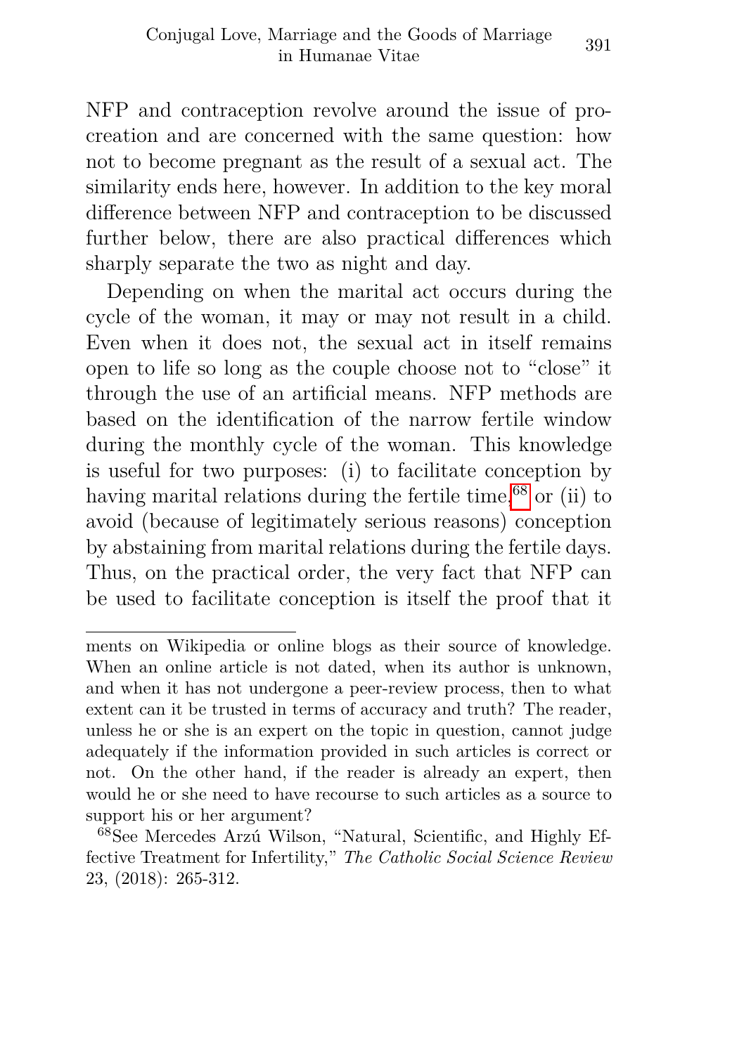NFP and contraception revolve around the issue of procreation and are concerned with the same question: how not to become pregnant as the result of a sexual act. The similarity ends here, however. In addition to the key moral difference between NFP and contraception to be discussed further below, there are also practical differences which sharply separate the two as night and day.

Depending on when the marital act occurs during the cycle of the woman, it may or may not result in a child. Even when it does not, the sexual act in itself remains open to life so long as the couple choose not to "close" it through the use of an artificial means. NFP methods are based on the identification of the narrow fertile window during the monthly cycle of the woman. This knowledge is useful for two purposes: (i) to facilitate conception by having marital relations during the fertile time,[68] or (ii) to avoid (because of legitimately serious reasons) conception by abstaining from marital relations during the fertile days. Thus, on the practical order, the very fact that NFP can be used to facilitate conception is itself the proof that it

---

ments on Wikipedia or online blogs as their source of knowledge. When an online article is not dated, when its author is unknown, and when it has not undergone a peer-review process, then to what extent can it be trusted in terms of accuracy and truth? The reader, unless he or she is an expert on the topic in question, cannot judge adequately if the information provided in such articles is correct or not. On the other hand, if the reader is already an expert, then would he or she need to have recourse to such articles as a source to support his or her argument?

[68] See Mercedes Arzú Wilson, "Natural, Scientific, and Highly Effective Treatment for Infertility," *The Catholic Social Science Review* 23, (2018): 265-312.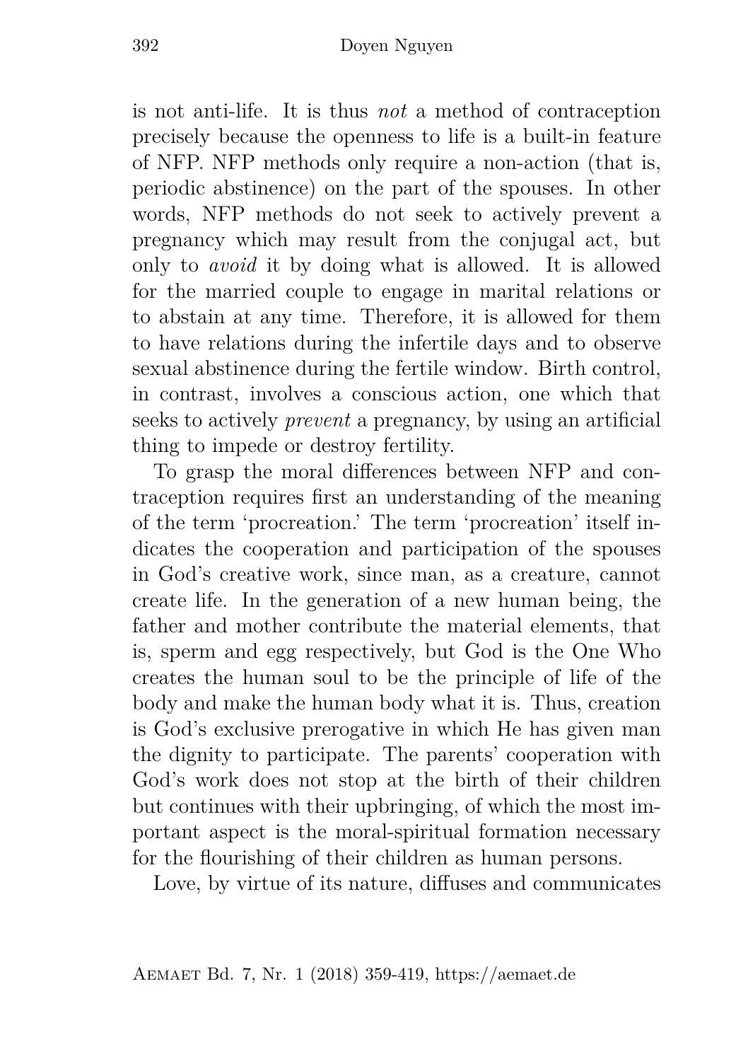is not anti-life. It is thus *not* a method of contraception precisely because the openness to life is a built-in feature of NFP. NFP methods only require a non-action (that is, periodic abstinence) on the part of the spouses. In other words, NFP methods do not seek to actively prevent a pregnancy which may result from the conjugal act, but only to *avoid* it by doing what is allowed. It is allowed for the married couple to engage in marital relations or to abstain at any time. Therefore, it is allowed for them to have relations during the infertile days and to observe sexual abstinence during the fertile window. Birth control, in contrast, involves a conscious action, one which that seeks to actively *prevent* a pregnancy, by using an artificial thing to impede or destroy fertility.

To grasp the moral differences between NFP and contraception requires first an understanding of the meaning of the term 'procreation.' The term 'procreation' itself indicates the cooperation and participation of the spouses in God's creative work, since man, as a creature, cannot create life. In the generation of a new human being, the father and mother contribute the material elements, that is, sperm and egg respectively, but God is the One Who creates the human soul to be the principle of life of the body and make the human body what it is. Thus, creation is God's exclusive prerogative in which He has given man the dignity to participate. The parents' cooperation with God's work does not stop at the birth of their children but continues with their upbringing, of which the most important aspect is the moral-spiritual formation necessary for the flourishing of their children as human persons.

Love, by virtue of its nature, diffuses and communicates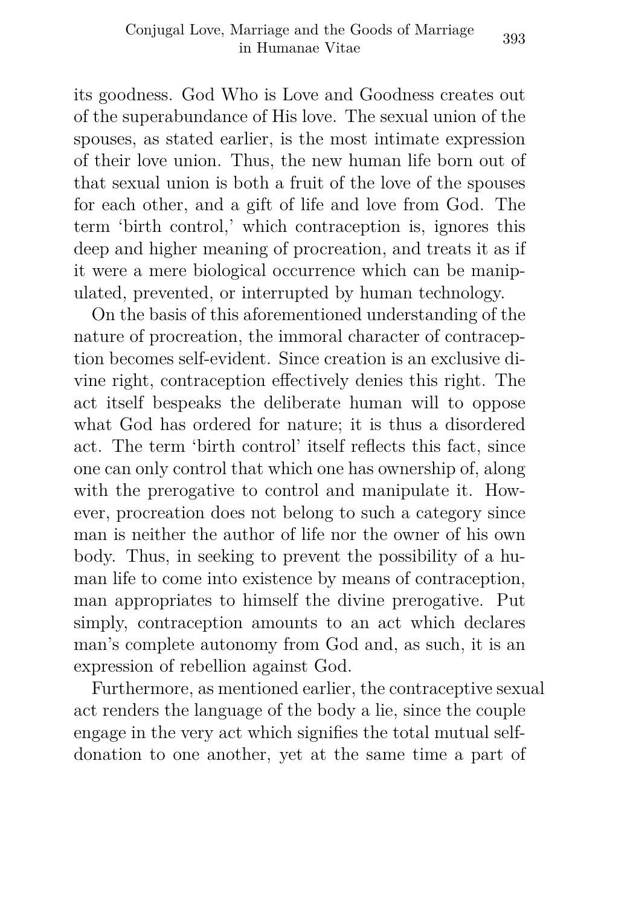its goodness. God Who is Love and Goodness creates out of the superabundance of His love. The sexual union of the spouses, as stated earlier, is the most intimate expression of their love union. Thus, the new human life born out of that sexual union is both a fruit of the love of the spouses for each other, and a gift of life and love from God. The term 'birth control,' which contraception is, ignores this deep and higher meaning of procreation, and treats it as if it were a mere biological occurrence which can be manipulated, prevented, or interrupted by human technology.

On the basis of this aforementioned understanding of the nature of procreation, the immoral character of contraception becomes self-evident. Since creation is an exclusive divine right, contraception effectively denies this right. The act itself bespeaks the deliberate human will to oppose what God has ordered for nature; it is thus a disordered act. The term 'birth control' itself reflects this fact, since one can only control that which one has ownership of, along with the prerogative to control and manipulate it. However, procreation does not belong to such a category since man is neither the author of life nor the owner of his own body. Thus, in seeking to prevent the possibility of a human life to come into existence by means of contraception, man appropriates to himself the divine prerogative. Put simply, contraception amounts to an act which declares man's complete autonomy from God and, as such, it is an expression of rebellion against God.

Furthermore, as mentioned earlier, the contraceptive sexual act renders the language of the body a lie, since the couple engage in the very act which signifies the total mutual self-donation to one another, yet at the same time a part of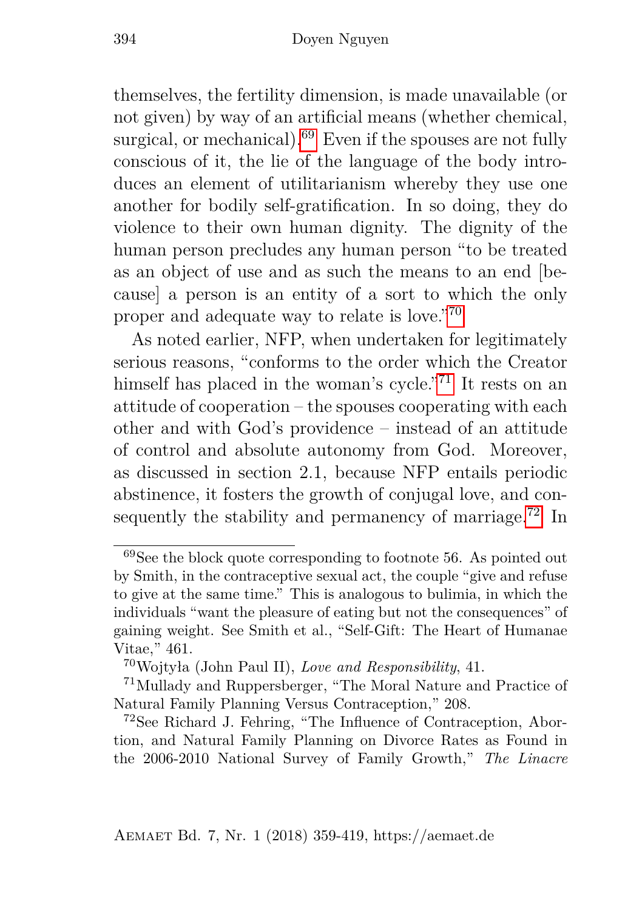themselves, the fertility dimension, is made unavailable (or not given) by way of an artificial means (whether chemical, surgical, or mechanical).[69] Even if the spouses are not fully conscious of it, the lie of the language of the body introduces an element of utilitarianism whereby they use one another for bodily self-gratification. In so doing, they do violence to their own human dignity. The dignity of the human person precludes any human person "to be treated as an object of use and as such the means to an end [because] a person is an entity of a sort to which the only proper and adequate way to relate is love."[70]

As noted earlier, NFP, when undertaken for legitimately serious reasons, "conforms to the order which the Creator himself has placed in the woman's cycle."[71] It rests on an attitude of cooperation – the spouses cooperating with each other and with God's providence – instead of an attitude of control and absolute autonomy from God. Moreover, as discussed in section 2.1, because NFP entails periodic abstinence, it fosters the growth of conjugal love, and consequently the stability and permanency of marriage.[72] In

---

[69] See the block quote corresponding to footnote 56. As pointed out by Smith, in the contraceptive sexual act, the couple "give and refuse to give at the same time." This is analogous to bulimia, in which the individuals "want the pleasure of eating but not the consequences" of gaining weight. See Smith et al., "Self-Gift: The Heart of Humanae Vitae," 461.

[70] Wojtyła (John Paul II), *Love and Responsibility*, 41.

[71] Mullady and Ruppersberger, "The Moral Nature and Practice of Natural Family Planning Versus Contraception," 208.

[72] See Richard J. Fehring, "The Influence of Contraception, Abortion, and Natural Family Planning on Divorce Rates as Found in the 2006-2010 National Survey of Family Growth," *The Linacre*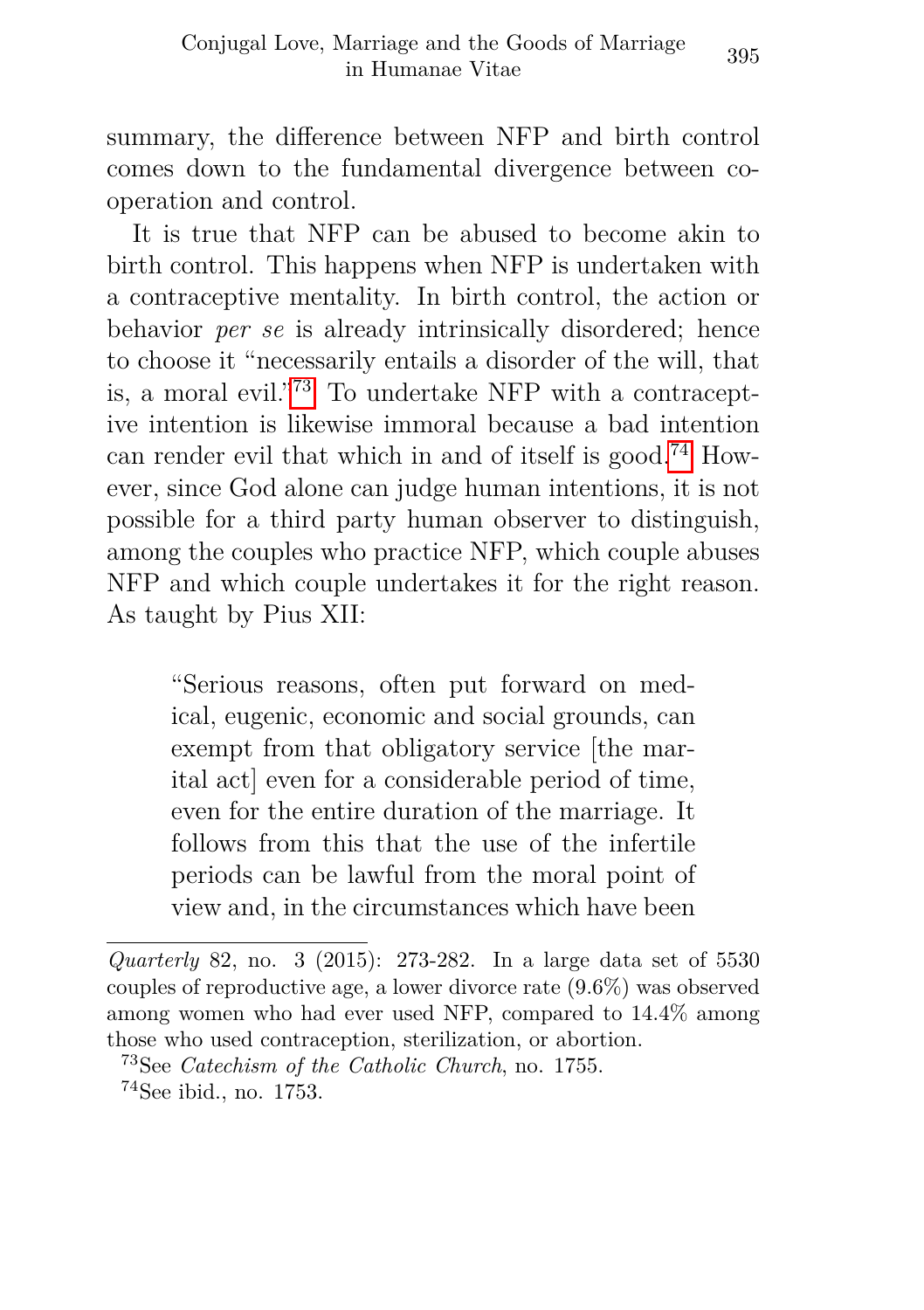summary, the difference between NFP and birth control comes down to the fundamental divergence between cooperation and control.

It is true that NFP can be abused to become akin to birth control. This happens when NFP is undertaken with a contraceptive mentality. In birth control, the action or behavior *per se* is already intrinsically disordered; hence to choose it "necessarily entails a disorder of the will, that is, a moral evil."[73] To undertake NFP with a contraceptive intention is likewise immoral because a bad intention can render evil that which in and of itself is good.[74] However, since God alone can judge human intentions, it is not possible for a third party human observer to distinguish, among the couples who practice NFP, which couple abuses NFP and which couple undertakes it for the right reason. As taught by Pius XII:

> "Serious reasons, often put forward on medical, eugenic, economic and social grounds, can exempt from that obligatory service [the marital act] even for a considerable period of time, even for the entire duration of the marriage. It follows from this that the use of the infertile periods can be lawful from the moral point of view and, in the circumstances which have been

---

*Quarterly* 82, no. 3 (2015): 273-282. In a large data set of 5530 couples of reproductive age, a lower divorce rate (9.6%) was observed among women who had ever used NFP, compared to 14.4% among those who used contraception, sterilization, or abortion.

[73] See *Catechism of the Catholic Church*, no. 1755.

[74] See ibid., no. 1753.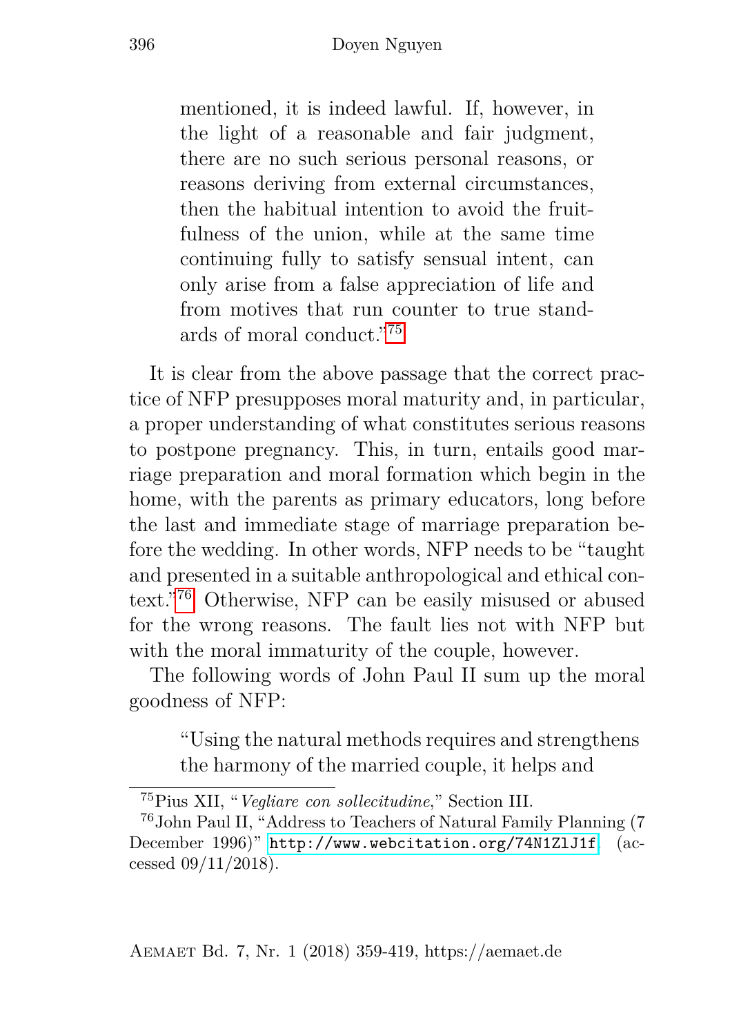> mentioned, it is indeed lawful. If, however, in the light of a reasonable and fair judgment, there are no such serious personal reasons, or reasons deriving from external circumstances, then the habitual intention to avoid the fruitfulness of the union, while at the same time continuing fully to satisfy sensual intent, can only arise from a false appreciation of life and from motives that run counter to true standards of moral conduct."[75]

It is clear from the above passage that the correct practice of NFP presupposes moral maturity and, in particular, a proper understanding of what constitutes serious reasons to postpone pregnancy. This, in turn, entails good marriage preparation and moral formation which begin in the home, with the parents as primary educators, long before the last and immediate stage of marriage preparation before the wedding. In other words, NFP needs to be "taught and presented in a suitable anthropological and ethical context."[76] Otherwise, NFP can be easily misused or abused for the wrong reasons. The fault lies not with NFP but with the moral immaturity of the couple, however.

The following words of John Paul II sum up the moral goodness of NFP:

> "Using the natural methods requires and strengthens the harmony of the married couple, it helps and

[75] Pius XII, "*Vegliare con sollecitudine*," Section III.

[76] John Paul II, "Address to Teachers of Natural Family Planning (7 December 1996)" http://www.webcitation.org/74N1ZlJ1f. (accessed 09/11/2018).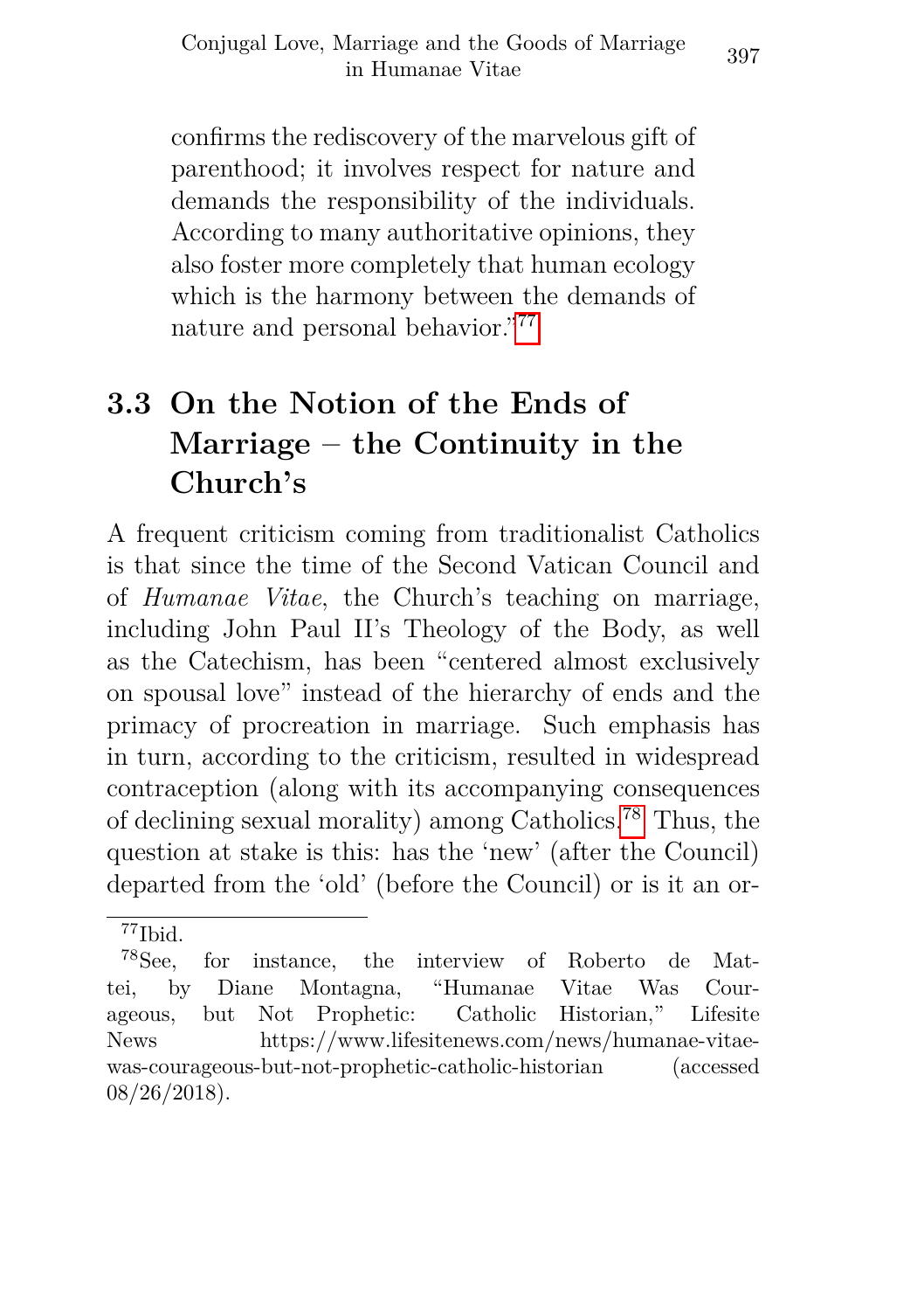confirms the rediscovery of the marvelous gift of parenthood; it involves respect for nature and demands the responsibility of the individuals. According to many authoritative opinions, they also foster more completely that human ecology which is the harmony between the demands of nature and personal behavior."[77]

## 3.3 On the Notion of the Ends of Marriage – the Continuity in the Church's

A frequent criticism coming from traditionalist Catholics is that since the time of the Second Vatican Council and of *Humanae Vitae*, the Church's teaching on marriage, including John Paul II's Theology of the Body, as well as the Catechism, has been "centered almost exclusively on spousal love" instead of the hierarchy of ends and the primacy of procreation in marriage. Such emphasis has in turn, according to the criticism, resulted in widespread contraception (along with its accompanying consequences of declining sexual morality) among Catholics.[78] Thus, the question at stake is this: has the 'new' (after the Council) departed from the 'old' (before the Council) or is it an or-

---

[77] Ibid.

[78] See, for instance, the interview of Roberto de Mattei, by Diane Montagna, "Humanae Vitae Was Courageous, but Not Prophetic: Catholic Historian," Lifesite News https://www.lifesitenews.com/news/humanae-vitae-was-courageous-but-not-prophetic-catholic-historian (accessed 08/26/2018).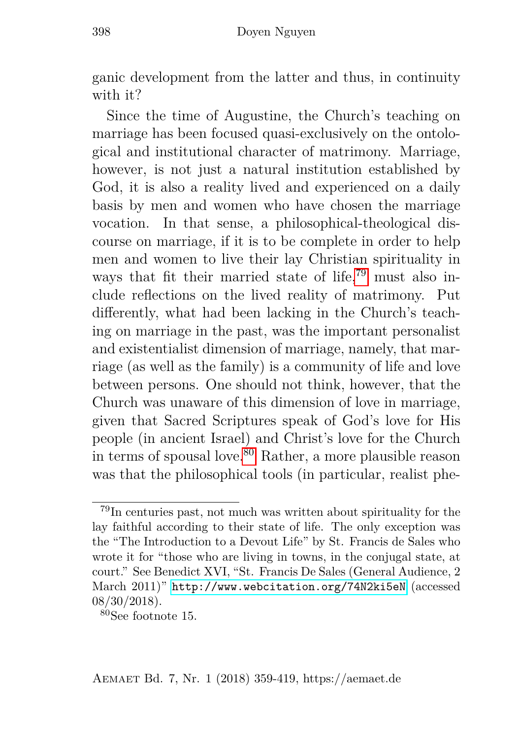ganic development from the latter and thus, in continuity with it?

Since the time of Augustine, the Church's teaching on marriage has been focused quasi-exclusively on the ontological and institutional character of matrimony. Marriage, however, is not just a natural institution established by God, it is also a reality lived and experienced on a daily basis by men and women who have chosen the marriage vocation. In that sense, a philosophical-theological discourse on marriage, if it is to be complete in order to help men and women to live their lay Christian spirituality in ways that fit their married state of life,[79] must also include reflections on the lived reality of matrimony. Put differently, what had been lacking in the Church's teaching on marriage in the past, was the important personalist and existentialist dimension of marriage, namely, that marriage (as well as the family) is a community of life and love between persons. One should not think, however, that the Church was unaware of this dimension of love in marriage, given that Sacred Scriptures speak of God's love for His people (in ancient Israel) and Christ's love for the Church in terms of spousal love.[80] Rather, a more plausible reason was that the philosophical tools (in particular, realist phe-

[79] In centuries past, not much was written about spirituality for the lay faithful according to their state of life. The only exception was the "The Introduction to a Devout Life" by St. Francis de Sales who wrote it for "those who are living in towns, in the conjugal state, at court." See Benedict XVI, "St. Francis De Sales (General Audience, 2 March 2011)" http://www.webcitation.org/74N2ki5eN (accessed 08/30/2018).

[80] See footnote 15.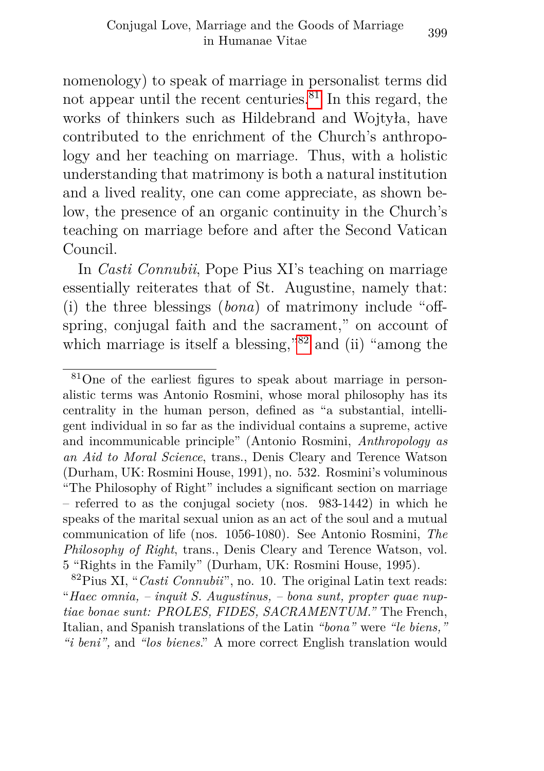nomenology) to speak of marriage in personalist terms did not appear until the recent centuries.[81] In this regard, the works of thinkers such as Hildebrand and Wojtyła, have contributed to the enrichment of the Church's anthropology and her teaching on marriage. Thus, with a holistic understanding that matrimony is both a natural institution and a lived reality, one can come appreciate, as shown below, the presence of an organic continuity in the Church's teaching on marriage before and after the Second Vatican Council.

In *Casti Connubii*, Pope Pius XI's teaching on marriage essentially reiterates that of St. Augustine, namely that: (i) the three blessings (*bona*) of matrimony include "offspring, conjugal faith and the sacrament," on account of which marriage is itself a blessing,"[82] and (ii) "among the

---

[81] One of the earliest figures to speak about marriage in personalistic terms was Antonio Rosmini, whose moral philosophy has its centrality in the human person, defined as "a substantial, intelligent individual in so far as the individual contains a supreme, active and incommunicable principle" (Antonio Rosmini, *Anthropology as an Aid to Moral Science*, trans., Denis Cleary and Terence Watson (Durham, UK: Rosmini House, 1991), no. 532. Rosmini's voluminous "The Philosophy of Right" includes a significant section on marriage – referred to as the conjugal society (nos. 983-1442) in which he speaks of the marital sexual union as an act of the soul and a mutual communication of life (nos. 1056-1080). See Antonio Rosmini, *The Philosophy of Right*, trans., Denis Cleary and Terence Watson, vol. 5 "Rights in the Family" (Durham, UK: Rosmini House, 1995).

[82] Pius XI, "*Casti Connubii*", no. 10. The original Latin text reads: "*Haec omnia, – inquit S. Augustinus, – bona sunt, propter quae nuptiae bonae sunt: PROLES, FIDES, SACRAMENTUM.*" The French, Italian, and Spanish translations of the Latin *"bona"* were *"le biens," "i beni",* and *"los bienes*." A more correct English translation would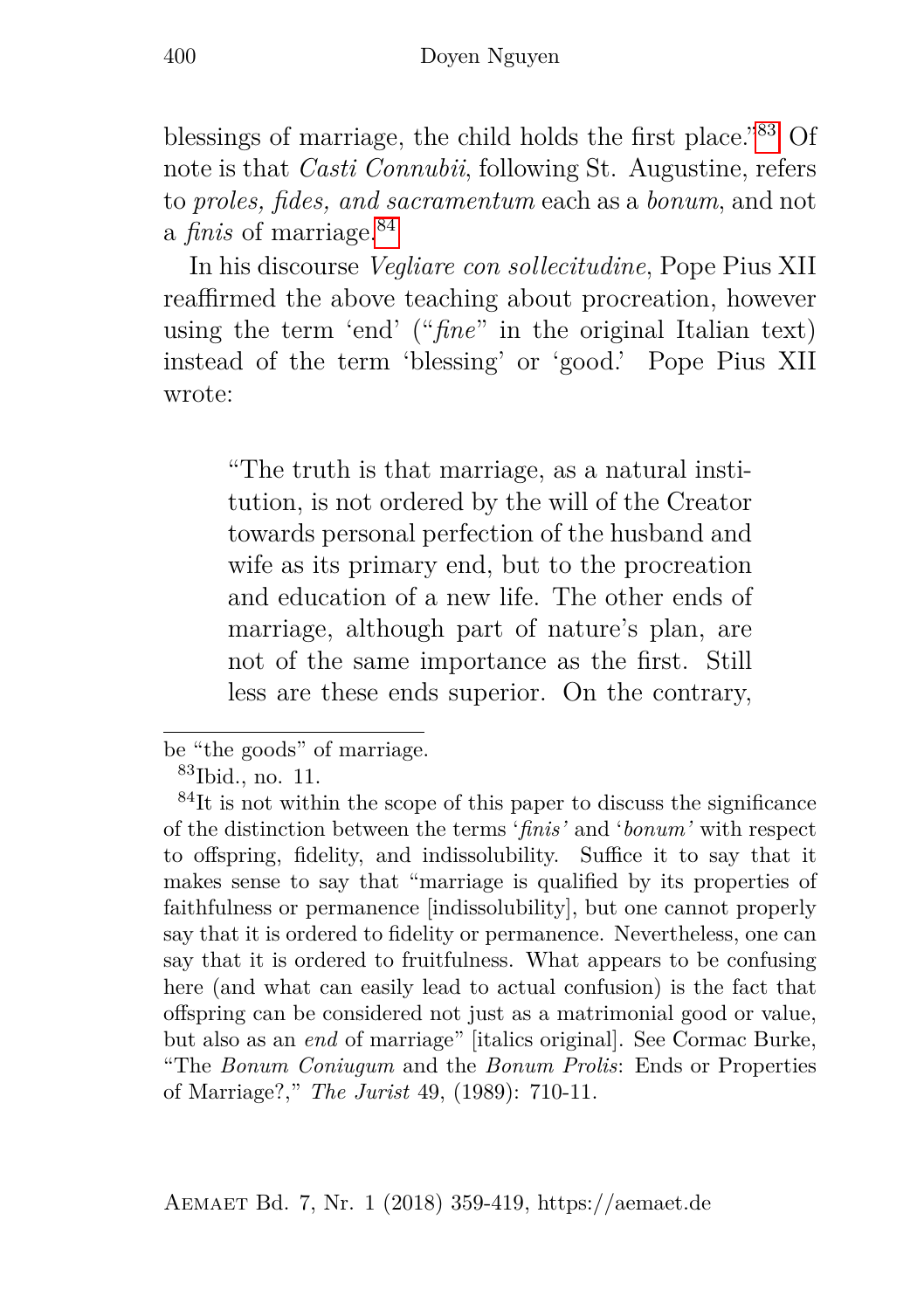blessings of marriage, the child holds the first place."[83] Of note is that *Casti Connubii*, following St. Augustine, refers to *proles, fides, and sacramentum* each as a *bonum*, and not a *finis* of marriage.[84]

In his discourse *Vegliare con sollecitudine*, Pope Pius XII reaffirmed the above teaching about procreation, however using the term 'end' ("*fine*" in the original Italian text) instead of the term 'blessing' or 'good.' Pope Pius XII wrote:

> "The truth is that marriage, as a natural institution, is not ordered by the will of the Creator towards personal perfection of the husband and wife as its primary end, but to the procreation and education of a new life. The other ends of marriage, although part of nature's plan, are not of the same importance as the first. Still less are these ends superior. On the contrary,

---

be "the goods" of marriage.

[83] Ibid., no. 11.

[84] It is not within the scope of this paper to discuss the significance of the distinction between the terms '*finis'* and '*bonum'* with respect to offspring, fidelity, and indissolubility. Suffice it to say that it makes sense to say that "marriage is qualified by its properties of faithfulness or permanence [indissolubility], but one cannot properly say that it is ordered to fidelity or permanence. Nevertheless, one can say that it is ordered to fruitfulness. What appears to be confusing here (and what can easily lead to actual confusion) is the fact that offspring can be considered not just as a matrimonial good or value, but also as an *end* of marriage" [italics original]. See Cormac Burke, "The *Bonum Coniugum* and the *Bonum Prolis*: Ends or Properties of Marriage?," *The Jurist* 49, (1989): 710-11.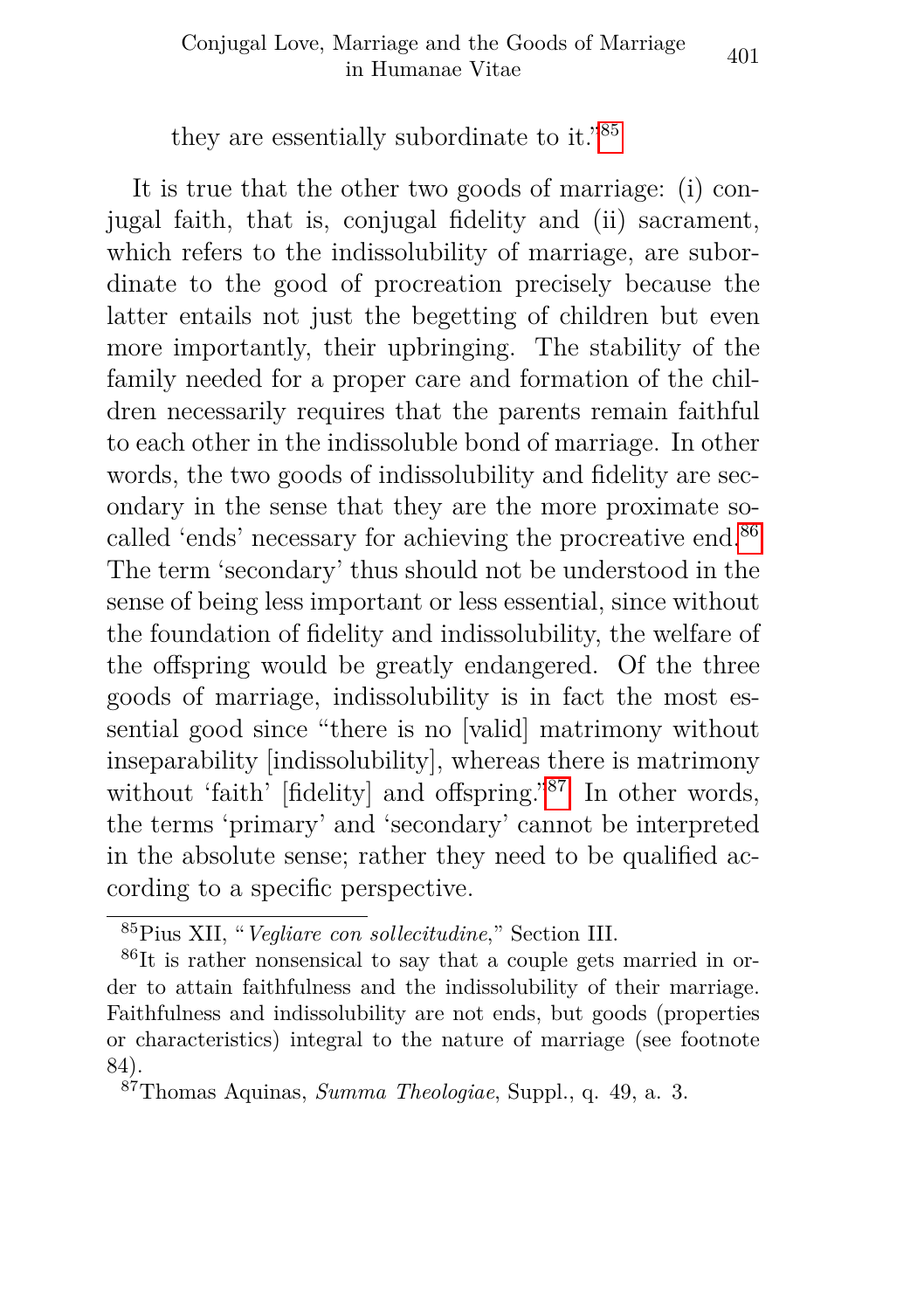they are essentially subordinate to it."[85]

It is true that the other two goods of marriage: (i) conjugal faith, that is, conjugal fidelity and (ii) sacrament, which refers to the indissolubility of marriage, are subordinate to the good of procreation precisely because the latter entails not just the begetting of children but even more importantly, their upbringing. The stability of the family needed for a proper care and formation of the children necessarily requires that the parents remain faithful to each other in the indissoluble bond of marriage. In other words, the two goods of indissolubility and fidelity are secondary in the sense that they are the more proximate so-called 'ends' necessary for achieving the procreative end.[86] The term 'secondary' thus should not be understood in the sense of being less important or less essential, since without the foundation of fidelity and indissolubility, the welfare of the offspring would be greatly endangered. Of the three goods of marriage, indissolubility is in fact the most essential good since "there is no [valid] matrimony without inseparability [indissolubility], whereas there is matrimony without 'faith' [fidelity] and offspring."[87] In other words, the terms 'primary' and 'secondary' cannot be interpreted in the absolute sense; rather they need to be qualified according to a specific perspective.

---

[85] Pius XII, "*Vegliare con sollecitudine*," Section III.

[86] It is rather nonsensical to say that a couple gets married in order to attain faithfulness and the indissolubility of their marriage. Faithfulness and indissolubility are not ends, but goods (properties or characteristics) integral to the nature of marriage (see footnote 84).

[87] Thomas Aquinas, *Summa Theologiae*, Suppl., q. 49, a. 3.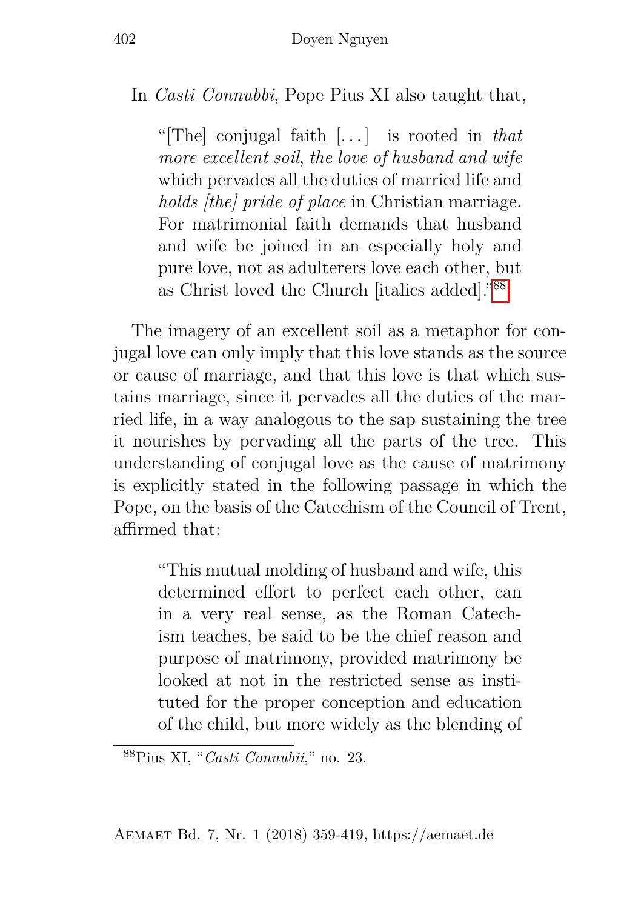In *Casti Connubbi*, Pope Pius XI also taught that,

> "[The] conjugal faith [...] is rooted in *that more excellent soil*, *the love of husband and wife* which pervades all the duties of married life and *holds [the] pride of place* in Christian marriage. For matrimonial faith demands that husband and wife be joined in an especially holy and pure love, not as adulterers love each other, but as Christ loved the Church [italics added]."[88]

The imagery of an excellent soil as a metaphor for conjugal love can only imply that this love stands as the source or cause of marriage, and that this love is that which sustains marriage, since it pervades all the duties of the married life, in a way analogous to the sap sustaining the tree it nourishes by pervading all the parts of the tree. This understanding of conjugal love as the cause of matrimony is explicitly stated in the following passage in which the Pope, on the basis of the Catechism of the Council of Trent, affirmed that:

> "This mutual molding of husband and wife, this determined effort to perfect each other, can in a very real sense, as the Roman Catechism teaches, be said to be the chief reason and purpose of matrimony, provided matrimony be looked at not in the restricted sense as instituted for the proper conception and education of the child, but more widely as the blending of

[88] Pius XI, "*Casti Connubii*," no. 23.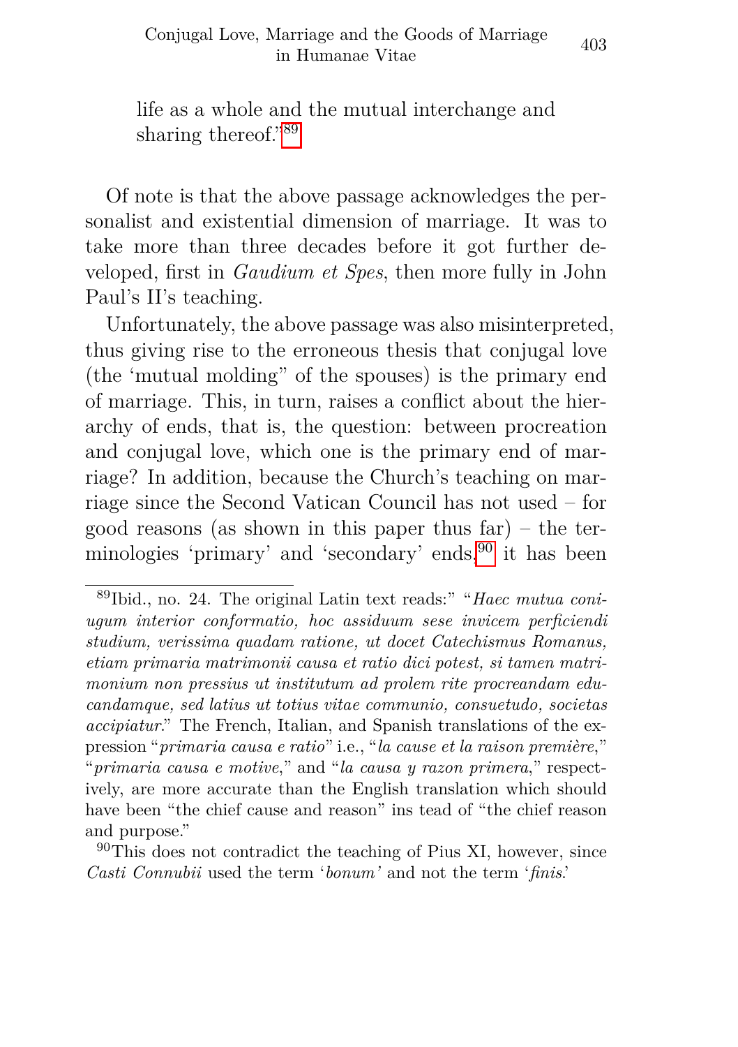life as a whole and the mutual interchange and sharing thereof."[89]

Of note is that the above passage acknowledges the personalist and existential dimension of marriage. It was to take more than three decades before it got further developed, first in *Gaudium et Spes*, then more fully in John Paul's II's teaching.

Unfortunately, the above passage was also misinterpreted, thus giving rise to the erroneous thesis that conjugal love (the 'mutual molding" of the spouses) is the primary end of marriage. This, in turn, raises a conflict about the hierarchy of ends, that is, the question: between procreation and conjugal love, which one is the primary end of marriage? In addition, because the Church's teaching on marriage since the Second Vatican Council has not used – for good reasons (as shown in this paper thus far) – the terminologies 'primary' and 'secondary' ends,[90] it has been

---

[89] Ibid., no. 24. The original Latin text reads:" "*Haec mutua coniugum interior conformatio, hoc assiduum sese invicem perficiendi studium, verissima quadam ratione, ut docet Catechismus Romanus, etiam primaria matrimonii causa et ratio dici potest, si tamen matrimonium non pressius ut institutum ad prolem rite procreandam educandamque, sed latius ut totius vitae communio, consuetudo, societas accipiatur*." The French, Italian, and Spanish translations of the expression "*primaria causa e ratio*" i.e., "*la cause et la raison première*," "*primaria causa e motive*," and "*la causa y razon primera*," respectively, are more accurate than the English translation which should have been "the chief cause and reason" ins tead of "the chief reason and purpose."

[90] This does not contradict the teaching of Pius XI, however, since *Casti Connubii* used the term '*bonum'* and not the term '*finis*.'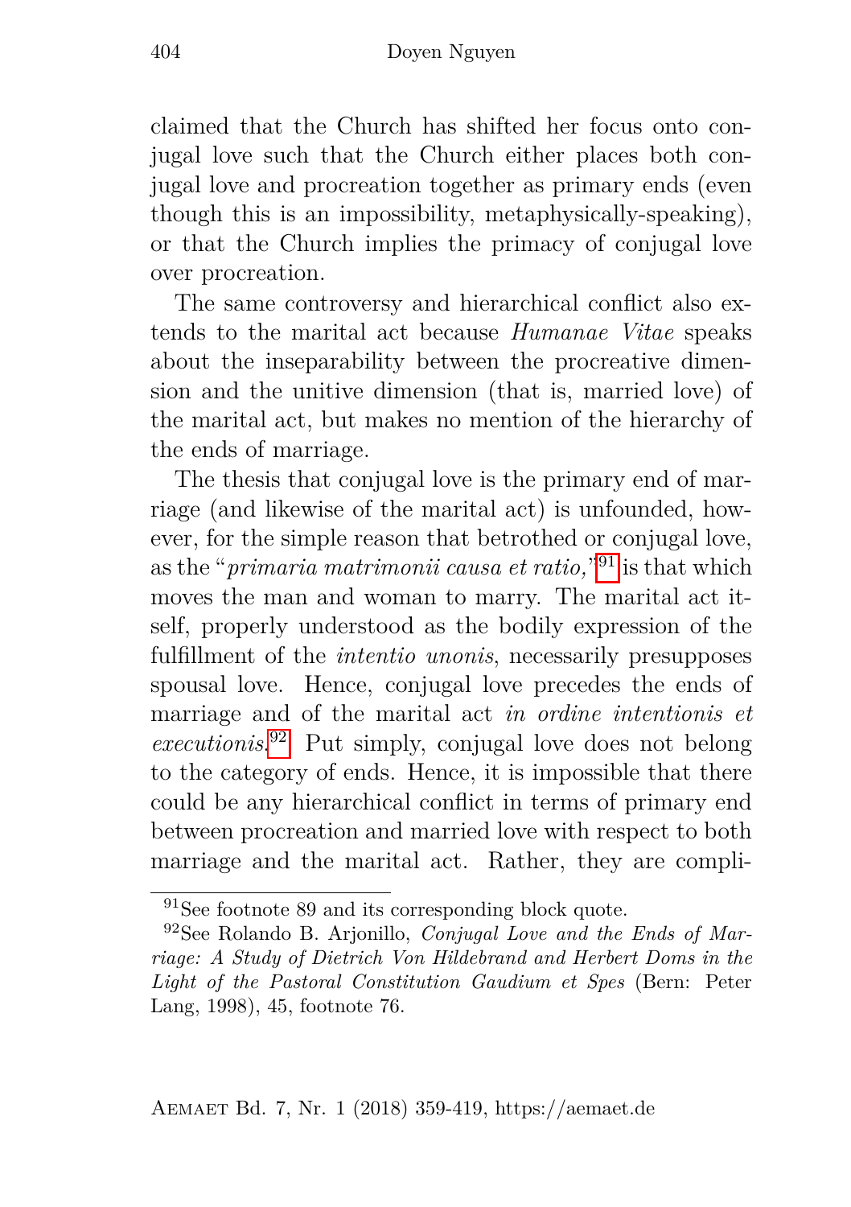claimed that the Church has shifted her focus onto conjugal love such that the Church either places both conjugal love and procreation together as primary ends (even though this is an impossibility, metaphysically-speaking), or that the Church implies the primacy of conjugal love over procreation.

The same controversy and hierarchical conflict also extends to the marital act because *Humanae Vitae* speaks about the inseparability between the procreative dimension and the unitive dimension (that is, married love) of the marital act, but makes no mention of the hierarchy of the ends of marriage.

The thesis that conjugal love is the primary end of marriage (and likewise of the marital act) is unfounded, however, for the simple reason that betrothed or conjugal love, as the "*primaria matrimonii causa et ratio*,"[91] is that which moves the man and woman to marry. The marital act itself, properly understood as the bodily expression of the fulfillment of the *intentio unonis*, necessarily presupposes spousal love. Hence, conjugal love precedes the ends of marriage and of the marital act *in ordine intentionis et executionis*.[92] Put simply, conjugal love does not belong to the category of ends. Hence, it is impossible that there could be any hierarchical conflict in terms of primary end between procreation and married love with respect to both marriage and the marital act. Rather, they are compli-

---

[91] See footnote 89 and its corresponding block quote.

[92] See Rolando B. Arjonillo, *Conjugal Love and the Ends of Marriage: A Study of Dietrich Von Hildebrand and Herbert Doms in the Light of the Pastoral Constitution Gaudium et Spes* (Bern: Peter Lang, 1998), 45, footnote 76.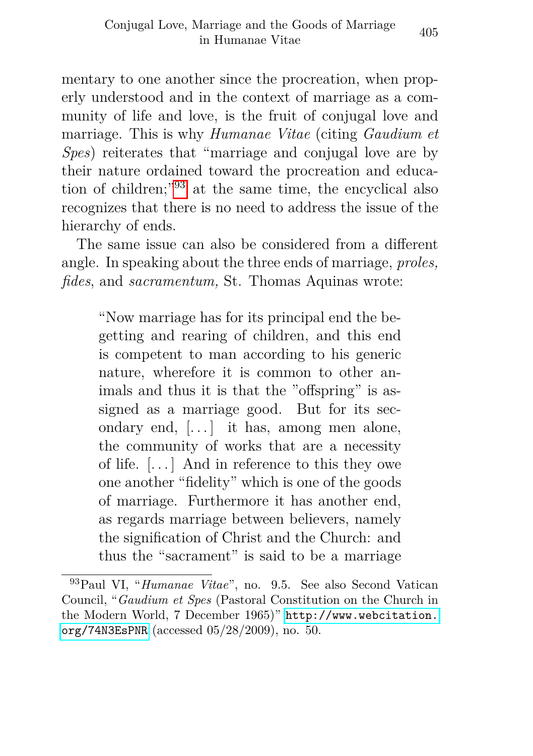mentary to one another since the procreation, when properly understood and in the context of marriage as a community of life and love, is the fruit of conjugal love and marriage. This is why *Humanae Vitae* (citing *Gaudium et Spes*) reiterates that "marriage and conjugal love are by their nature ordained toward the procreation and education of children;"[93] at the same time, the encyclical also recognizes that there is no need to address the issue of the hierarchy of ends.

The same issue can also be considered from a different angle. In speaking about the three ends of marriage, *proles, fides*, and *sacramentum,* St. Thomas Aquinas wrote:

> "Now marriage has for its principal end the begetting and rearing of children, and this end is competent to man according to his generic nature, wherefore it is common to other animals and thus it is that the "offspring" is assigned as a marriage good. But for its secondary end, [...] it has, among men alone, the community of works that are a necessity of life. [...] And in reference to this they owe one another "fidelity" which is one of the goods of marriage. Furthermore it has another end, as regards marriage between believers, namely the signification of Christ and the Church: and thus the "sacrament" is said to be a marriage

---

[93] Paul VI, "*Humanae Vitae*", no. 9.5. See also Second Vatican Council, "*Gaudium et Spes* (Pastoral Constitution on the Church in the Modern World, 7 December 1965)" http://www.webcitation.org/74N3EsPNR (accessed 05/28/2009), no. 50.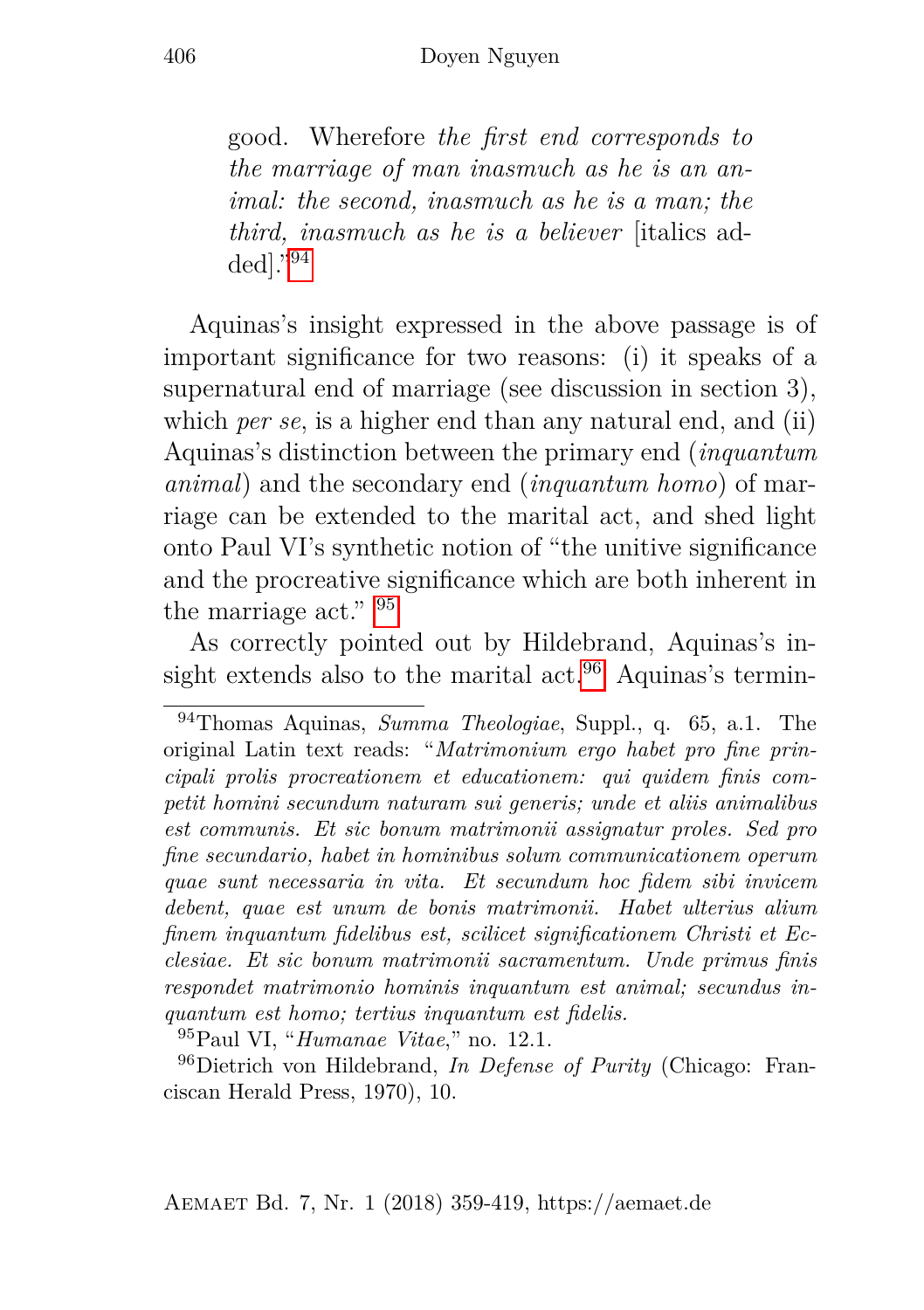> good. Wherefore *the first end corresponds to the marriage of man inasmuch as he is an animal: the second, inasmuch as he is a man; the third, inasmuch as he is a believer* [italics added]."[94]

Aquinas's insight expressed in the above passage is of important significance for two reasons: (i) it speaks of a supernatural end of marriage (see discussion in section 3), which *per se*, is a higher end than any natural end, and (ii) Aquinas's distinction between the primary end (*inquantum animal*) and the secondary end (*inquantum homo*) of marriage can be extended to the marital act, and shed light onto Paul VI's synthetic notion of "the unitive significance and the procreative significance which are both inherent in the marriage act." [95]

As correctly pointed out by Hildebrand, Aquinas's insight extends also to the marital act.[96] Aquinas's termin-

---

[94] Thomas Aquinas, *Summa Theologiae*, Suppl., q. 65, a.1. The original Latin text reads: "*Matrimonium ergo habet pro fine principali prolis procreationem et educationem: qui quidem finis competit homini secundum naturam sui generis; unde et aliis animalibus est communis. Et sic bonum matrimonii assignatur proles. Sed pro fine secundario, habet in hominibus solum communicationem operum quae sunt necessaria in vita. Et secundum hoc fidem sibi invicem debent, quae est unum de bonis matrimonii. Habet ulterius alium finem inquantum fidelibus est, scilicet significationem Christi et Ecclesiae. Et sic bonum matrimonii sacramentum. Unde primus finis respondet matrimonio hominis inquantum est animal; secundus inquantum est homo; tertius inquantum est fidelis.*

[95] Paul VI, "*Humanae Vitae*," no. 12.1.

[96] Dietrich von Hildebrand, *In Defense of Purity* (Chicago: Franciscan Herald Press, 1970), 10.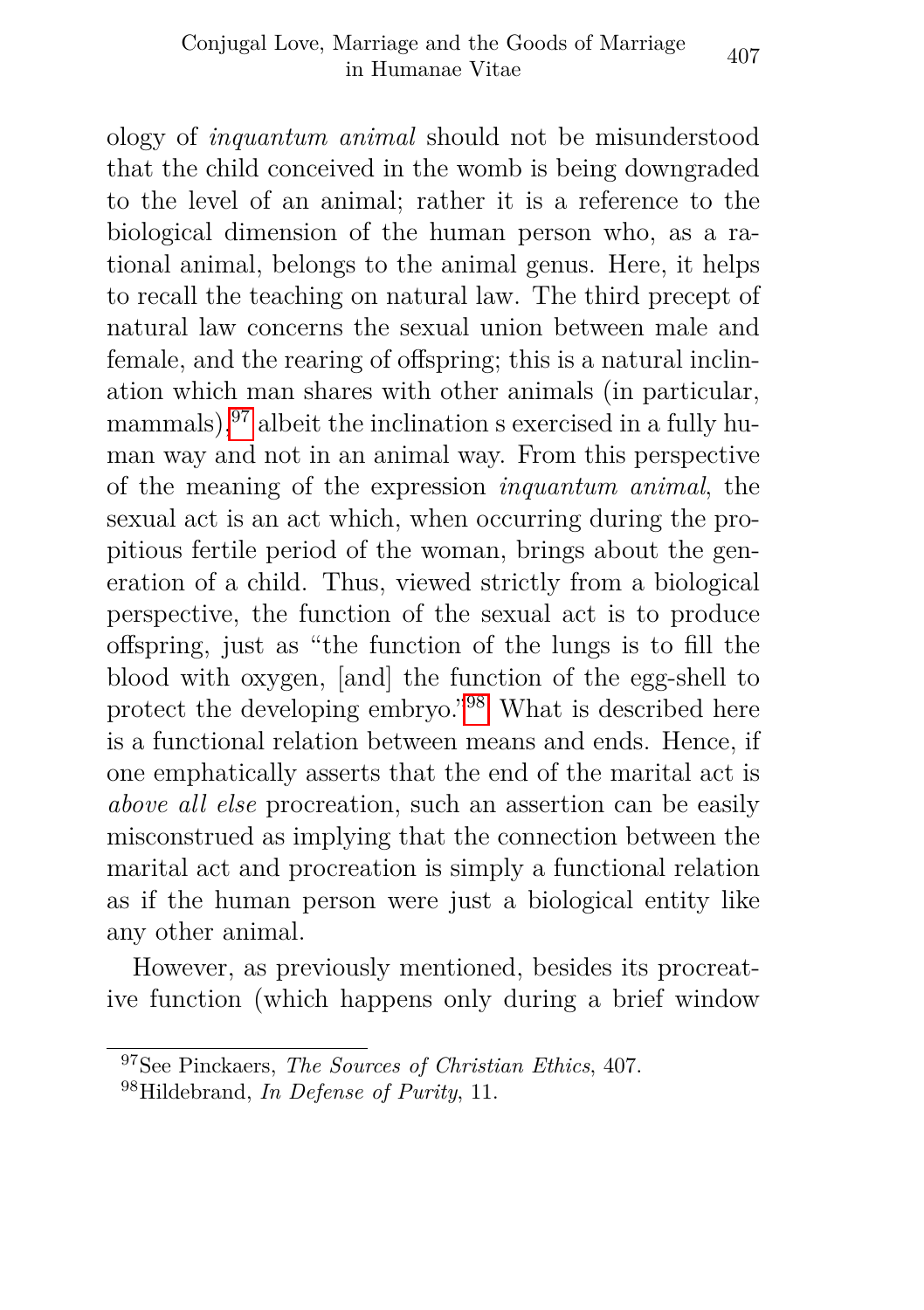ology of *inquantum animal* should not be misunderstood that the child conceived in the womb is being downgraded to the level of an animal; rather it is a reference to the biological dimension of the human person who, as a rational animal, belongs to the animal genus. Here, it helps to recall the teaching on natural law. The third precept of natural law concerns the sexual union between male and female, and the rearing of offspring; this is a natural inclination which man shares with other animals (in particular, mammals),[97] albeit the inclination s exercised in a fully human way and not in an animal way. From this perspective of the meaning of the expression *inquantum animal*, the sexual act is an act which, when occurring during the propitious fertile period of the woman, brings about the generation of a child. Thus, viewed strictly from a biological perspective, the function of the sexual act is to produce offspring, just as "the function of the lungs is to fill the blood with oxygen, [and] the function of the egg-shell to protect the developing embryo."[98] What is described here is a functional relation between means and ends. Hence, if one emphatically asserts that the end of the marital act is *above all else* procreation, such an assertion can be easily misconstrued as implying that the connection between the marital act and procreation is simply a functional relation as if the human person were just a biological entity like any other animal.

However, as previously mentioned, besides its procreative function (which happens only during a brief window

[97] See Pinckaers, *The Sources of Christian Ethics*, 407.

[98] Hildebrand, *In Defense of Purity*, 11.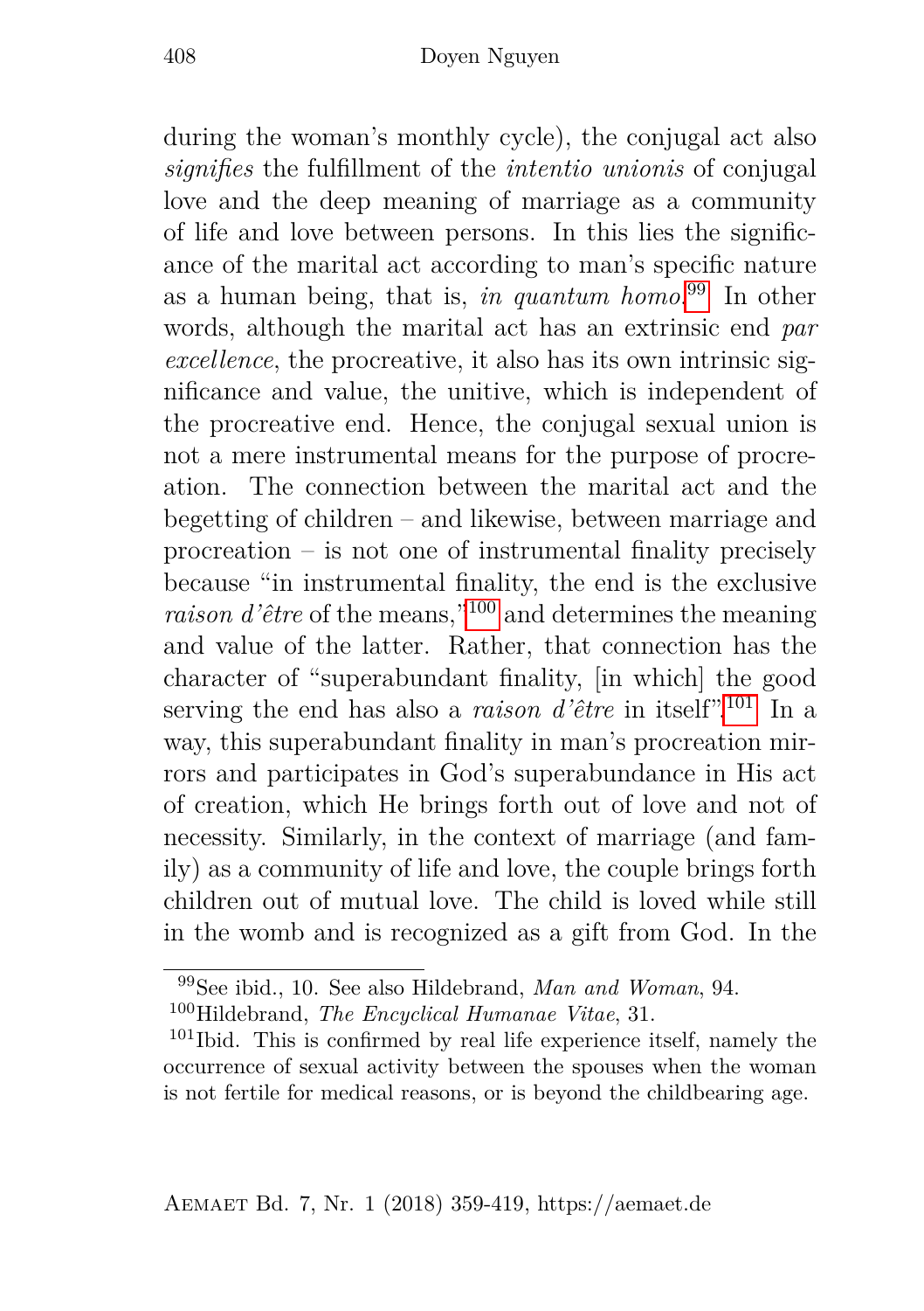during the woman's monthly cycle), the conjugal act also *signifies* the fulfillment of the *intentio unionis* of conjugal love and the deep meaning of marriage as a community of life and love between persons. In this lies the significance of the marital act according to man's specific nature as a human being, that is, *in quantum homo*.[99] In other words, although the marital act has an extrinsic end *par excellence*, the procreative, it also has its own intrinsic significance and value, the unitive, which is independent of the procreative end. Hence, the conjugal sexual union is not a mere instrumental means for the purpose of procreation. The connection between the marital act and the begetting of children – and likewise, between marriage and procreation – is not one of instrumental finality precisely because "in instrumental finality, the end is the exclusive *raison d'être* of the means,"[100] and determines the meaning and value of the latter. Rather, that connection has the character of "superabundant finality, [in which] the good serving the end has also a *raison d'être* in itself".[101] In a way, this superabundant finality in man's procreation mirrors and participates in God's superabundance in His act of creation, which He brings forth out of love and not of necessity. Similarly, in the context of marriage (and family) as a community of life and love, the couple brings forth children out of mutual love. The child is loved while still in the womb and is recognized as a gift from God. In the

---

[99] See ibid., 10. See also Hildebrand, *Man and Woman*, 94.

[100] Hildebrand, *The Encyclical Humanae Vitae*, 31.

[101] Ibid. This is confirmed by real life experience itself, namely the occurrence of sexual activity between the spouses when the woman is not fertile for medical reasons, or is beyond the childbearing age.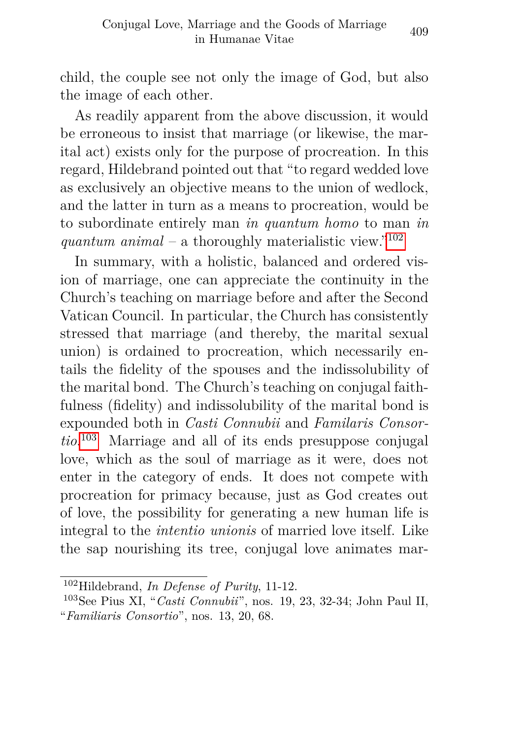child, the couple see not only the image of God, but also the image of each other.

As readily apparent from the above discussion, it would be erroneous to insist that marriage (or likewise, the marital act) exists only for the purpose of procreation. In this regard, Hildebrand pointed out that "to regard wedded love as exclusively an objective means to the union of wedlock, and the latter in turn as a means to procreation, would be to subordinate entirely man *in quantum homo* to man *in quantum animal* – a thoroughly materialistic view."[102]

In summary, with a holistic, balanced and ordered vision of marriage, one can appreciate the continuity in the Church's teaching on marriage before and after the Second Vatican Council. In particular, the Church has consistently stressed that marriage (and thereby, the marital sexual union) is ordained to procreation, which necessarily entails the fidelity of the spouses and the indissolubility of the marital bond. The Church's teaching on conjugal faithfulness (fidelity) and indissolubility of the marital bond is expounded both in *Casti Connubii* and *Familaris Consortio*.[103] Marriage and all of its ends presuppose conjugal love, which as the soul of marriage as it were, does not enter in the category of ends. It does not compete with procreation for primacy because, just as God creates out of love, the possibility for generating a new human life is integral to the *intentio unionis* of married love itself. Like the sap nourishing its tree, conjugal love animates mar-

---

[102] Hildebrand, *In Defense of Purity*, 11-12.

[103] See Pius XI, "*Casti Connubii*", nos. 19, 23, 32-34; John Paul II, "*Familiaris Consortio*", nos. 13, 20, 68.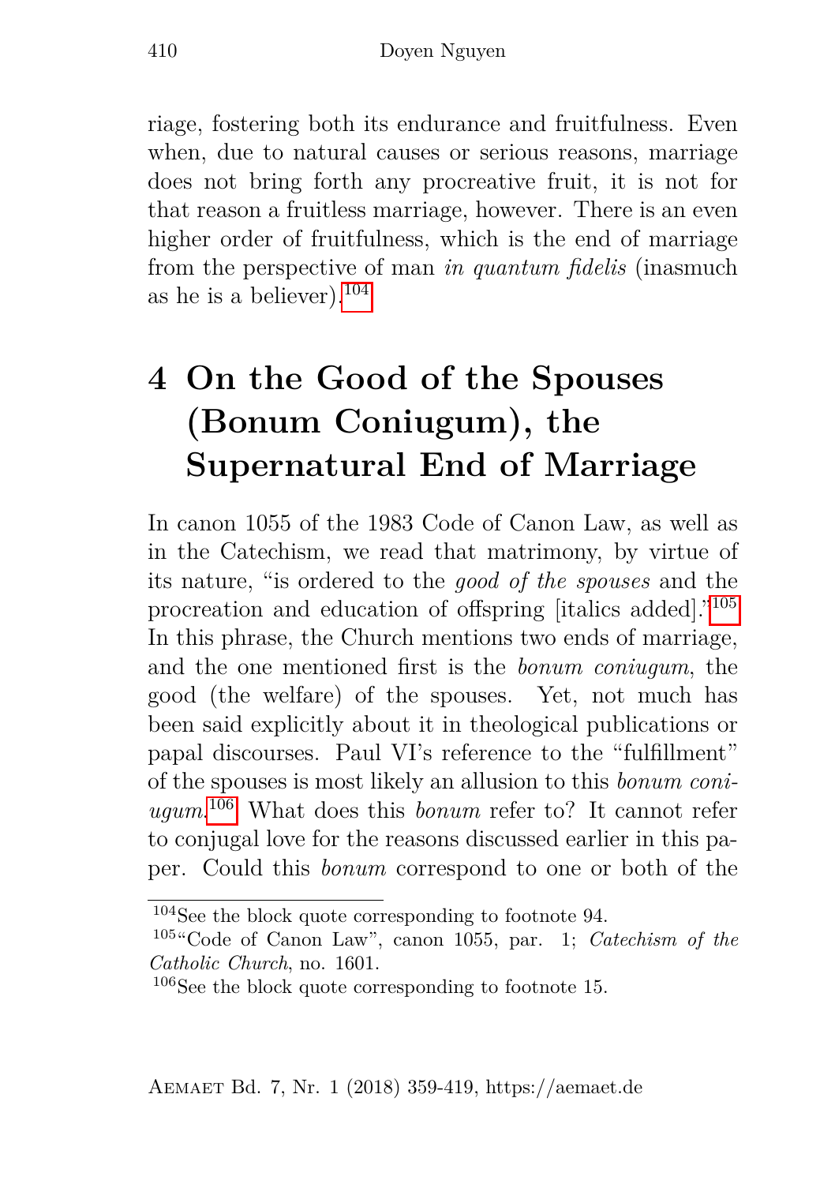riage, fostering both its endurance and fruitfulness. Even when, due to natural causes or serious reasons, marriage does not bring forth any procreative fruit, it is not for that reason a fruitless marriage, however. There is an even higher order of fruitfulness, which is the end of marriage from the perspective of man *in quantum fidelis* (inasmuch as he is a believer).[104]

# 4 On the Good of the Spouses (Bonum Coniugum), the Supernatural End of Marriage

In canon 1055 of the 1983 Code of Canon Law, as well as in the Catechism, we read that matrimony, by virtue of its nature, "is ordered to the *good of the spouses* and the procreation and education of offspring [italics added]."[105] In this phrase, the Church mentions two ends of marriage, and the one mentioned first is the *bonum coniugum*, the good (the welfare) of the spouses. Yet, not much has been said explicitly about it in theological publications or papal discourses. Paul VI's reference to the "fulfillment" of the spouses is most likely an allusion to this *bonum coniugum*.[106] What does this *bonum* refer to? It cannot refer to conjugal love for the reasons discussed earlier in this paper. Could this *bonum* correspond to one or both of the

---

[104] See the block quote corresponding to footnote 94.

[105] "Code of Canon Law", canon 1055, par. 1; *Catechism of the Catholic Church*, no. 1601.

[106] See the block quote corresponding to footnote 15.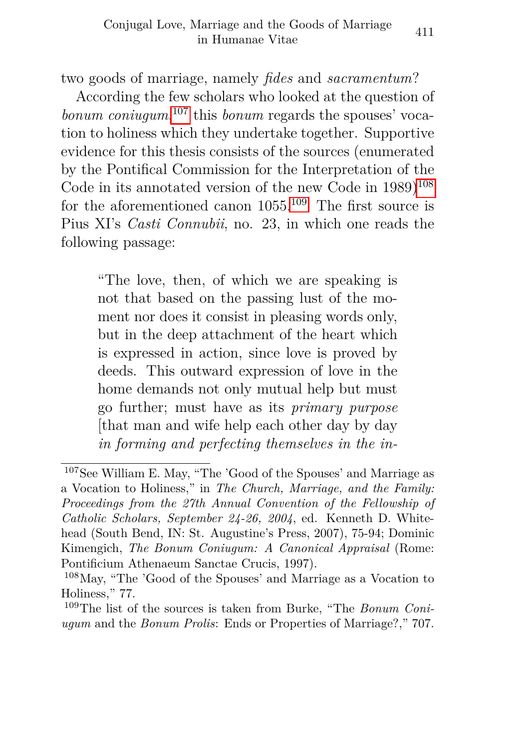two goods of marriage, namely *fides* and *sacramentum*?

According the few scholars who looked at the question of *bonum coniugum*,[107] this *bonum* regards the spouses' vocation to holiness which they undertake together. Supportive evidence for this thesis consists of the sources (enumerated by the Pontifical Commission for the Interpretation of the Code in its annotated version of the new Code in 1989)[108] for the aforementioned canon 1055.[109] The first source is Pius XI's *Casti Connubii*, no. 23, in which one reads the following passage:

> "The love, then, of which we are speaking is not that based on the passing lust of the moment nor does it consist in pleasing words only, but in the deep attachment of the heart which is expressed in action, since love is proved by deeds. This outward expression of love in the home demands not only mutual help but must go further; must have as its *primary purpose* [that man and wife help each other day by day *in forming and perfecting themselves in the in-*

[107] See William E. May, "The 'Good of the Spouses' and Marriage as a Vocation to Holiness," in *The Church, Marriage, and the Family: Proceedings from the 27th Annual Convention of the Fellowship of Catholic Scholars, September 24-26, 2004*, ed. Kenneth D. Whitehead (South Bend, IN: St. Augustine's Press, 2007), 75-94; Dominic Kimengich, *The Bonum Coniugum: A Canonical Appraisal* (Rome: Pontificium Athenaeum Sanctae Crucis, 1997).

[108] May, "The 'Good of the Spouses' and Marriage as a Vocation to Holiness," 77.

[109] The list of the sources is taken from Burke, "The *Bonum Coniugum* and the *Bonum Prolis*: Ends or Properties of Marriage?," 707.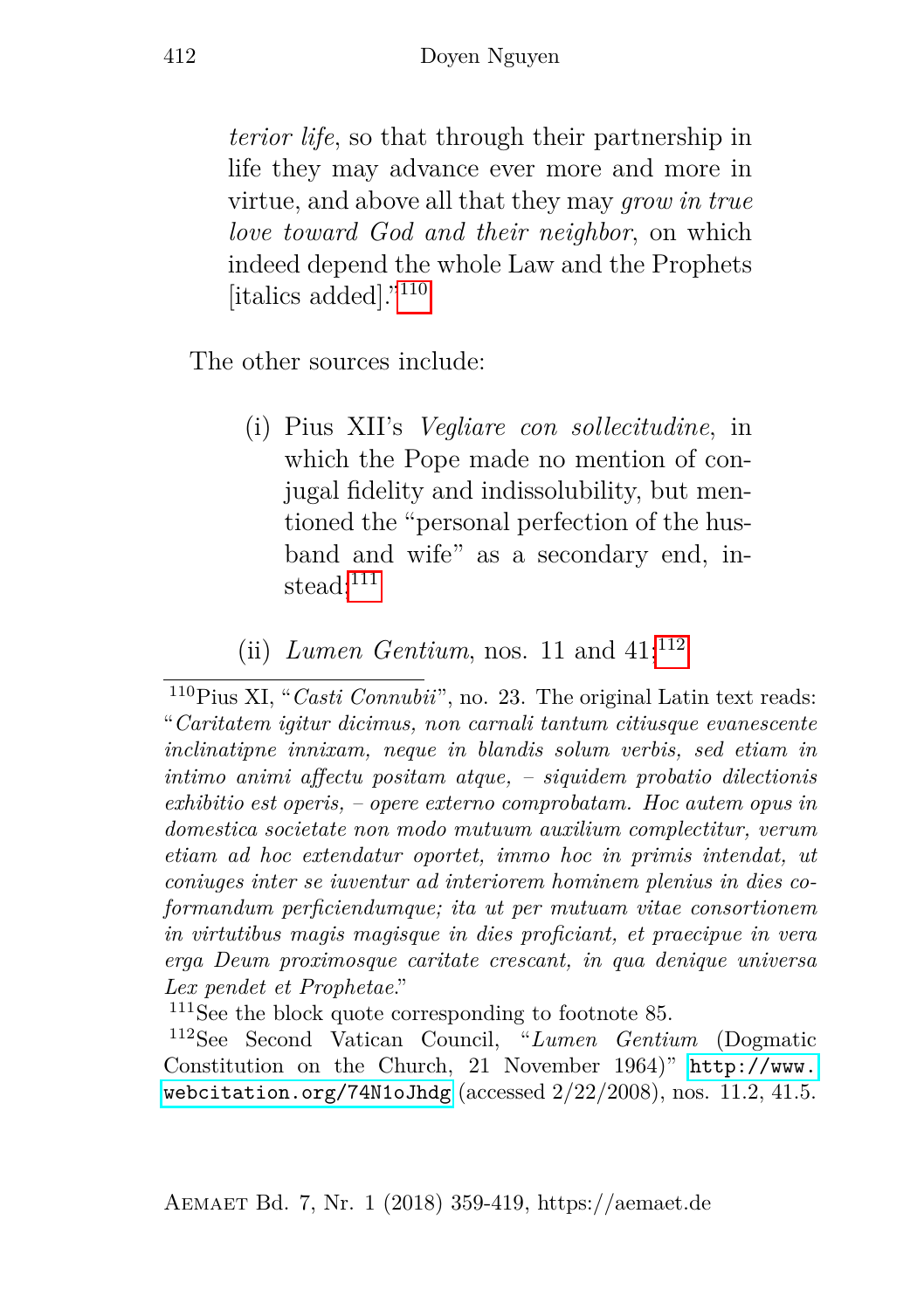> *terior life*, so that through their partnership in life they may advance ever more and more in virtue, and above all that they may *grow in true love toward God and their neighbor*, on which indeed depend the whole Law and the Prophets [italics added]."[110]

The other sources include:

(i) Pius XII's *Vegliare con sollecitudine*, in which the Pope made no mention of conjugal fidelity and indissolubility, but mentioned the "personal perfection of the husband and wife" as a secondary end, instead;[111]

(ii) *Lumen Gentium*, nos. 11 and 41;[112]

---

[110] Pius XI, "*Casti Connubii*", no. 23. The original Latin text reads: "*Caritatem igitur dicimus, non carnali tantum citiusque evanescente inclinatipne innixam, neque in blandis solum verbis, sed etiam in intimo animi affectu positam atque, – siquidem probatio dilectionis exhibitio est operis, – opere externo comprobatam. Hoc autem opus in domestica societate non modo mutuum auxilium complectitur, verum etiam ad hoc extendatur oportet, immo hoc in primis intendat, ut coniuges inter se iuventur ad interiorem hominem plenius in dies coformandum perficiendumque; ita ut per mutuam vitae consortionem in virtutibus magis magisque in dies proficiant, et praecipue in vera erga Deum proximosque caritate crescant, in qua denique universa Lex pendet et Prophetae*."

[111] See the block quote corresponding to footnote 85.

[112] See Second Vatican Council, "*Lumen Gentium* (Dogmatic Constitution on the Church, 21 November 1964)" http://www.webcitation.org/74N1oJhdg (accessed 2/22/2008), nos. 11.2, 41.5.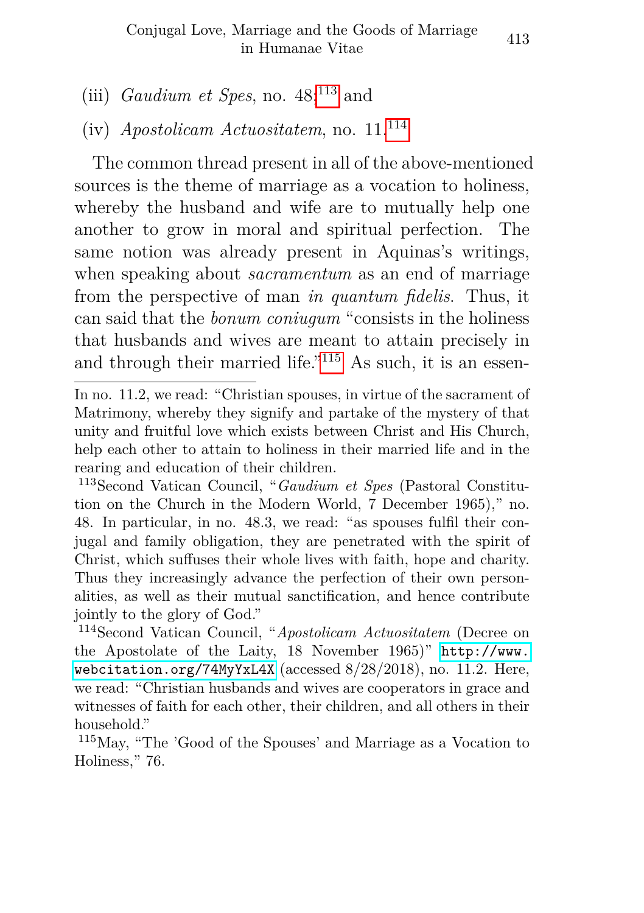(iii) *Gaudium et Spes*, no. 48;[113] and

(iv) *Apostolicam Actuositatem*, no. 11.[114]

The common thread present in all of the above-mentioned sources is the theme of marriage as a vocation to holiness, whereby the husband and wife are to mutually help one another to grow in moral and spiritual perfection. The same notion was already present in Aquinas's writings, when speaking about *sacramentum* as an end of marriage from the perspective of man *in quantum fidelis*. Thus, it can said that the *bonum coniugum* "consists in the holiness that husbands and wives are meant to attain precisely in and through their married life."[115] As such, it is an essen-

---

In no. 11.2, we read: "Christian spouses, in virtue of the sacrament of Matrimony, whereby they signify and partake of the mystery of that unity and fruitful love which exists between Christ and His Church, help each other to attain to holiness in their married life and in the rearing and education of their children.

[113] Second Vatican Council, "*Gaudium et Spes* (Pastoral Constitution on the Church in the Modern World, 7 December 1965)," no. 48. In particular, in no. 48.3, we read: "as spouses fulfil their conjugal and family obligation, they are penetrated with the spirit of Christ, which suffuses their whole lives with faith, hope and charity. Thus they increasingly advance the perfection of their own personalities, as well as their mutual sanctification, and hence contribute jointly to the glory of God."

[114] Second Vatican Council, "*Apostolicam Actuositatem* (Decree on the Apostolate of the Laity, 18 November 1965)" http://www.webcitation.org/74MyYxL4X (accessed 8/28/2018), no. 11.2. Here, we read: "Christian husbands and wives are cooperators in grace and witnesses of faith for each other, their children, and all others in their household."

[115] May, "The 'Good of the Spouses' and Marriage as a Vocation to Holiness," 76.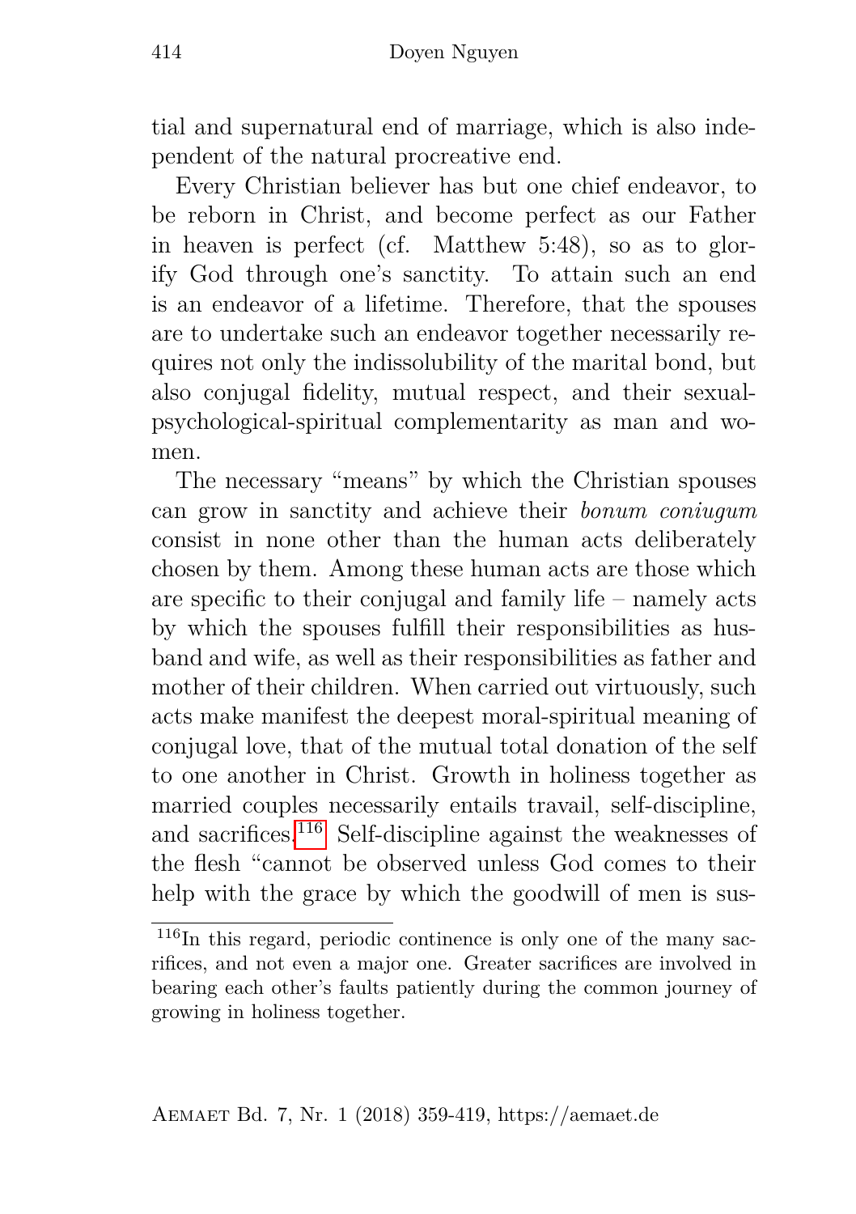tial and supernatural end of marriage, which is also independent of the natural procreative end.

Every Christian believer has but one chief endeavor, to be reborn in Christ, and become perfect as our Father in heaven is perfect (cf. Matthew 5:48), so as to glorify God through one's sanctity. To attain such an end is an endeavor of a lifetime. Therefore, that the spouses are to undertake such an endeavor together necessarily requires not only the indissolubility of the marital bond, but also conjugal fidelity, mutual respect, and their sexual-psychological-spiritual complementarity as man and women.

The necessary "means" by which the Christian spouses can grow in sanctity and achieve their *bonum coniugum* consist in none other than the human acts deliberately chosen by them. Among these human acts are those which are specific to their conjugal and family life – namely acts by which the spouses fulfill their responsibilities as husband and wife, as well as their responsibilities as father and mother of their children. When carried out virtuously, such acts make manifest the deepest moral-spiritual meaning of conjugal love, that of the mutual total donation of the self to one another in Christ. Growth in holiness together as married couples necessarily entails travail, self-discipline, and sacrifices.[116] Self-discipline against the weaknesses of the flesh "cannot be observed unless God comes to their help with the grace by which the goodwill of men is sus-

[116] In this regard, periodic continence is only one of the many sacrifices, and not even a major one. Greater sacrifices are involved in bearing each other's faults patiently during the common journey of growing in holiness together.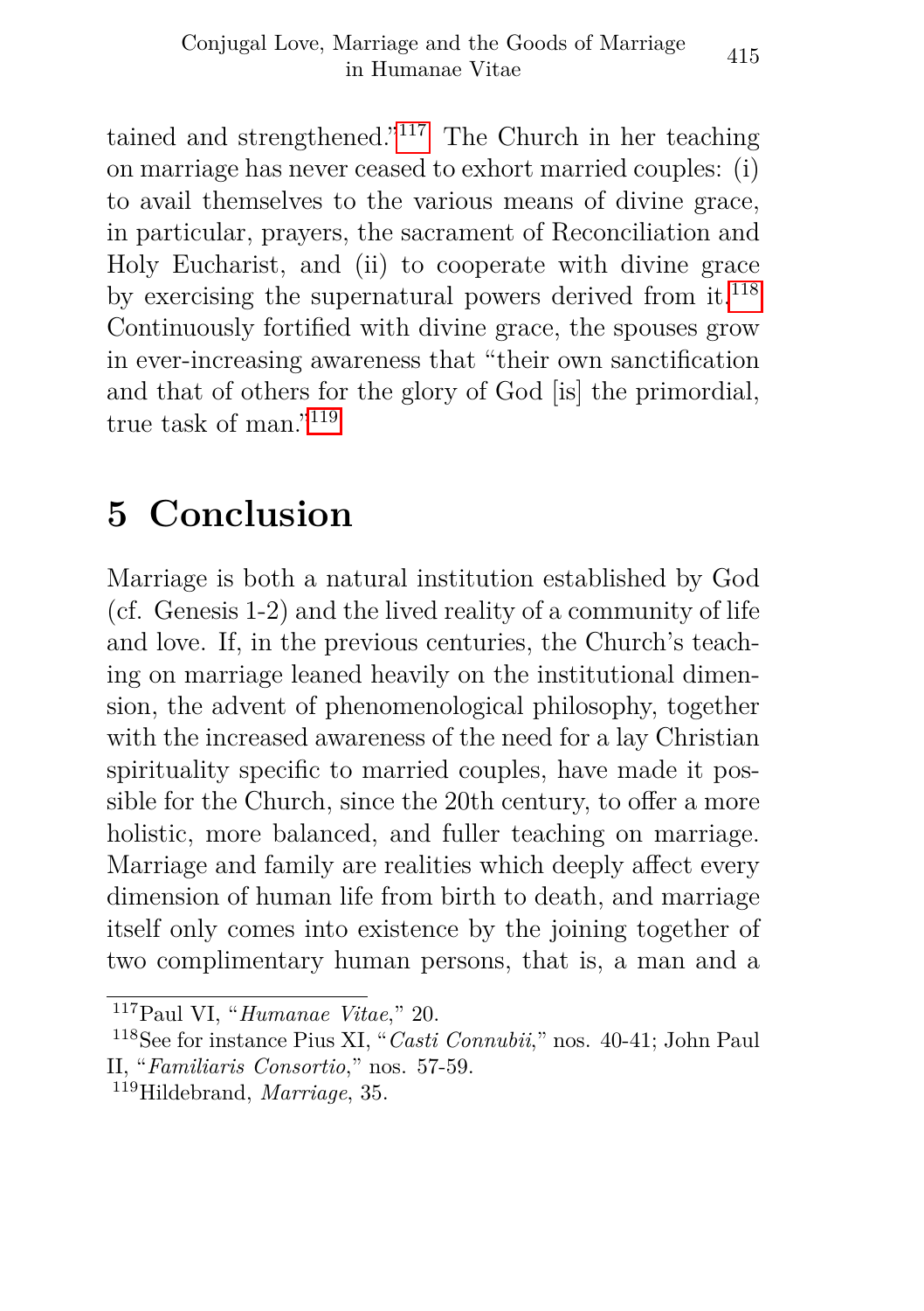tained and strengthened."[117] The Church in her teaching on marriage has never ceased to exhort married couples: (i) to avail themselves to the various means of divine grace, in particular, prayers, the sacrament of Reconciliation and Holy Eucharist, and (ii) to cooperate with divine grace by exercising the supernatural powers derived from it.[118] Continuously fortified with divine grace, the spouses grow in ever-increasing awareness that "their own sanctification and that of others for the glory of God [is] the primordial, true task of man."[119]

## 5 Conclusion

Marriage is both a natural institution established by God (cf. Genesis 1-2) and the lived reality of a community of life and love. If, in the previous centuries, the Church's teaching on marriage leaned heavily on the institutional dimension, the advent of phenomenological philosophy, together with the increased awareness of the need for a lay Christian spirituality specific to married couples, have made it possible for the Church, since the 20th century, to offer a more holistic, more balanced, and fuller teaching on marriage. Marriage and family are realities which deeply affect every dimension of human life from birth to death, and marriage itself only comes into existence by the joining together of two complimentary human persons, that is, a man and a

---

[117] Paul VI, "*Humanae Vitae*," 20.

[118] See for instance Pius XI, "*Casti Connubii*," nos. 40-41; John Paul II, "*Familiaris Consortio*," nos. 57-59.

[119] Hildebrand, *Marriage*, 35.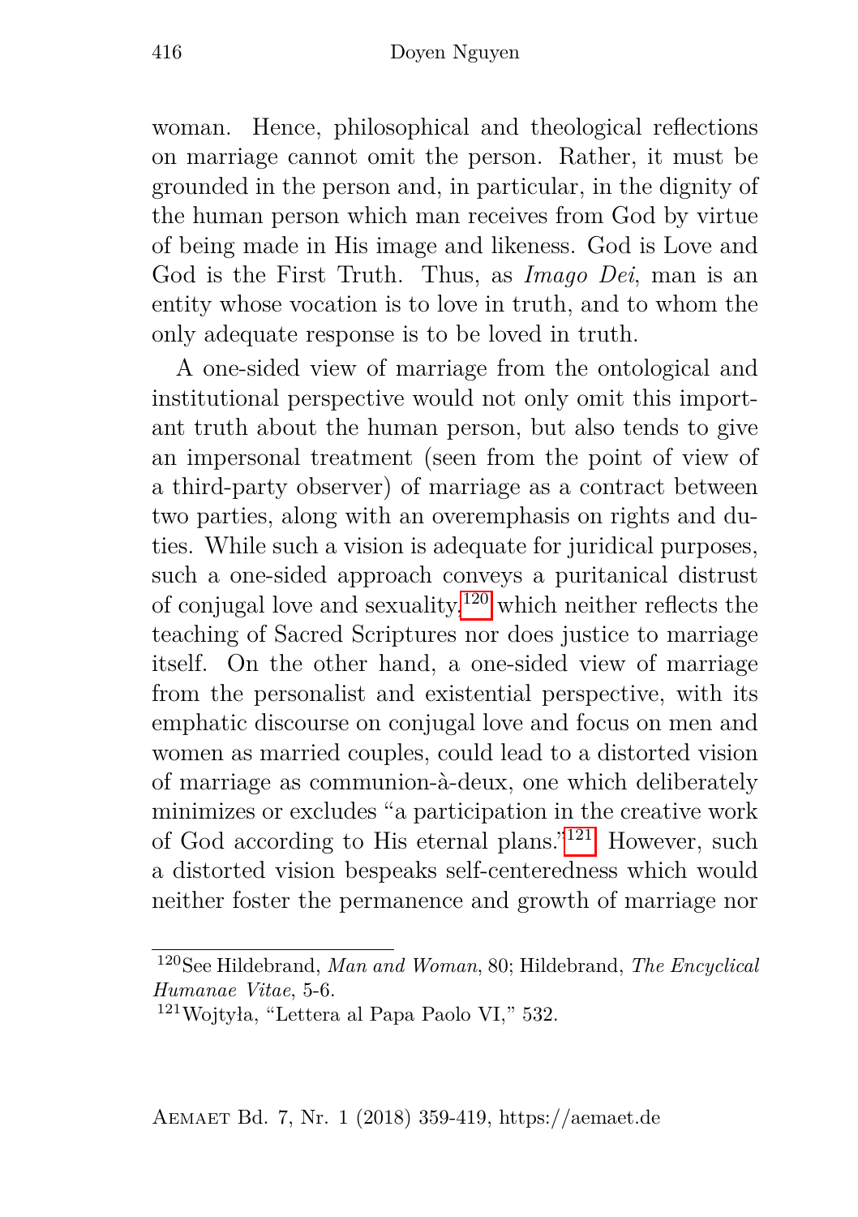woman. Hence, philosophical and theological reflections on marriage cannot omit the person. Rather, it must be grounded in the person and, in particular, in the dignity of the human person which man receives from God by virtue of being made in His image and likeness. God is Love and God is the First Truth. Thus, as *Imago Dei*, man is an entity whose vocation is to love in truth, and to whom the only adequate response is to be loved in truth.

A one-sided view of marriage from the ontological and institutional perspective would not only omit this important truth about the human person, but also tends to give an impersonal treatment (seen from the point of view of a third-party observer) of marriage as a contract between two parties, along with an overemphasis on rights and duties. While such a vision is adequate for juridical purposes, such a one-sided approach conveys a puritanical distrust of conjugal love and sexuality,[120] which neither reflects the teaching of Sacred Scriptures nor does justice to marriage itself. On the other hand, a one-sided view of marriage from the personalist and existential perspective, with its emphatic discourse on conjugal love and focus on men and women as married couples, could lead to a distorted vision of marriage as communion-à-deux, one which deliberately minimizes or excludes "a participation in the creative work of God according to His eternal plans."[121] However, such a distorted vision bespeaks self-centeredness which would neither foster the permanence and growth of marriage nor

[120] See Hildebrand, *Man and Woman*, 80; Hildebrand, *The Encyclical Humanae Vitae*, 5-6.

[121] Wojtyła, "Lettera al Papa Paolo VI," 532.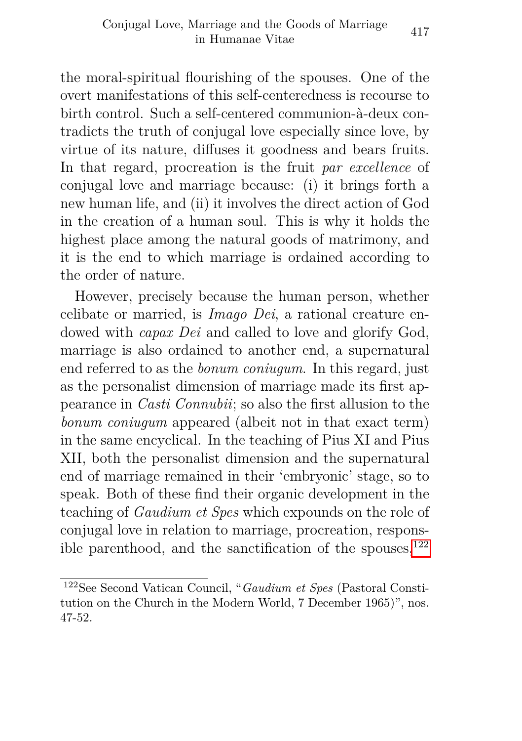the moral-spiritual flourishing of the spouses. One of the overt manifestations of this self-centeredness is recourse to birth control. Such a self-centered communion-à-deux contradicts the truth of conjugal love especially since love, by virtue of its nature, diffuses it goodness and bears fruits. In that regard, procreation is the fruit *par excellence* of conjugal love and marriage because: (i) it brings forth a new human life, and (ii) it involves the direct action of God in the creation of a human soul. This is why it holds the highest place among the natural goods of matrimony, and it is the end to which marriage is ordained according to the order of nature.

However, precisely because the human person, whether celibate or married, is *Imago Dei*, a rational creature endowed with *capax Dei* and called to love and glorify God, marriage is also ordained to another end, a supernatural end referred to as the *bonum coniugum*. In this regard, just as the personalist dimension of marriage made its first appearance in *Casti Connubii*; so also the first allusion to the *bonum coniugum* appeared (albeit not in that exact term) in the same encyclical. In the teaching of Pius XI and Pius XII, both the personalist dimension and the supernatural end of marriage remained in their 'embryonic' stage, so to speak. Both of these find their organic development in the teaching of *Gaudium et Spes* which expounds on the role of conjugal love in relation to marriage, procreation, responsible parenthood, and the sanctification of the spouses.[122]

[122] See Second Vatican Council, "*Gaudium et Spes* (Pastoral Constitution on the Church in the Modern World, 7 December 1965)", nos. 47-52.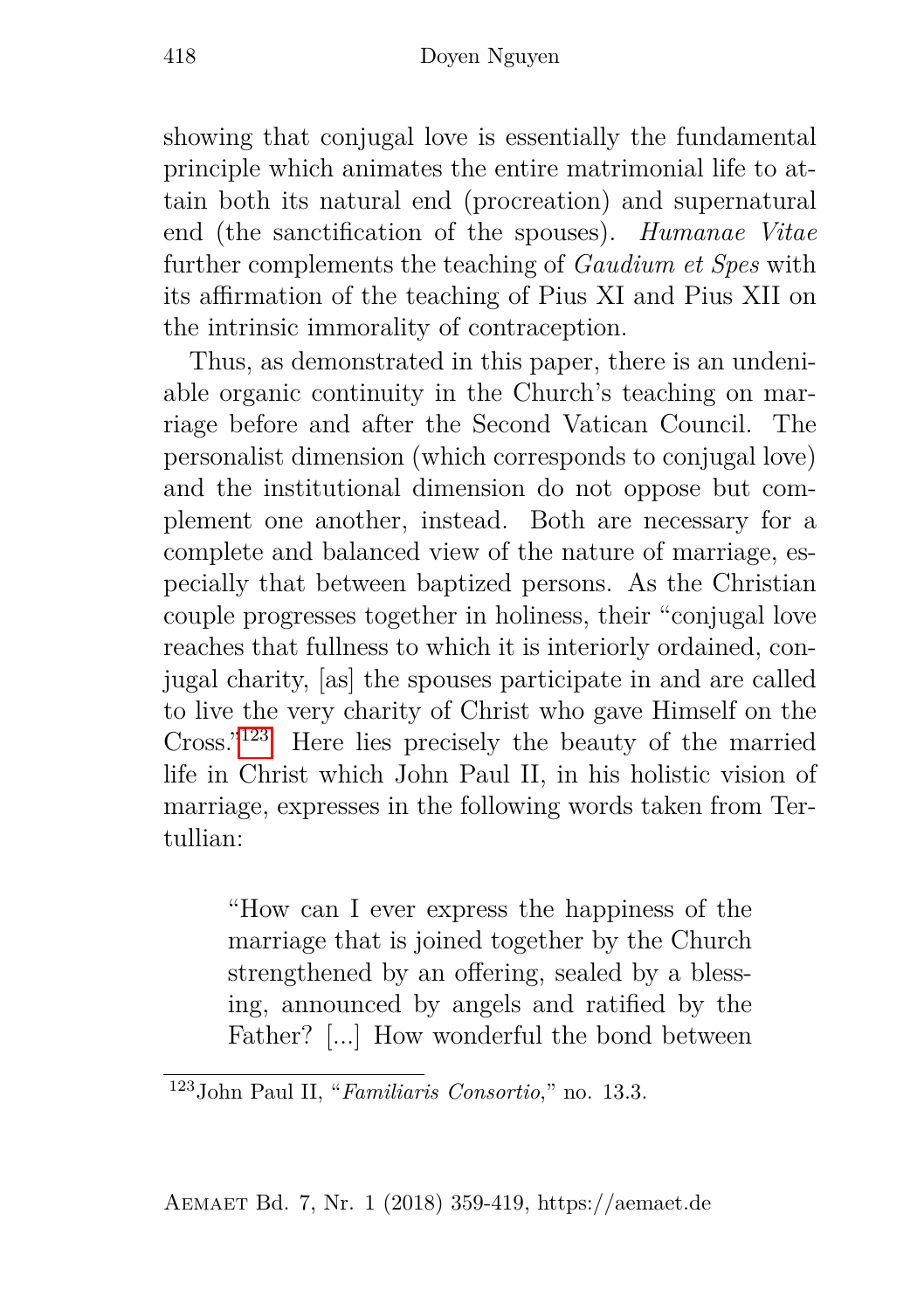showing that conjugal love is essentially the fundamental principle which animates the entire matrimonial life to attain both its natural end (procreation) and supernatural end (the sanctification of the spouses). *Humanae Vitae* further complements the teaching of *Gaudium et Spes* with its affirmation of the teaching of Pius XI and Pius XII on the intrinsic immorality of contraception.

Thus, as demonstrated in this paper, there is an undeniable organic continuity in the Church's teaching on marriage before and after the Second Vatican Council. The personalist dimension (which corresponds to conjugal love) and the institutional dimension do not oppose but complement one another, instead. Both are necessary for a complete and balanced view of the nature of marriage, especially that between baptized persons. As the Christian couple progresses together in holiness, their "conjugal love reaches that fullness to which it is interiorly ordained, conjugal charity, [as] the spouses participate in and are called to live the very charity of Christ who gave Himself on the Cross."[123] Here lies precisely the beauty of the married life in Christ which John Paul II, in his holistic vision of marriage, expresses in the following words taken from Tertullian:

> "How can I ever express the happiness of the marriage that is joined together by the Church strengthened by an offering, sealed by a blessing, announced by angels and ratified by the Father? [...] How wonderful the bond between

[123] John Paul II, "*Familiaris Consortio*," no. 13.3.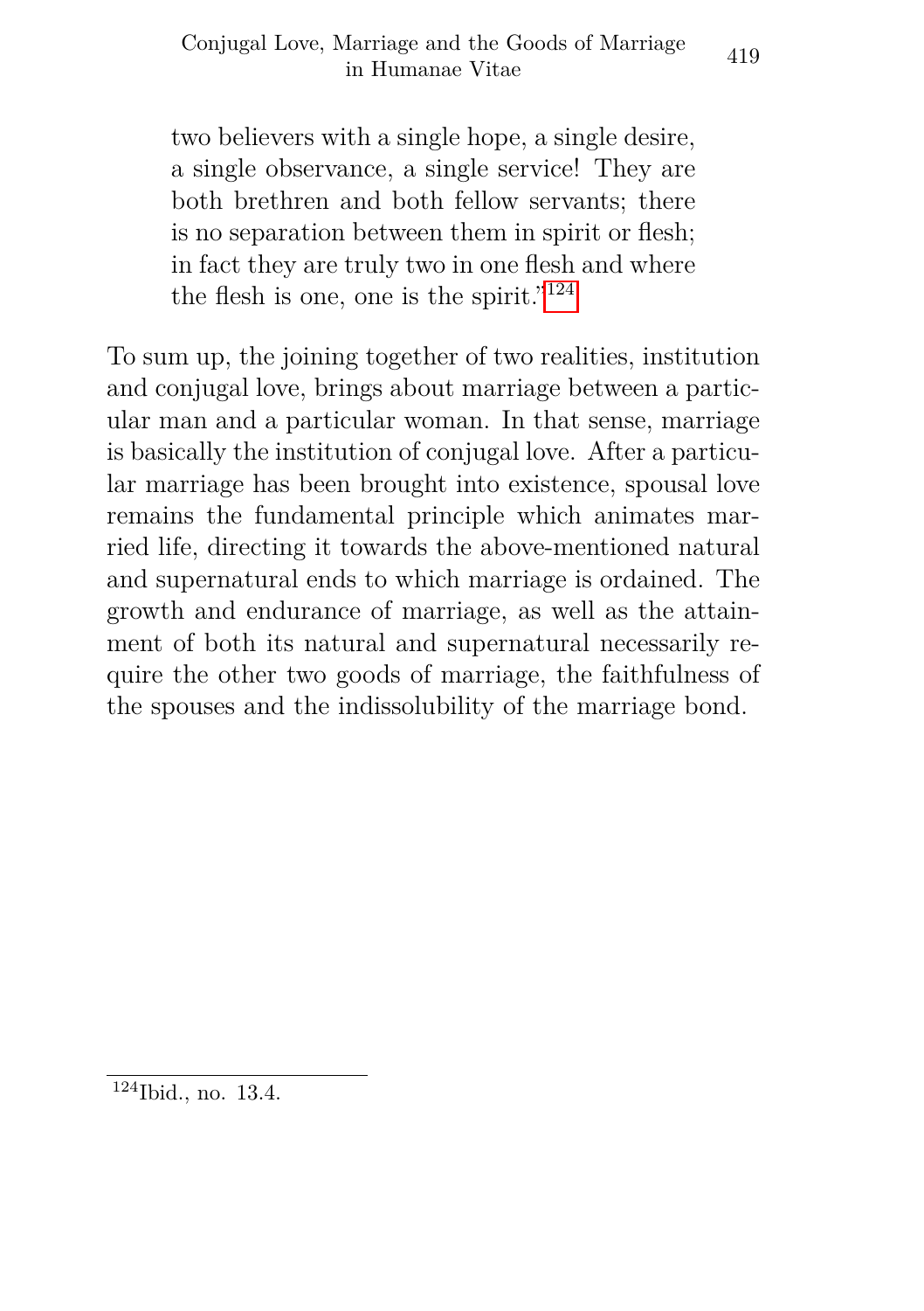> two believers with a single hope, a single desire, a single observance, a single service! They are both brethren and both fellow servants; there is no separation between them in spirit or flesh; in fact they are truly two in one flesh and where the flesh is one, one is the spirit."[124]

To sum up, the joining together of two realities, institution and conjugal love, brings about marriage between a particular man and a particular woman. In that sense, marriage is basically the institution of conjugal love. After a particular marriage has been brought into existence, spousal love remains the fundamental principle which animates married life, directing it towards the above-mentioned natural and supernatural ends to which marriage is ordained. The growth and endurance of marriage, as well as the attainment of both its natural and supernatural necessarily require the other two goods of marriage, the faithfulness of the spouses and the indissolubility of the marriage bond.

---

[124] Ibid., no. 13.4.